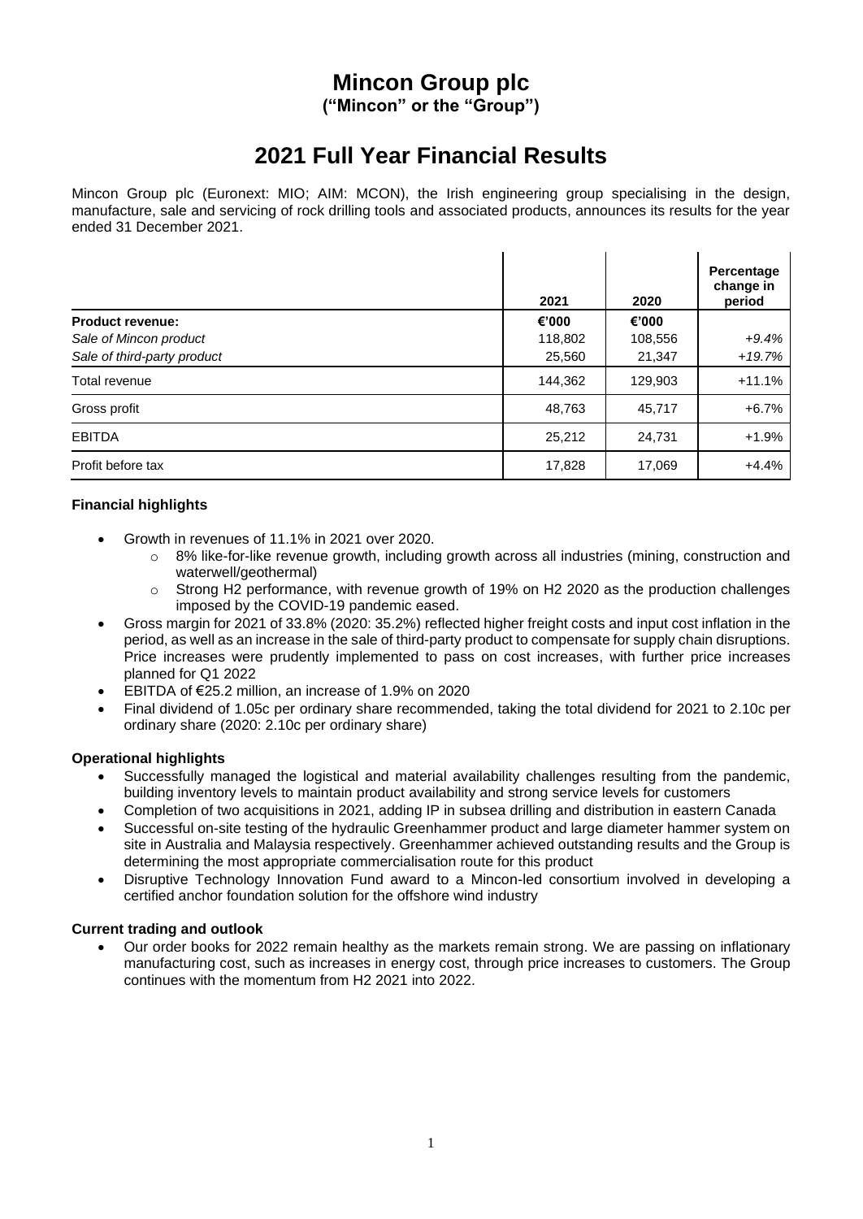# Mincon Group plc

**("Mincon" or the "Group")**

# 2021 Full Year Financial Results

Mincon Group plc (Euronext: MIO; AIM: MCON), the Irish engineering group specialising in the design, manufacture, sale and servicing of rock drilling tools and associated products, announces its results for the year ended 31 December 2021.

| | 2021 | 2020 | Percentage change in period |
|---|---|---|---|
| **Product revenue:** | **€'000** | **€'000** | |
| *Sale of Mincon product* | 118,802 | 108,556 | *+9.4%* |
| *Sale of third-party product* | 25,560 | 21,347 | *+19.7%* |
| Total revenue | 144,362 | 129,903 | +11.1% |
| Gross profit | 48,763 | 45,717 | +6.7% |
| EBITDA | 25,212 | 24,731 | +1.9% |
| Profit before tax | 17,828 | 17,069 | +4.4% |

**Financial highlights**

- Growth in revenues of 11.1% in 2021 over 2020.
  - 8% like-for-like revenue growth, including growth across all industries (mining, construction and waterwell/geothermal)
  - Strong H2 performance, with revenue growth of 19% on H2 2020 as the production challenges imposed by the COVID-19 pandemic eased.
- Gross margin for 2021 of 33.8% (2020: 35.2%) reflected higher freight costs and input cost inflation in the period, as well as an increase in the sale of third-party product to compensate for supply chain disruptions. Price increases were prudently implemented to pass on cost increases, with further price increases planned for Q1 2022
- EBITDA of €25.2 million, an increase of 1.9% on 2020
- Final dividend of 1.05c per ordinary share recommended, taking the total dividend for 2021 to 2.10c per ordinary share (2020: 2.10c per ordinary share)

**Operational highlights**

- Successfully managed the logistical and material availability challenges resulting from the pandemic, building inventory levels to maintain product availability and strong service levels for customers
- Completion of two acquisitions in 2021, adding IP in subsea drilling and distribution in eastern Canada
- Successful on-site testing of the hydraulic Greenhammer product and large diameter hammer system on site in Australia and Malaysia respectively. Greenhammer achieved outstanding results and the Group is determining the most appropriate commercialisation route for this product
- Disruptive Technology Innovation Fund award to a Mincon-led consortium involved in developing a certified anchor foundation solution for the offshore wind industry

**Current trading and outlook**

- Our order books for 2022 remain healthy as the markets remain strong. We are passing on inflationary manufacturing cost, such as increases in energy cost, through price increases to customers. The Group continues with the momentum from H2 2021 into 2022.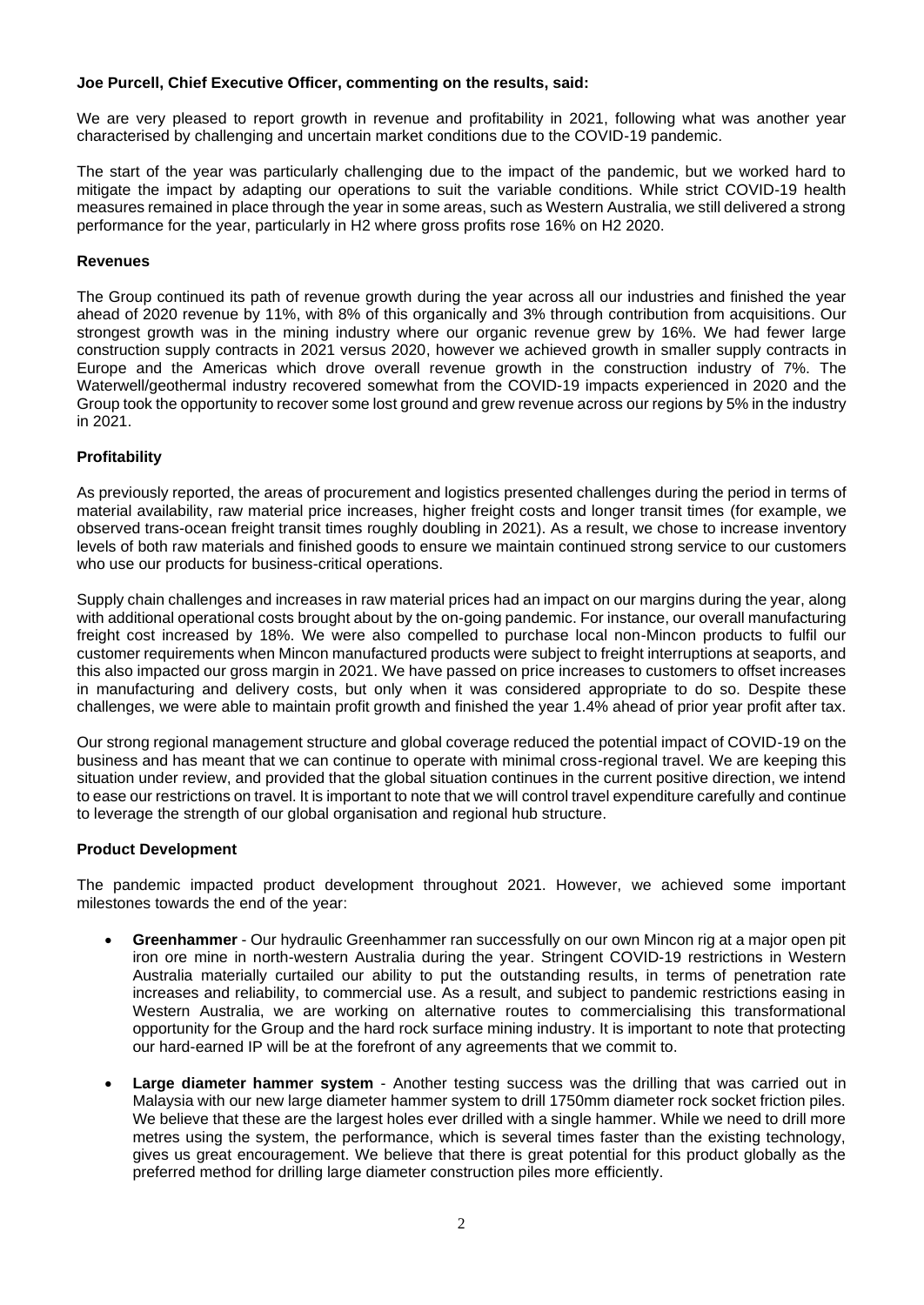**Joe Purcell, Chief Executive Officer, commenting on the results, said:**

We are very pleased to report growth in revenue and profitability in 2021, following what was another year characterised by challenging and uncertain market conditions due to the COVID-19 pandemic.

The start of the year was particularly challenging due to the impact of the pandemic, but we worked hard to mitigate the impact by adapting our operations to suit the variable conditions. While strict COVID-19 health measures remained in place through the year in some areas, such as Western Australia, we still delivered a strong performance for the year, particularly in H2 where gross profits rose 16% on H2 2020.

## Revenues

The Group continued its path of revenue growth during the year across all our industries and finished the year ahead of 2020 revenue by 11%, with 8% of this organically and 3% through contribution from acquisitions. Our strongest growth was in the mining industry where our organic revenue grew by 16%. We had fewer large construction supply contracts in 2021 versus 2020, however we achieved growth in smaller supply contracts in Europe and the Americas which drove overall revenue growth in the construction industry of 7%. The Waterwell/geothermal industry recovered somewhat from the COVID-19 impacts experienced in 2020 and the Group took the opportunity to recover some lost ground and grew revenue across our regions by 5% in the industry in 2021.

## Profitability

As previously reported, the areas of procurement and logistics presented challenges during the period in terms of material availability, raw material price increases, higher freight costs and longer transit times (for example, we observed trans-ocean freight transit times roughly doubling in 2021). As a result, we chose to increase inventory levels of both raw materials and finished goods to ensure we maintain continued strong service to our customers who use our products for business-critical operations.

Supply chain challenges and increases in raw material prices had an impact on our margins during the year, along with additional operational costs brought about by the on-going pandemic. For instance, our overall manufacturing freight cost increased by 18%. We were also compelled to purchase local non-Mincon products to fulfil our customer requirements when Mincon manufactured products were subject to freight interruptions at seaports, and this also impacted our gross margin in 2021. We have passed on price increases to customers to offset increases in manufacturing and delivery costs, but only when it was considered appropriate to do so. Despite these challenges, we were able to maintain profit growth and finished the year 1.4% ahead of prior year profit after tax.

Our strong regional management structure and global coverage reduced the potential impact of COVID-19 on the business and has meant that we can continue to operate with minimal cross-regional travel. We are keeping this situation under review, and provided that the global situation continues in the current positive direction, we intend to ease our restrictions on travel. It is important to note that we will control travel expenditure carefully and continue to leverage the strength of our global organisation and regional hub structure.

## Product Development

The pandemic impacted product development throughout 2021. However, we achieved some important milestones towards the end of the year:

- **Greenhammer** - Our hydraulic Greenhammer ran successfully on our own Mincon rig at a major open pit iron ore mine in north-western Australia during the year. Stringent COVID-19 restrictions in Western Australia materially curtailed our ability to put the outstanding results, in terms of penetration rate increases and reliability, to commercial use. As a result, and subject to pandemic restrictions easing in Western Australia, we are working on alternative routes to commercialising this transformational opportunity for the Group and the hard rock surface mining industry. It is important to note that protecting our hard-earned IP will be at the forefront of any agreements that we commit to.
- **Large diameter hammer system** - Another testing success was the drilling that was carried out in Malaysia with our new large diameter hammer system to drill 1750mm diameter rock socket friction piles. We believe that these are the largest holes ever drilled with a single hammer. While we need to drill more metres using the system, the performance, which is several times faster than the existing technology, gives us great encouragement. We believe that there is great potential for this product globally as the preferred method for drilling large diameter construction piles more efficiently.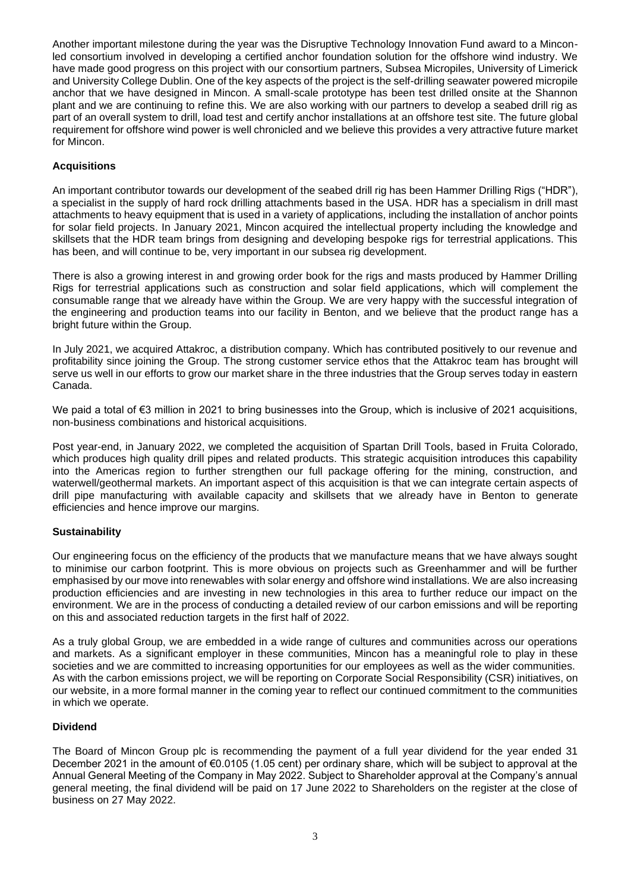Another important milestone during the year was the Disruptive Technology Innovation Fund award to a Mincon-led consortium involved in developing a certified anchor foundation solution for the offshore wind industry. We have made good progress on this project with our consortium partners, Subsea Micropiles, University of Limerick and University College Dublin. One of the key aspects of the project is the self-drilling seawater powered micropile anchor that we have designed in Mincon. A small-scale prototype has been test drilled onsite at the Shannon plant and we are continuing to refine this. We are also working with our partners to develop a seabed drill rig as part of an overall system to drill, load test and certify anchor installations at an offshore test site. The future global requirement for offshore wind power is well chronicled and we believe this provides a very attractive future market for Mincon.

**Acquisitions**

An important contributor towards our development of the seabed drill rig has been Hammer Drilling Rigs ("HDR"), a specialist in the supply of hard rock drilling attachments based in the USA. HDR has a specialism in drill mast attachments to heavy equipment that is used in a variety of applications, including the installation of anchor points for solar field projects. In January 2021, Mincon acquired the intellectual property including the knowledge and skillsets that the HDR team brings from designing and developing bespoke rigs for terrestrial applications. This has been, and will continue to be, very important in our subsea rig development.

There is also a growing interest in and growing order book for the rigs and masts produced by Hammer Drilling Rigs for terrestrial applications such as construction and solar field applications, which will complement the consumable range that we already have within the Group. We are very happy with the successful integration of the engineering and production teams into our facility in Benton, and we believe that the product range has a bright future within the Group.

In July 2021, we acquired Attakroc, a distribution company. Which has contributed positively to our revenue and profitability since joining the Group. The strong customer service ethos that the Attakroc team has brought will serve us well in our efforts to grow our market share in the three industries that the Group serves today in eastern Canada.

We paid a total of €3 million in 2021 to bring businesses into the Group, which is inclusive of 2021 acquisitions, non-business combinations and historical acquisitions.

Post year-end, in January 2022, we completed the acquisition of Spartan Drill Tools, based in Fruita Colorado, which produces high quality drill pipes and related products. This strategic acquisition introduces this capability into the Americas region to further strengthen our full package offering for the mining, construction, and waterwell/geothermal markets. An important aspect of this acquisition is that we can integrate certain aspects of drill pipe manufacturing with available capacity and skillsets that we already have in Benton to generate efficiencies and hence improve our margins.

**Sustainability**

Our engineering focus on the efficiency of the products that we manufacture means that we have always sought to minimise our carbon footprint. This is more obvious on projects such as Greenhammer and will be further emphasised by our move into renewables with solar energy and offshore wind installations. We are also increasing production efficiencies and are investing in new technologies in this area to further reduce our impact on the environment. We are in the process of conducting a detailed review of our carbon emissions and will be reporting on this and associated reduction targets in the first half of 2022.

As a truly global Group, we are embedded in a wide range of cultures and communities across our operations and markets. As a significant employer in these communities, Mincon has a meaningful role to play in these societies and we are committed to increasing opportunities for our employees as well as the wider communities. As with the carbon emissions project, we will be reporting on Corporate Social Responsibility (CSR) initiatives, on our website, in a more formal manner in the coming year to reflect our continued commitment to the communities in which we operate.

**Dividend**

The Board of Mincon Group plc is recommending the payment of a full year dividend for the year ended 31 December 2021 in the amount of €0.0105 (1.05 cent) per ordinary share, which will be subject to approval at the Annual General Meeting of the Company in May 2022. Subject to Shareholder approval at the Company's annual general meeting, the final dividend will be paid on 17 June 2022 to Shareholders on the register at the close of business on 27 May 2022.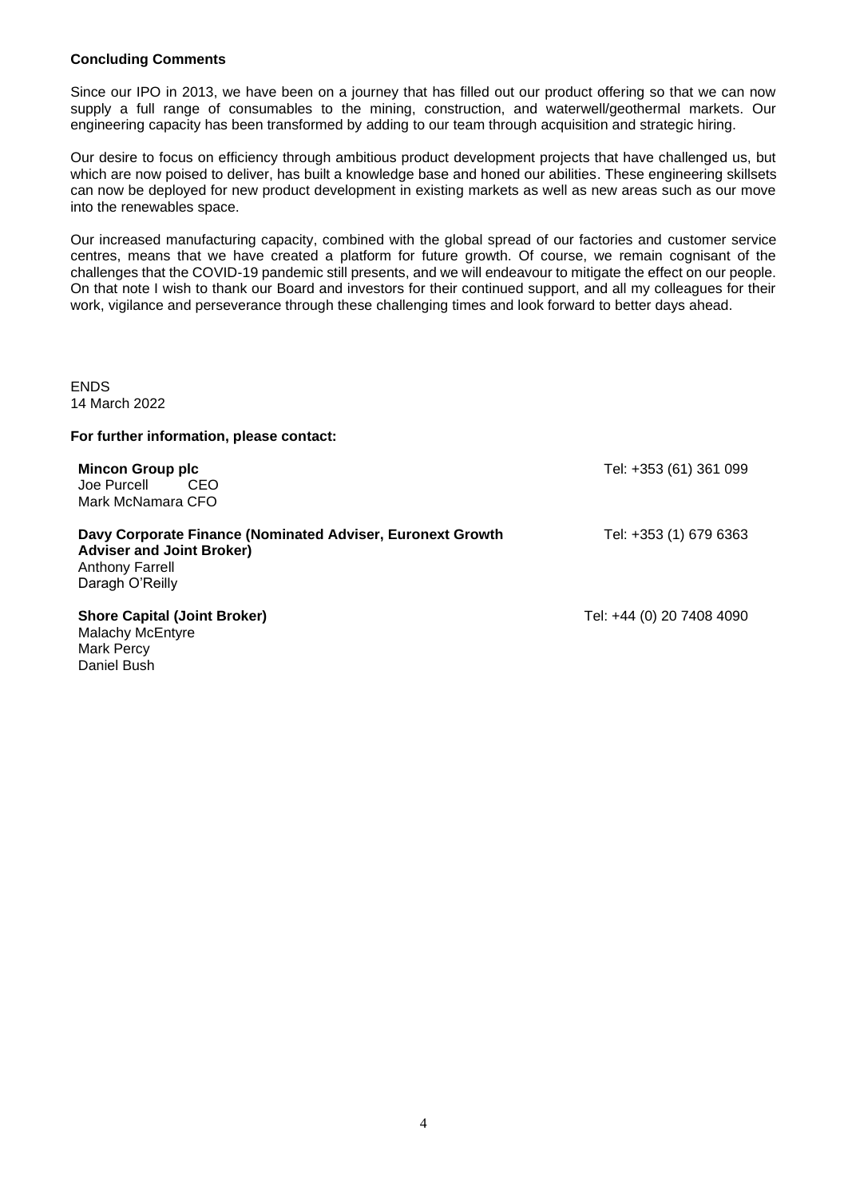**Concluding Comments**

Since our IPO in 2013, we have been on a journey that has filled out our product offering so that we can now supply a full range of consumables to the mining, construction, and waterwell/geothermal markets. Our engineering capacity has been transformed by adding to our team through acquisition and strategic hiring.

Our desire to focus on efficiency through ambitious product development projects that have challenged us, but which are now poised to deliver, has built a knowledge base and honed our abilities. These engineering skillsets can now be deployed for new product development in existing markets as well as new areas such as our move into the renewables space.

Our increased manufacturing capacity, combined with the global spread of our factories and customer service centres, means that we have created a platform for future growth. Of course, we remain cognisant of the challenges that the COVID-19 pandemic still presents, and we will endeavour to mitigate the effect on our people. On that note I wish to thank our Board and investors for their continued support, and all my colleagues for their work, vigilance and perseverance through these challenging times and look forward to better days ahead.

ENDS
14 March 2022

**For further information, please contact:**

**Mincon Group plc** — Tel: +353 (61) 361 099
Joe Purcell CEO
Mark McNamara CFO

**Davy Corporate Finance (Nominated Adviser, Euronext Growth Adviser and Joint Broker)** — Tel: +353 (1) 679 6363
Anthony Farrell
Daragh O'Reilly

**Shore Capital (Joint Broker)** — Tel: +44 (0) 20 7408 4090
Malachy McEntyre
Mark Percy
Daniel Bush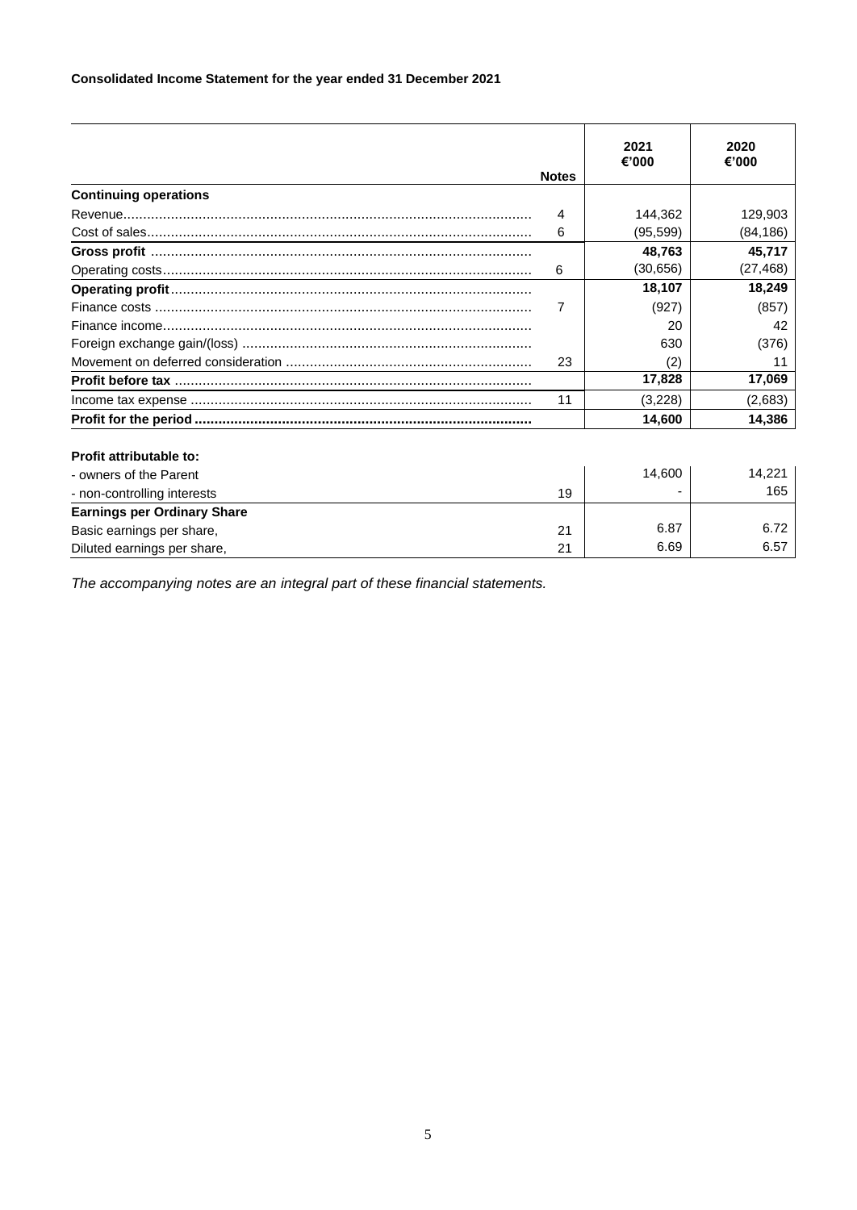**Consolidated Income Statement for the year ended 31 December 2021**

| | Notes | 2021 €'000 | 2020 €'000 |
|---|---|---|---|
| **Continuing operations** | | | |
| Revenue | 4 | 144,362 | 129,903 |
| Cost of sales | 6 | (95,599) | (84,186) |
| **Gross profit** | | **48,763** | **45,717** |
| Operating costs | 6 | (30,656) | (27,468) |
| **Operating profit** | | **18,107** | **18,249** |
| Finance costs | 7 | (927) | (857) |
| Finance income | | 20 | 42 |
| Foreign exchange gain/(loss) | | 630 | (376) |
| Movement on deferred consideration | 23 | (2) | 11 |
| **Profit before tax** | | **17,828** | **17,069** |
| Income tax expense | 11 | (3,228) | (2,683) |
| **Profit for the period** | | **14,600** | **14,386** |
| | | | |
| **Profit attributable to:** | | | |
| - owners of the Parent | | 14,600 | 14,221 |
| - non-controlling interests | 19 | - | 165 |
| **Earnings per Ordinary Share** | | | |
| Basic earnings per share, | 21 | 6.87 | 6.72 |
| Diluted earnings per share, | 21 | 6.69 | 6.57 |

*The accompanying notes are an integral part of these financial statements.*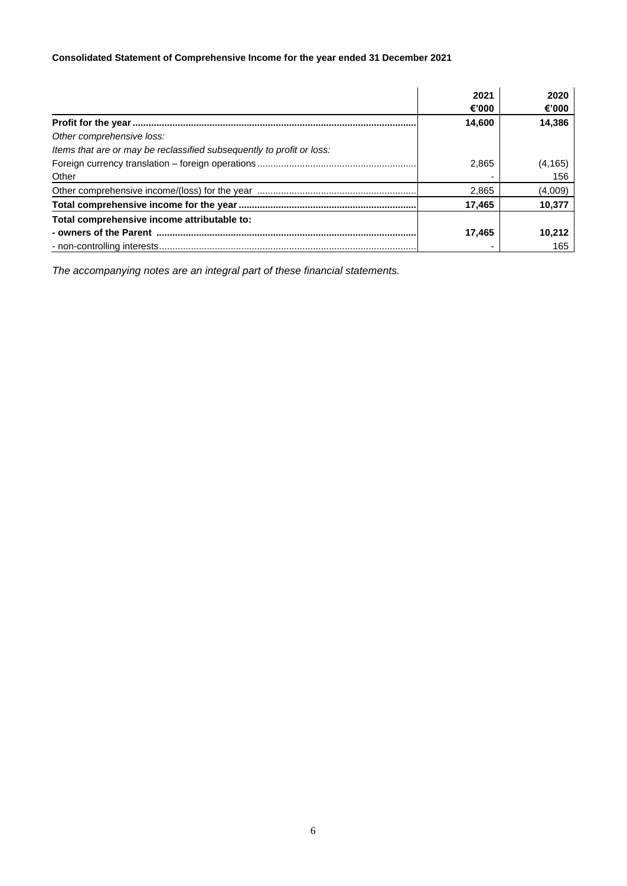**Consolidated Statement of Comprehensive Income for the year ended 31 December 2021**

| | 2021<br>€'000 | 2020<br>€'000 |
|---|---|---|
| **Profit for the year** | **14,600** | **14,386** |
| *Other comprehensive loss:* | | |
| *Items that are or may be reclassified subsequently to profit or loss:* | | |
| Foreign currency translation – foreign operations | 2,865 | (4,165) |
| Other | - | 156 |
| Other comprehensive income/(loss) for the year | 2,865 | (4,009) |
| **Total comprehensive income for the year** | **17,465** | **10,377** |
| **Total comprehensive income attributable to:** | | |
| **- owners of the Parent** | **17,465** | **10,212** |
| - non-controlling interests | - | 165 |

*The accompanying notes are an integral part of these financial statements.*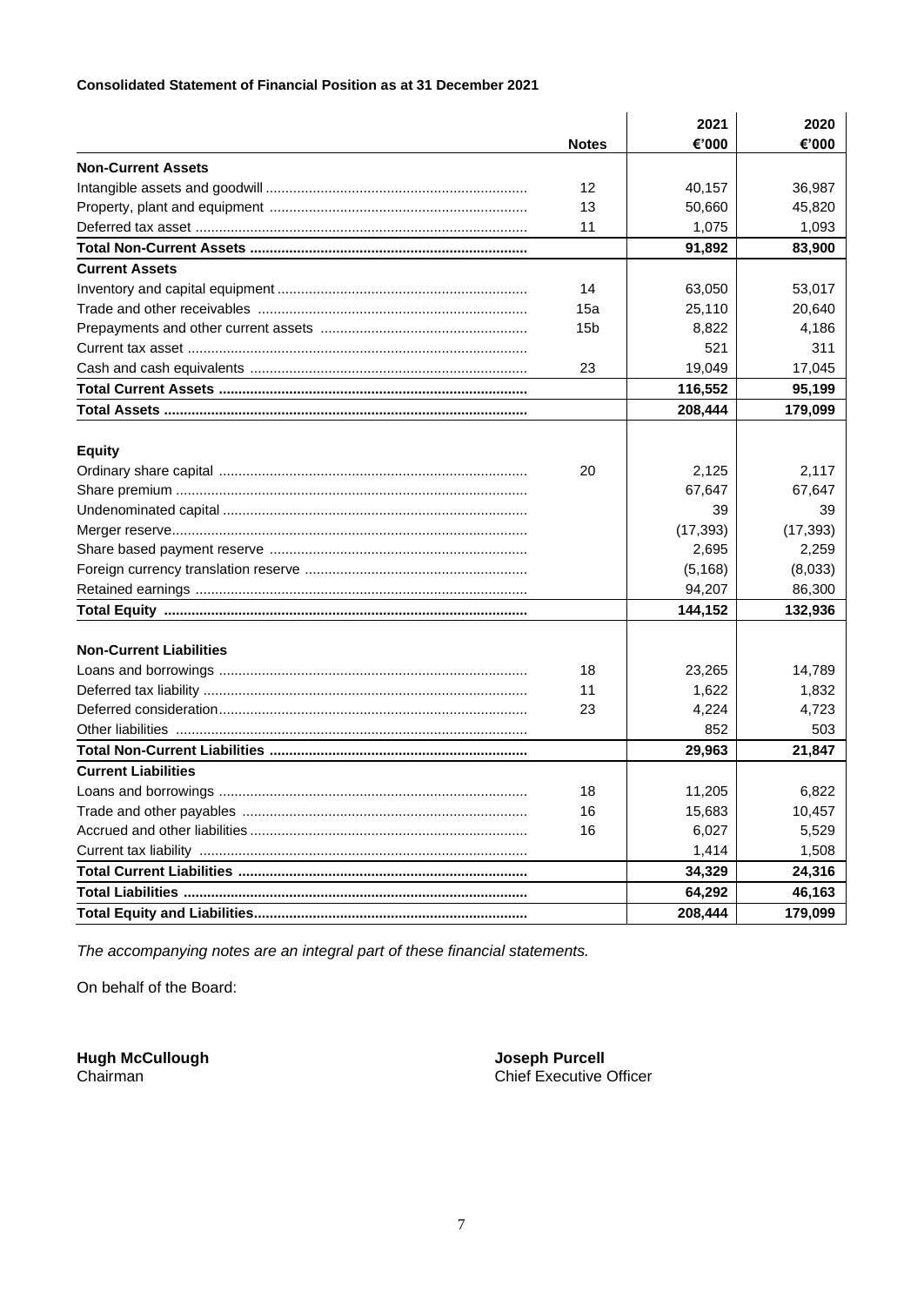**Consolidated Statement of Financial Position as at 31 December 2021**

| | Notes | 2021 €'000 | 2020 €'000 |
|---|---|---|---|
| **Non-Current Assets** | | | |
| Intangible assets and goodwill | 12 | 40,157 | 36,987 |
| Property, plant and equipment | 13 | 50,660 | 45,820 |
| Deferred tax asset | 11 | 1,075 | 1,093 |
| **Total Non-Current Assets** | | **91,892** | **83,900** |
| **Current Assets** | | | |
| Inventory and capital equipment | 14 | 63,050 | 53,017 |
| Trade and other receivables | 15a | 25,110 | 20,640 |
| Prepayments and other current assets | 15b | 8,822 | 4,186 |
| Current tax asset | | 521 | 311 |
| Cash and cash equivalents | 23 | 19,049 | 17,045 |
| **Total Current Assets** | | **116,552** | **95,199** |
| **Total Assets** | | **208,444** | **179,099** |
| **Equity** | | | |
| Ordinary share capital | 20 | 2,125 | 2,117 |
| Share premium | | 67,647 | 67,647 |
| Undenominated capital | | 39 | 39 |
| Merger reserve | | (17,393) | (17,393) |
| Share based payment reserve | | 2,695 | 2,259 |
| Foreign currency translation reserve | | (5,168) | (8,033) |
| Retained earnings | | 94,207 | 86,300 |
| **Total Equity** | | **144,152** | **132,936** |
| **Non-Current Liabilities** | | | |
| Loans and borrowings | 18 | 23,265 | 14,789 |
| Deferred tax liability | 11 | 1,622 | 1,832 |
| Deferred consideration | 23 | 4,224 | 4,723 |
| Other liabilities | | 852 | 503 |
| **Total Non-Current Liabilities** | | **29,963** | **21,847** |
| **Current Liabilities** | | | |
| Loans and borrowings | 18 | 11,205 | 6,822 |
| Trade and other payables | 16 | 15,683 | 10,457 |
| Accrued and other liabilities | 16 | 6,027 | 5,529 |
| Current tax liability | | 1,414 | 1,508 |
| **Total Current Liabilities** | | **34,329** | **24,316** |
| **Total Liabilities** | | **64,292** | **46,163** |
| **Total Equity and Liabilities** | | **208,444** | **179,099** |

*The accompanying notes are an integral part of these financial statements.*

On behalf of the Board:

**Hugh McCullough**
Chairman

**Joseph Purcell**
Chief Executive Officer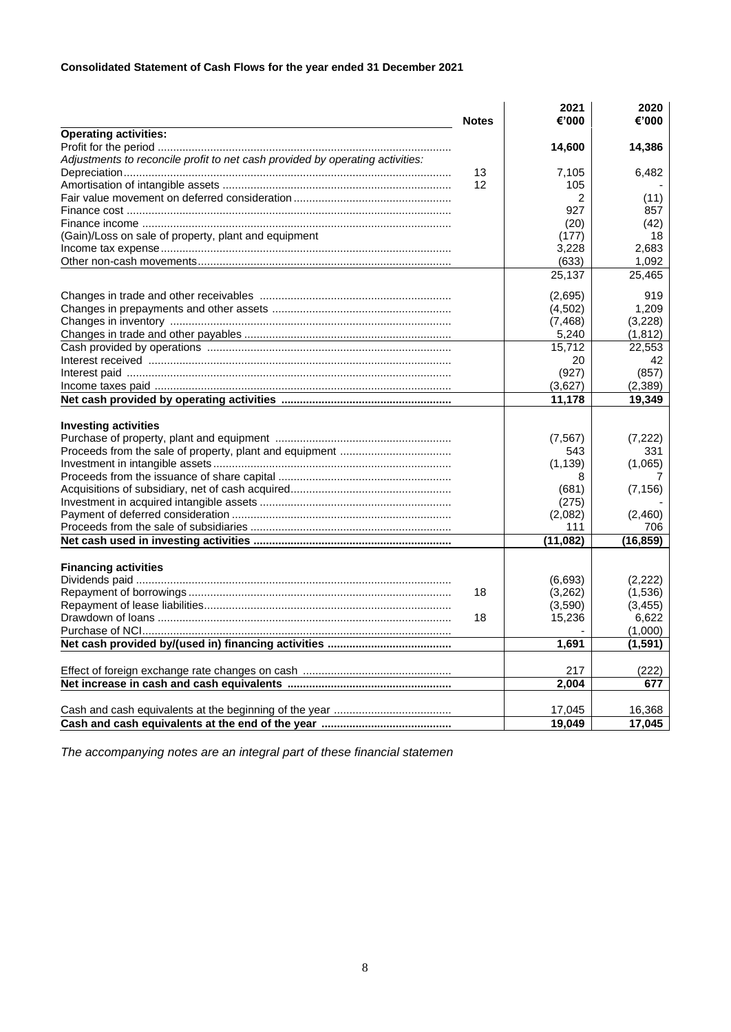**Consolidated Statement of Cash Flows for the year ended 31 December 2021**

| | Notes | 2021 €'000 | 2020 €'000 |
|---|---|---|---|
| **Operating activities:** | | | |
| Profit for the period | | **14,600** | **14,386** |
| *Adjustments to reconcile profit to net cash provided by operating activities:* | | | |
| Depreciation | 13 | 7,105 | 6,482 |
| Amortisation of intangible assets | 12 | 105 | - |
| Fair value movement on deferred consideration | | 2 | (11) |
| Finance cost | | 927 | 857 |
| Finance income | | (20) | (42) |
| (Gain)/Loss on sale of property, plant and equipment | | (177) | 18 |
| Income tax expense | | 3,228 | 2,683 |
| Other non-cash movements | | (633) | 1,092 |
| | | 25,137 | 25,465 |
| Changes in trade and other receivables | | (2,695) | 919 |
| Changes in prepayments and other assets | | (4,502) | 1,209 |
| Changes in inventory | | (7,468) | (3,228) |
| Changes in trade and other payables | | 5,240 | (1,812) |
| Cash provided by operations | | 15,712 | 22,553 |
| Interest received | | 20 | 42 |
| Interest paid | | (927) | (857) |
| Income taxes paid | | (3,627) | (2,389) |
| **Net cash provided by operating activities** | | **11,178** | **19,349** |
| **Investing activities** | | | |
| Purchase of property, plant and equipment | | (7,567) | (7,222) |
| Proceeds from the sale of property, plant and equipment | | 543 | 331 |
| Investment in intangible assets | | (1,139) | (1,065) |
| Proceeds from the issuance of share capital | | 8 | 7 |
| Acquisitions of subsidiary, net of cash acquired | | (681) | (7,156) |
| Investment in acquired intangible assets | | (275) | - |
| Payment of deferred consideration | | (2,082) | (2,460) |
| Proceeds from the sale of subsidiaries | | 111 | 706 |
| **Net cash used in investing activities** | | **(11,082)** | **(16,859)** |
| **Financing activities** | | | |
| Dividends paid | | (6,693) | (2,222) |
| Repayment of borrowings | 18 | (3,262) | (1,536) |
| Repayment of lease liabilities | | (3,590) | (3,455) |
| Drawdown of loans | 18 | 15,236 | 6,622 |
| Purchase of NCI | | - | (1,000) |
| **Net cash provided by/(used in) financing activities** | | **1,691** | **(1,591)** |
| Effect of foreign exchange rate changes on cash | | 217 | (222) |
| **Net increase in cash and cash equivalents** | | **2,004** | **677** |
| Cash and cash equivalents at the beginning of the year | | 17,045 | 16,368 |
| **Cash and cash equivalents at the end of the year** | | **19,049** | **17,045** |

*The accompanying notes are an integral part of these financial statemen*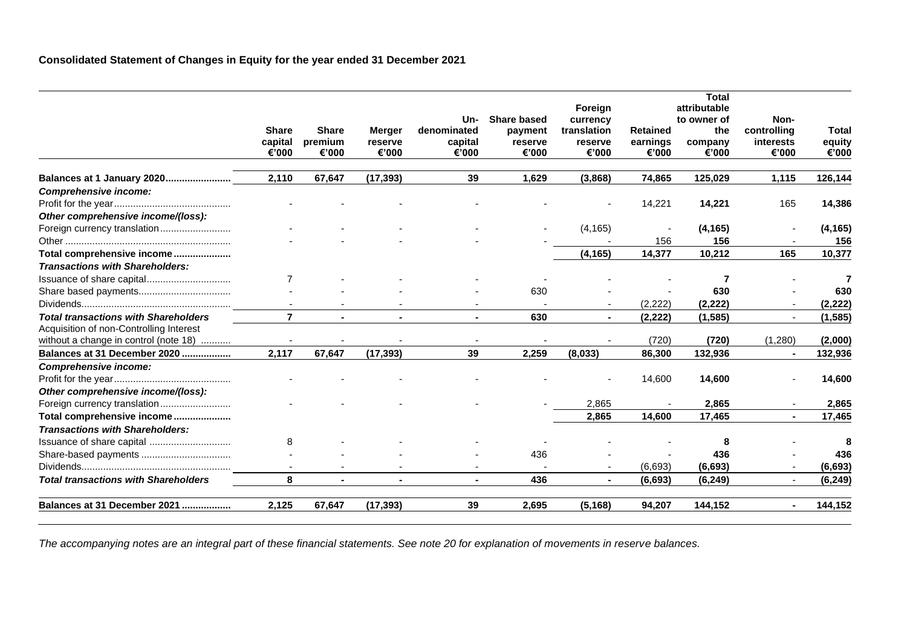**Consolidated Statement of Changes in Equity for the year ended 31 December 2021**

| | Share capital €'000 | Share premium €'000 | Merger reserve €'000 | Un-denominated capital €'000 | Share based payment reserve €'000 | Foreign currency translation reserve €'000 | Retained earnings €'000 | Total attributable to owner of the company €'000 | Non-controlling interests €'000 | Total equity €'000 |
|---|---|---|---|---|---|---|---|---|---|---|
| **Balances at 1 January 2020** | **2,110** | **67,647** | **(17,393)** | **39** | **1,629** | **(3,868)** | **74,865** | **125,029** | **1,115** | **126,144** |
| ***Comprehensive income:*** | | | | | | | | | | |
| Profit for the year | - | - | - | - | - | - | 14,221 | **14,221** | 165 | **14,386** |
| ***Other comprehensive income/(loss):*** | | | | | | | | | | |
| Foreign currency translation | - | - | - | - | - | (4,165) | - | **(4,165)** | - | **(4,165)** |
| Other | - | - | - | - | - | - | 156 | **156** | - | **156** |
| **Total comprehensive income** | | | | | | **(4,165)** | **14,377** | **10,212** | **165** | **10,377** |
| ***Transactions with Shareholders:*** | | | | | | | | | | |
| Issuance of share capital | 7 | - | - | - | - | - | - | **7** | - | **7** |
| Share based payments | - | - | - | - | 630 | - | - | **630** | - | **630** |
| Dividends | - | - | - | - | - | - | (2,222) | **(2,222)** | - | **(2,222)** |
| ***Total transactions with Shareholders*** | **7** | **-** | **-** | **-** | **630** | **-** | **(2,222)** | **(1,585)** | - | **(1,585)** |
| Acquisition of non-Controlling Interest without a change in control (note 18) | - | - | - | - | - | - | (720) | **(720)** | (1,280) | **(2,000)** |
| **Balances at 31 December 2020** | **2,117** | **67,647** | **(17,393)** | **39** | **2,259** | **(8,033)** | **86,300** | **132,936** | **-** | **132,936** |
| ***Comprehensive income:*** | | | | | | | | | | |
| Profit for the year | - | - | - | - | - | - | 14,600 | **14,600** | - | **14,600** |
| ***Other comprehensive income/(loss):*** | | | | | | | | | | |
| Foreign currency translation | - | - | - | - | - | 2,865 | - | **2,865** | - | **2,865** |
| **Total comprehensive income** | | | | | | **2,865** | **14,600** | **17,465** | **-** | **17,465** |
| ***Transactions with Shareholders:*** | | | | | | | | | | |
| Issuance of share capital | 8 | - | - | - | - | - | - | **8** | - | **8** |
| Share-based payments | - | - | - | - | 436 | - | - | **436** | - | **436** |
| Dividends | - | - | - | - | - | - | (6,693) | **(6,693)** | - | **(6,693)** |
| ***Total transactions with Shareholders*** | **8** | **-** | **-** | **-** | **436** | **-** | **(6,693)** | **(6,249)** | - | **(6,249)** |
| **Balances at 31 December 2021** | **2,125** | **67,647** | **(17,393)** | **39** | **2,695** | **(5,168)** | **94,207** | **144,152** | **-** | **144,152** |

*The accompanying notes are an integral part of these financial statements. See note 20 for explanation of movements in reserve balances.*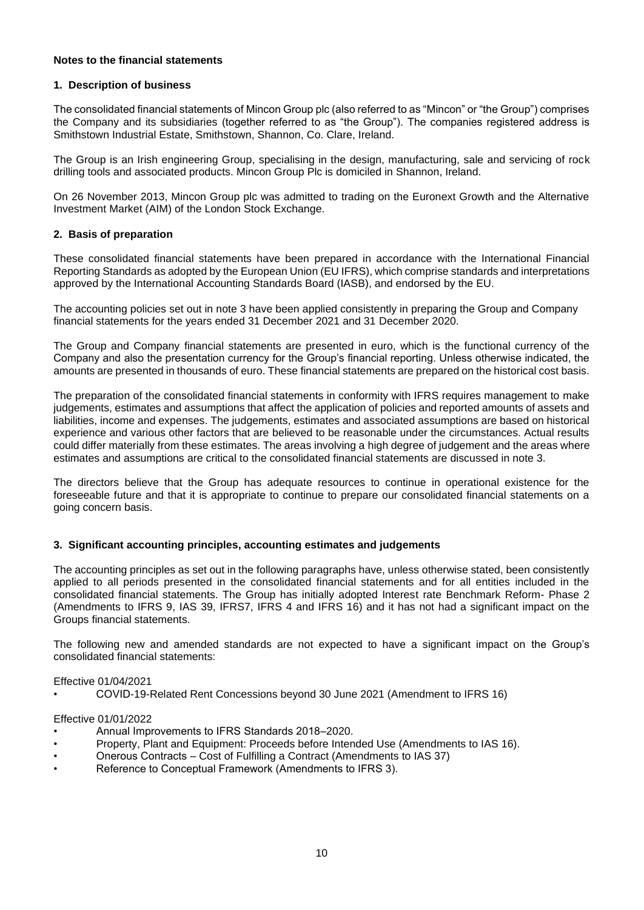**Notes to the financial statements**

## 1. Description of business

The consolidated financial statements of Mincon Group plc (also referred to as "Mincon" or "the Group") comprises the Company and its subsidiaries (together referred to as "the Group"). The companies registered address is Smithstown Industrial Estate, Smithstown, Shannon, Co. Clare, Ireland.

The Group is an Irish engineering Group, specialising in the design, manufacturing, sale and servicing of rock drilling tools and associated products. Mincon Group Plc is domiciled in Shannon, Ireland.

On 26 November 2013, Mincon Group plc was admitted to trading on the Euronext Growth and the Alternative Investment Market (AIM) of the London Stock Exchange.

## 2. Basis of preparation

These consolidated financial statements have been prepared in accordance with the International Financial Reporting Standards as adopted by the European Union (EU IFRS), which comprise standards and interpretations approved by the International Accounting Standards Board (IASB), and endorsed by the EU.

The accounting policies set out in note 3 have been applied consistently in preparing the Group and Company financial statements for the years ended 31 December 2021 and 31 December 2020.

The Group and Company financial statements are presented in euro, which is the functional currency of the Company and also the presentation currency for the Group's financial reporting. Unless otherwise indicated, the amounts are presented in thousands of euro. These financial statements are prepared on the historical cost basis.

The preparation of the consolidated financial statements in conformity with IFRS requires management to make judgements, estimates and assumptions that affect the application of policies and reported amounts of assets and liabilities, income and expenses. The judgements, estimates and associated assumptions are based on historical experience and various other factors that are believed to be reasonable under the circumstances. Actual results could differ materially from these estimates. The areas involving a high degree of judgement and the areas where estimates and assumptions are critical to the consolidated financial statements are discussed in note 3.

The directors believe that the Group has adequate resources to continue in operational existence for the foreseeable future and that it is appropriate to continue to prepare our consolidated financial statements on a going concern basis.

## 3. Significant accounting principles, accounting estimates and judgements

The accounting principles as set out in the following paragraphs have, unless otherwise stated, been consistently applied to all periods presented in the consolidated financial statements and for all entities included in the consolidated financial statements. The Group has initially adopted Interest rate Benchmark Reform- Phase 2 (Amendments to IFRS 9, IAS 39, IFRS7, IFRS 4 and IFRS 16) and it has not had a significant impact on the Groups financial statements.

The following new and amended standards are not expected to have a significant impact on the Group's consolidated financial statements:

Effective 01/04/2021

- COVID-19-Related Rent Concessions beyond 30 June 2021 (Amendment to IFRS 16)

Effective 01/01/2022

- Annual Improvements to IFRS Standards 2018–2020.
- Property, Plant and Equipment: Proceeds before Intended Use (Amendments to IAS 16).
- Onerous Contracts – Cost of Fulfilling a Contract (Amendments to IAS 37)
- Reference to Conceptual Framework (Amendments to IFRS 3).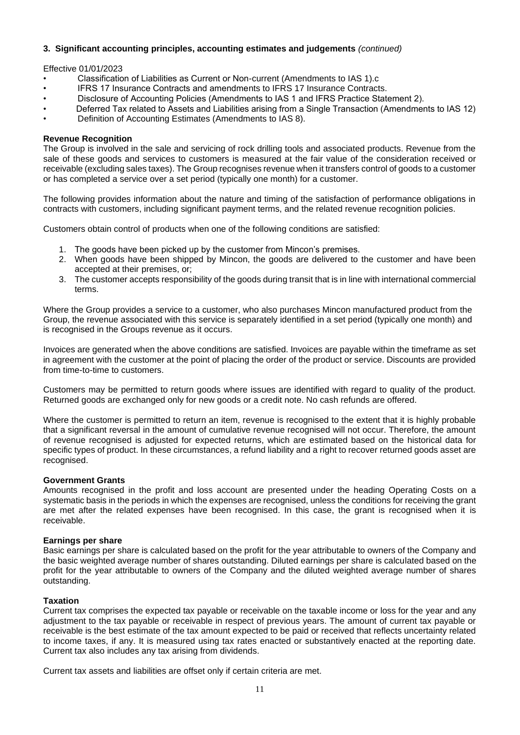### 3. Significant accounting principles, accounting estimates and judgements *(continued)*

Effective 01/01/2023

- Classification of Liabilities as Current or Non-current (Amendments to IAS 1).c
- IFRS 17 Insurance Contracts and amendments to IFRS 17 Insurance Contracts.
- Disclosure of Accounting Policies (Amendments to IAS 1 and IFRS Practice Statement 2).
- Deferred Tax related to Assets and Liabilities arising from a Single Transaction (Amendments to IAS 12)
- Definition of Accounting Estimates (Amendments to IAS 8).

**Revenue Recognition**

The Group is involved in the sale and servicing of rock drilling tools and associated products. Revenue from the sale of these goods and services to customers is measured at the fair value of the consideration received or receivable (excluding sales taxes). The Group recognises revenue when it transfers control of goods to a customer or has completed a service over a set period (typically one month) for a customer.

The following provides information about the nature and timing of the satisfaction of performance obligations in contracts with customers, including significant payment terms, and the related revenue recognition policies.

Customers obtain control of products when one of the following conditions are satisfied:

1. The goods have been picked up by the customer from Mincon's premises.
2. When goods have been shipped by Mincon, the goods are delivered to the customer and have been accepted at their premises, or;
3. The customer accepts responsibility of the goods during transit that is in line with international commercial terms.

Where the Group provides a service to a customer, who also purchases Mincon manufactured product from the Group, the revenue associated with this service is separately identified in a set period (typically one month) and is recognised in the Groups revenue as it occurs.

Invoices are generated when the above conditions are satisfied. Invoices are payable within the timeframe as set in agreement with the customer at the point of placing the order of the product or service. Discounts are provided from time-to-time to customers.

Customers may be permitted to return goods where issues are identified with regard to quality of the product. Returned goods are exchanged only for new goods or a credit note. No cash refunds are offered.

Where the customer is permitted to return an item, revenue is recognised to the extent that it is highly probable that a significant reversal in the amount of cumulative revenue recognised will not occur. Therefore, the amount of revenue recognised is adjusted for expected returns, which are estimated based on the historical data for specific types of product. In these circumstances, a refund liability and a right to recover returned goods asset are recognised.

**Government Grants**

Amounts recognised in the profit and loss account are presented under the heading Operating Costs on a systematic basis in the periods in which the expenses are recognised, unless the conditions for receiving the grant are met after the related expenses have been recognised. In this case, the grant is recognised when it is receivable.

**Earnings per share**

Basic earnings per share is calculated based on the profit for the year attributable to owners of the Company and the basic weighted average number of shares outstanding. Diluted earnings per share is calculated based on the profit for the year attributable to owners of the Company and the diluted weighted average number of shares outstanding.

**Taxation**

Current tax comprises the expected tax payable or receivable on the taxable income or loss for the year and any adjustment to the tax payable or receivable in respect of previous years. The amount of current tax payable or receivable is the best estimate of the tax amount expected to be paid or received that reflects uncertainty related to income taxes, if any. It is measured using tax rates enacted or substantively enacted at the reporting date. Current tax also includes any tax arising from dividends.

Current tax assets and liabilities are offset only if certain criteria are met.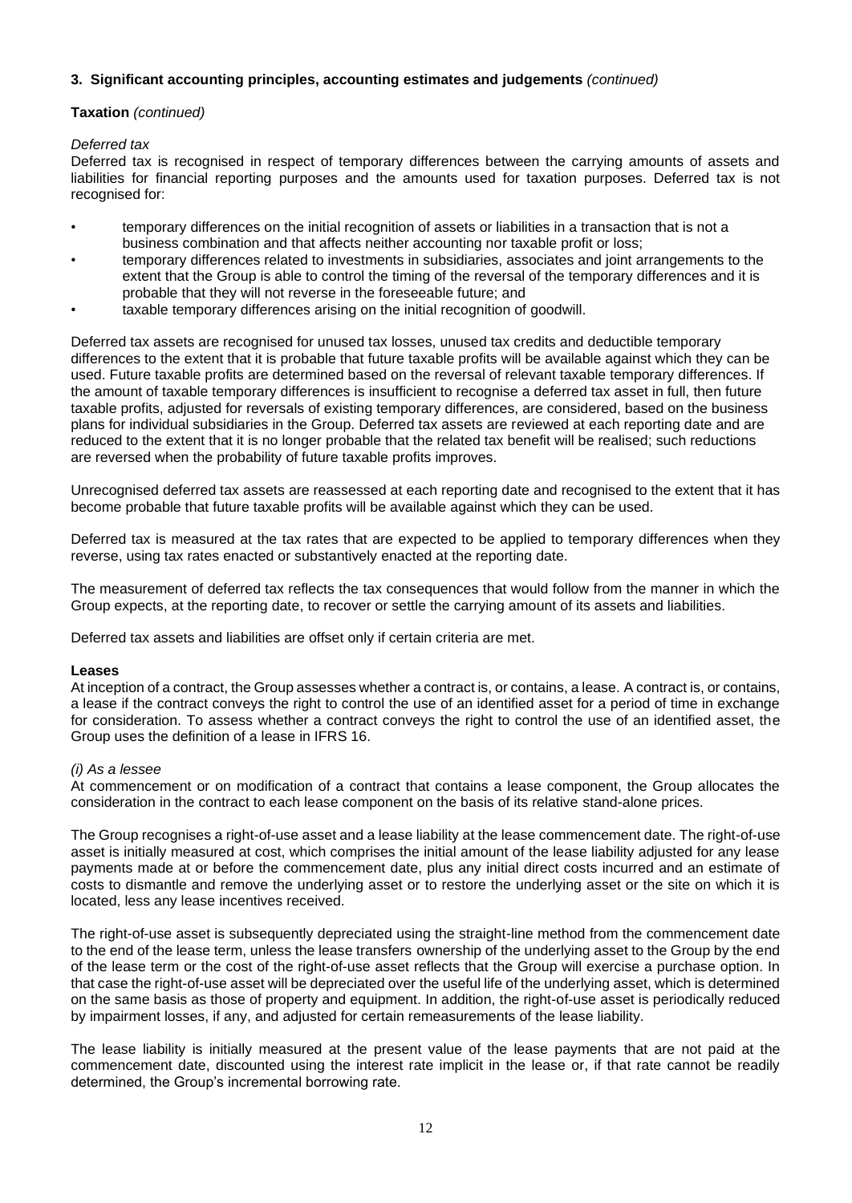### 3. Significant accounting principles, accounting estimates and judgements *(continued)*

**Taxation** *(continued)*

*Deferred tax*

Deferred tax is recognised in respect of temporary differences between the carrying amounts of assets and liabilities for financial reporting purposes and the amounts used for taxation purposes. Deferred tax is not recognised for:

- temporary differences on the initial recognition of assets or liabilities in a transaction that is not a business combination and that affects neither accounting nor taxable profit or loss;
- temporary differences related to investments in subsidiaries, associates and joint arrangements to the extent that the Group is able to control the timing of the reversal of the temporary differences and it is probable that they will not reverse in the foreseeable future; and
- taxable temporary differences arising on the initial recognition of goodwill.

Deferred tax assets are recognised for unused tax losses, unused tax credits and deductible temporary differences to the extent that it is probable that future taxable profits will be available against which they can be used. Future taxable profits are determined based on the reversal of relevant taxable temporary differences. If the amount of taxable temporary differences is insufficient to recognise a deferred tax asset in full, then future taxable profits, adjusted for reversals of existing temporary differences, are considered, based on the business plans for individual subsidiaries in the Group. Deferred tax assets are reviewed at each reporting date and are reduced to the extent that it is no longer probable that the related tax benefit will be realised; such reductions are reversed when the probability of future taxable profits improves.

Unrecognised deferred tax assets are reassessed at each reporting date and recognised to the extent that it has become probable that future taxable profits will be available against which they can be used.

Deferred tax is measured at the tax rates that are expected to be applied to temporary differences when they reverse, using tax rates enacted or substantively enacted at the reporting date.

The measurement of deferred tax reflects the tax consequences that would follow from the manner in which the Group expects, at the reporting date, to recover or settle the carrying amount of its assets and liabilities.

Deferred tax assets and liabilities are offset only if certain criteria are met.

**Leases**

At inception of a contract, the Group assesses whether a contract is, or contains, a lease. A contract is, or contains, a lease if the contract conveys the right to control the use of an identified asset for a period of time in exchange for consideration. To assess whether a contract conveys the right to control the use of an identified asset, the Group uses the definition of a lease in IFRS 16.

*(i) As a lessee*

At commencement or on modification of a contract that contains a lease component, the Group allocates the consideration in the contract to each lease component on the basis of its relative stand-alone prices.

The Group recognises a right-of-use asset and a lease liability at the lease commencement date. The right-of-use asset is initially measured at cost, which comprises the initial amount of the lease liability adjusted for any lease payments made at or before the commencement date, plus any initial direct costs incurred and an estimate of costs to dismantle and remove the underlying asset or to restore the underlying asset or the site on which it is located, less any lease incentives received.

The right-of-use asset is subsequently depreciated using the straight-line method from the commencement date to the end of the lease term, unless the lease transfers ownership of the underlying asset to the Group by the end of the lease term or the cost of the right-of-use asset reflects that the Group will exercise a purchase option. In that case the right-of-use asset will be depreciated over the useful life of the underlying asset, which is determined on the same basis as those of property and equipment. In addition, the right-of-use asset is periodically reduced by impairment losses, if any, and adjusted for certain remeasurements of the lease liability.

The lease liability is initially measured at the present value of the lease payments that are not paid at the commencement date, discounted using the interest rate implicit in the lease or, if that rate cannot be readily determined, the Group's incremental borrowing rate.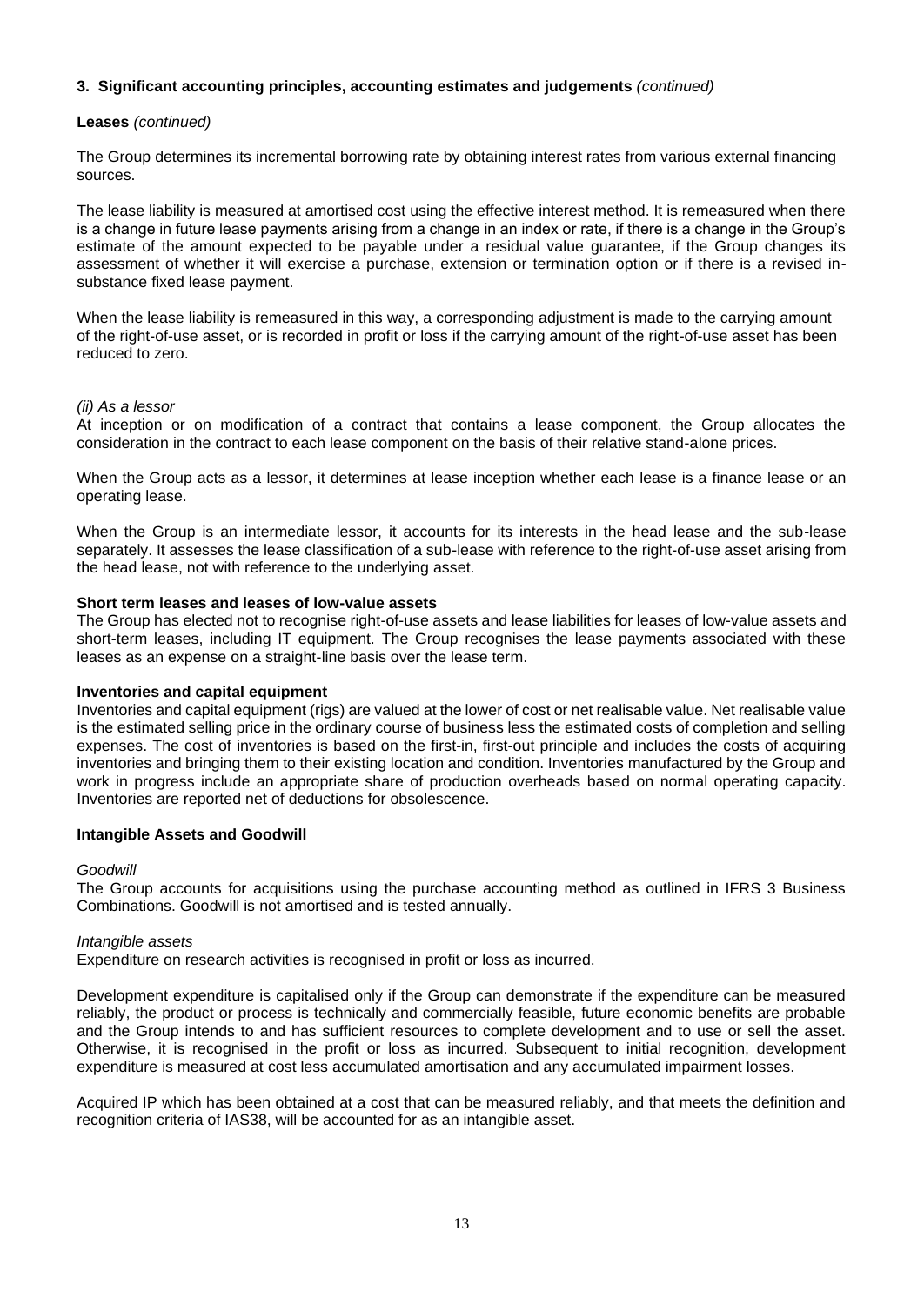**3. Significant accounting principles, accounting estimates and judgements** *(continued)*

**Leases** *(continued)*

The Group determines its incremental borrowing rate by obtaining interest rates from various external financing sources.

The lease liability is measured at amortised cost using the effective interest method. It is remeasured when there is a change in future lease payments arising from a change in an index or rate, if there is a change in the Group's estimate of the amount expected to be payable under a residual value guarantee, if the Group changes its assessment of whether it will exercise a purchase, extension or termination option or if there is a revised in-substance fixed lease payment.

When the lease liability is remeasured in this way, a corresponding adjustment is made to the carrying amount of the right-of-use asset, or is recorded in profit or loss if the carrying amount of the right-of-use asset has been reduced to zero.

*(ii) As a lessor*

At inception or on modification of a contract that contains a lease component, the Group allocates the consideration in the contract to each lease component on the basis of their relative stand-alone prices.

When the Group acts as a lessor, it determines at lease inception whether each lease is a finance lease or an operating lease.

When the Group is an intermediate lessor, it accounts for its interests in the head lease and the sub-lease separately. It assesses the lease classification of a sub-lease with reference to the right-of-use asset arising from the head lease, not with reference to the underlying asset.

**Short term leases and leases of low-value assets**

The Group has elected not to recognise right-of-use assets and lease liabilities for leases of low-value assets and short-term leases, including IT equipment. The Group recognises the lease payments associated with these leases as an expense on a straight-line basis over the lease term.

**Inventories and capital equipment**

Inventories and capital equipment (rigs) are valued at the lower of cost or net realisable value. Net realisable value is the estimated selling price in the ordinary course of business less the estimated costs of completion and selling expenses. The cost of inventories is based on the first-in, first-out principle and includes the costs of acquiring inventories and bringing them to their existing location and condition. Inventories manufactured by the Group and work in progress include an appropriate share of production overheads based on normal operating capacity. Inventories are reported net of deductions for obsolescence.

**Intangible Assets and Goodwill**

*Goodwill*

The Group accounts for acquisitions using the purchase accounting method as outlined in IFRS 3 Business Combinations. Goodwill is not amortised and is tested annually.

*Intangible assets*

Expenditure on research activities is recognised in profit or loss as incurred.

Development expenditure is capitalised only if the Group can demonstrate if the expenditure can be measured reliably, the product or process is technically and commercially feasible, future economic benefits are probable and the Group intends to and has sufficient resources to complete development and to use or sell the asset. Otherwise, it is recognised in the profit or loss as incurred. Subsequent to initial recognition, development expenditure is measured at cost less accumulated amortisation and any accumulated impairment losses.

Acquired IP which has been obtained at a cost that can be measured reliably, and that meets the definition and recognition criteria of IAS38, will be accounted for as an intangible asset.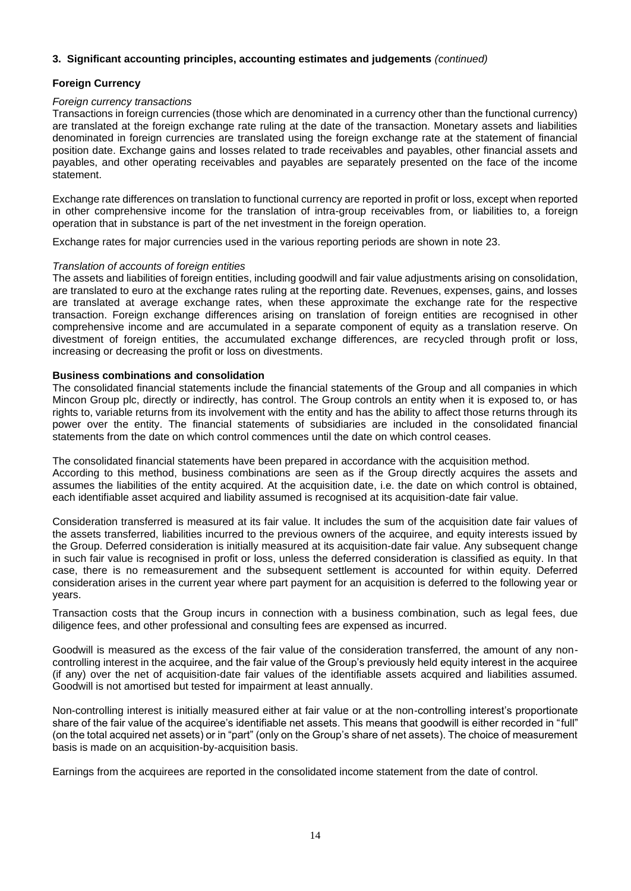## 3. Significant accounting principles, accounting estimates and judgements *(continued)*

### Foreign Currency

*Foreign currency transactions*

Transactions in foreign currencies (those which are denominated in a currency other than the functional currency) are translated at the foreign exchange rate ruling at the date of the transaction. Monetary assets and liabilities denominated in foreign currencies are translated using the foreign exchange rate at the statement of financial position date. Exchange gains and losses related to trade receivables and payables, other financial assets and payables, and other operating receivables and payables are separately presented on the face of the income statement.

Exchange rate differences on translation to functional currency are reported in profit or loss, except when reported in other comprehensive income for the translation of intra-group receivables from, or liabilities to, a foreign operation that in substance is part of the net investment in the foreign operation.

Exchange rates for major currencies used in the various reporting periods are shown in note 23.

*Translation of accounts of foreign entities*

The assets and liabilities of foreign entities, including goodwill and fair value adjustments arising on consolidation, are translated to euro at the exchange rates ruling at the reporting date. Revenues, expenses, gains, and losses are translated at average exchange rates, when these approximate the exchange rate for the respective transaction. Foreign exchange differences arising on translation of foreign entities are recognised in other comprehensive income and are accumulated in a separate component of equity as a translation reserve. On divestment of foreign entities, the accumulated exchange differences, are recycled through profit or loss, increasing or decreasing the profit or loss on divestments.

### Business combinations and consolidation

The consolidated financial statements include the financial statements of the Group and all companies in which Mincon Group plc, directly or indirectly, has control. The Group controls an entity when it is exposed to, or has rights to, variable returns from its involvement with the entity and has the ability to affect those returns through its power over the entity. The financial statements of subsidiaries are included in the consolidated financial statements from the date on which control commences until the date on which control ceases.

The consolidated financial statements have been prepared in accordance with the acquisition method. According to this method, business combinations are seen as if the Group directly acquires the assets and assumes the liabilities of the entity acquired. At the acquisition date, i.e. the date on which control is obtained, each identifiable asset acquired and liability assumed is recognised at its acquisition-date fair value.

Consideration transferred is measured at its fair value. It includes the sum of the acquisition date fair values of the assets transferred, liabilities incurred to the previous owners of the acquiree, and equity interests issued by the Group. Deferred consideration is initially measured at its acquisition-date fair value. Any subsequent change in such fair value is recognised in profit or loss, unless the deferred consideration is classified as equity. In that case, there is no remeasurement and the subsequent settlement is accounted for within equity. Deferred consideration arises in the current year where part payment for an acquisition is deferred to the following year or years.

Transaction costs that the Group incurs in connection with a business combination, such as legal fees, due diligence fees, and other professional and consulting fees are expensed as incurred.

Goodwill is measured as the excess of the fair value of the consideration transferred, the amount of any non-controlling interest in the acquiree, and the fair value of the Group's previously held equity interest in the acquiree (if any) over the net of acquisition-date fair values of the identifiable assets acquired and liabilities assumed. Goodwill is not amortised but tested for impairment at least annually.

Non-controlling interest is initially measured either at fair value or at the non-controlling interest's proportionate share of the fair value of the acquiree's identifiable net assets. This means that goodwill is either recorded in "full" (on the total acquired net assets) or in "part" (only on the Group's share of net assets). The choice of measurement basis is made on an acquisition-by-acquisition basis.

Earnings from the acquirees are reported in the consolidated income statement from the date of control.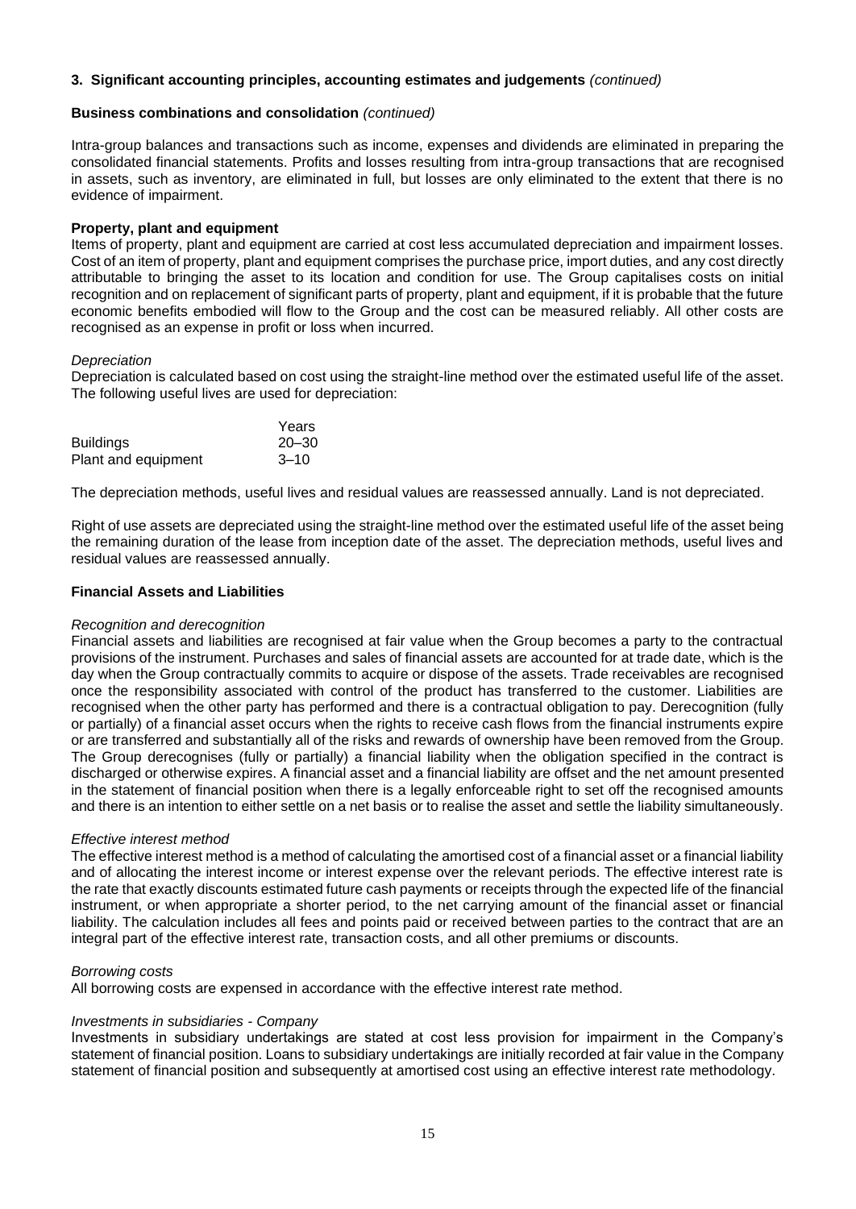### 3. Significant accounting principles, accounting estimates and judgements *(continued)*

**Business combinations and consolidation** *(continued)*

Intra-group balances and transactions such as income, expenses and dividends are eliminated in preparing the consolidated financial statements. Profits and losses resulting from intra-group transactions that are recognised in assets, such as inventory, are eliminated in full, but losses are only eliminated to the extent that there is no evidence of impairment.

**Property, plant and equipment**

Items of property, plant and equipment are carried at cost less accumulated depreciation and impairment losses. Cost of an item of property, plant and equipment comprises the purchase price, import duties, and any cost directly attributable to bringing the asset to its location and condition for use. The Group capitalises costs on initial recognition and on replacement of significant parts of property, plant and equipment, if it is probable that the future economic benefits embodied will flow to the Group and the cost can be measured reliably. All other costs are recognised as an expense in profit or loss when incurred.

*Depreciation*

Depreciation is calculated based on cost using the straight-line method over the estimated useful life of the asset. The following useful lives are used for depreciation:

| | Years |
|---|---|
| Buildings | 20–30 |
| Plant and equipment | 3–10 |

The depreciation methods, useful lives and residual values are reassessed annually. Land is not depreciated.

Right of use assets are depreciated using the straight-line method over the estimated useful life of the asset being the remaining duration of the lease from inception date of the asset. The depreciation methods, useful lives and residual values are reassessed annually.

**Financial Assets and Liabilities**

*Recognition and derecognition*

Financial assets and liabilities are recognised at fair value when the Group becomes a party to the contractual provisions of the instrument. Purchases and sales of financial assets are accounted for at trade date, which is the day when the Group contractually commits to acquire or dispose of the assets. Trade receivables are recognised once the responsibility associated with control of the product has transferred to the customer. Liabilities are recognised when the other party has performed and there is a contractual obligation to pay. Derecognition (fully or partially) of a financial asset occurs when the rights to receive cash flows from the financial instruments expire or are transferred and substantially all of the risks and rewards of ownership have been removed from the Group. The Group derecognises (fully or partially) a financial liability when the obligation specified in the contract is discharged or otherwise expires. A financial asset and a financial liability are offset and the net amount presented in the statement of financial position when there is a legally enforceable right to set off the recognised amounts and there is an intention to either settle on a net basis or to realise the asset and settle the liability simultaneously.

*Effective interest method*

The effective interest method is a method of calculating the amortised cost of a financial asset or a financial liability and of allocating the interest income or interest expense over the relevant periods. The effective interest rate is the rate that exactly discounts estimated future cash payments or receipts through the expected life of the financial instrument, or when appropriate a shorter period, to the net carrying amount of the financial asset or financial liability. The calculation includes all fees and points paid or received between parties to the contract that are an integral part of the effective interest rate, transaction costs, and all other premiums or discounts.

*Borrowing costs*

All borrowing costs are expensed in accordance with the effective interest rate method.

*Investments in subsidiaries - Company*

Investments in subsidiary undertakings are stated at cost less provision for impairment in the Company's statement of financial position. Loans to subsidiary undertakings are initially recorded at fair value in the Company statement of financial position and subsequently at amortised cost using an effective interest rate methodology.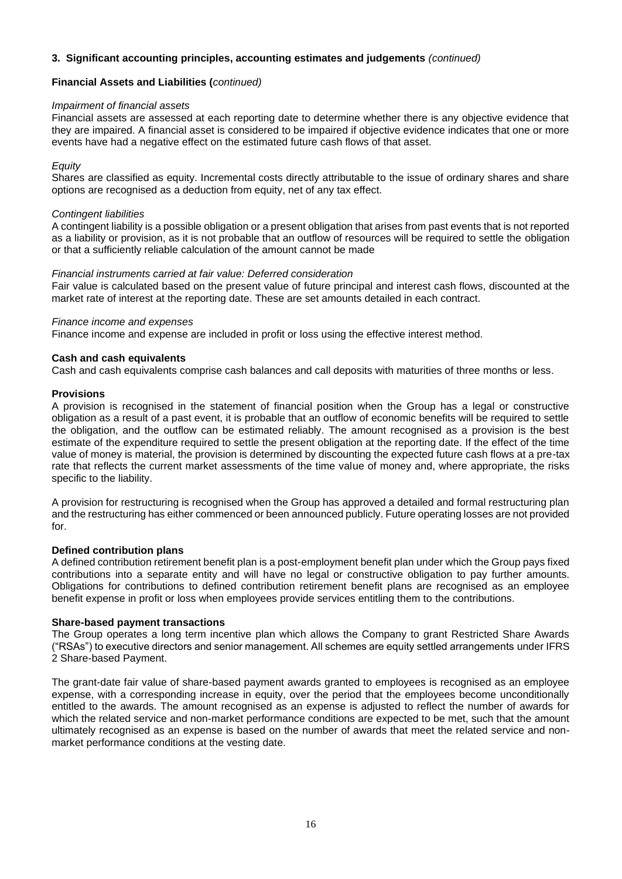### 3. Significant accounting principles, accounting estimates and judgements *(continued)*

**Financial Assets and Liabilities (***continued)*

*Impairment of financial assets*

Financial assets are assessed at each reporting date to determine whether there is any objective evidence that they are impaired. A financial asset is considered to be impaired if objective evidence indicates that one or more events have had a negative effect on the estimated future cash flows of that asset.

*Equity*

Shares are classified as equity. Incremental costs directly attributable to the issue of ordinary shares and share options are recognised as a deduction from equity, net of any tax effect.

*Contingent liabilities*

A contingent liability is a possible obligation or a present obligation that arises from past events that is not reported as a liability or provision, as it is not probable that an outflow of resources will be required to settle the obligation or that a sufficiently reliable calculation of the amount cannot be made

*Financial instruments carried at fair value: Deferred consideration*

Fair value is calculated based on the present value of future principal and interest cash flows, discounted at the market rate of interest at the reporting date. These are set amounts detailed in each contract.

*Finance income and expenses*

Finance income and expense are included in profit or loss using the effective interest method.

**Cash and cash equivalents**

Cash and cash equivalents comprise cash balances and call deposits with maturities of three months or less.

**Provisions**

A provision is recognised in the statement of financial position when the Group has a legal or constructive obligation as a result of a past event, it is probable that an outflow of economic benefits will be required to settle the obligation, and the outflow can be estimated reliably. The amount recognised as a provision is the best estimate of the expenditure required to settle the present obligation at the reporting date. If the effect of the time value of money is material, the provision is determined by discounting the expected future cash flows at a pre-tax rate that reflects the current market assessments of the time value of money and, where appropriate, the risks specific to the liability.

A provision for restructuring is recognised when the Group has approved a detailed and formal restructuring plan and the restructuring has either commenced or been announced publicly. Future operating losses are not provided for.

**Defined contribution plans**

A defined contribution retirement benefit plan is a post-employment benefit plan under which the Group pays fixed contributions into a separate entity and will have no legal or constructive obligation to pay further amounts. Obligations for contributions to defined contribution retirement benefit plans are recognised as an employee benefit expense in profit or loss when employees provide services entitling them to the contributions.

**Share-based payment transactions**

The Group operates a long term incentive plan which allows the Company to grant Restricted Share Awards ("RSAs") to executive directors and senior management. All schemes are equity settled arrangements under IFRS 2 Share-based Payment.

The grant-date fair value of share-based payment awards granted to employees is recognised as an employee expense, with a corresponding increase in equity, over the period that the employees become unconditionally entitled to the awards. The amount recognised as an expense is adjusted to reflect the number of awards for which the related service and non-market performance conditions are expected to be met, such that the amount ultimately recognised as an expense is based on the number of awards that meet the related service and non-market performance conditions at the vesting date.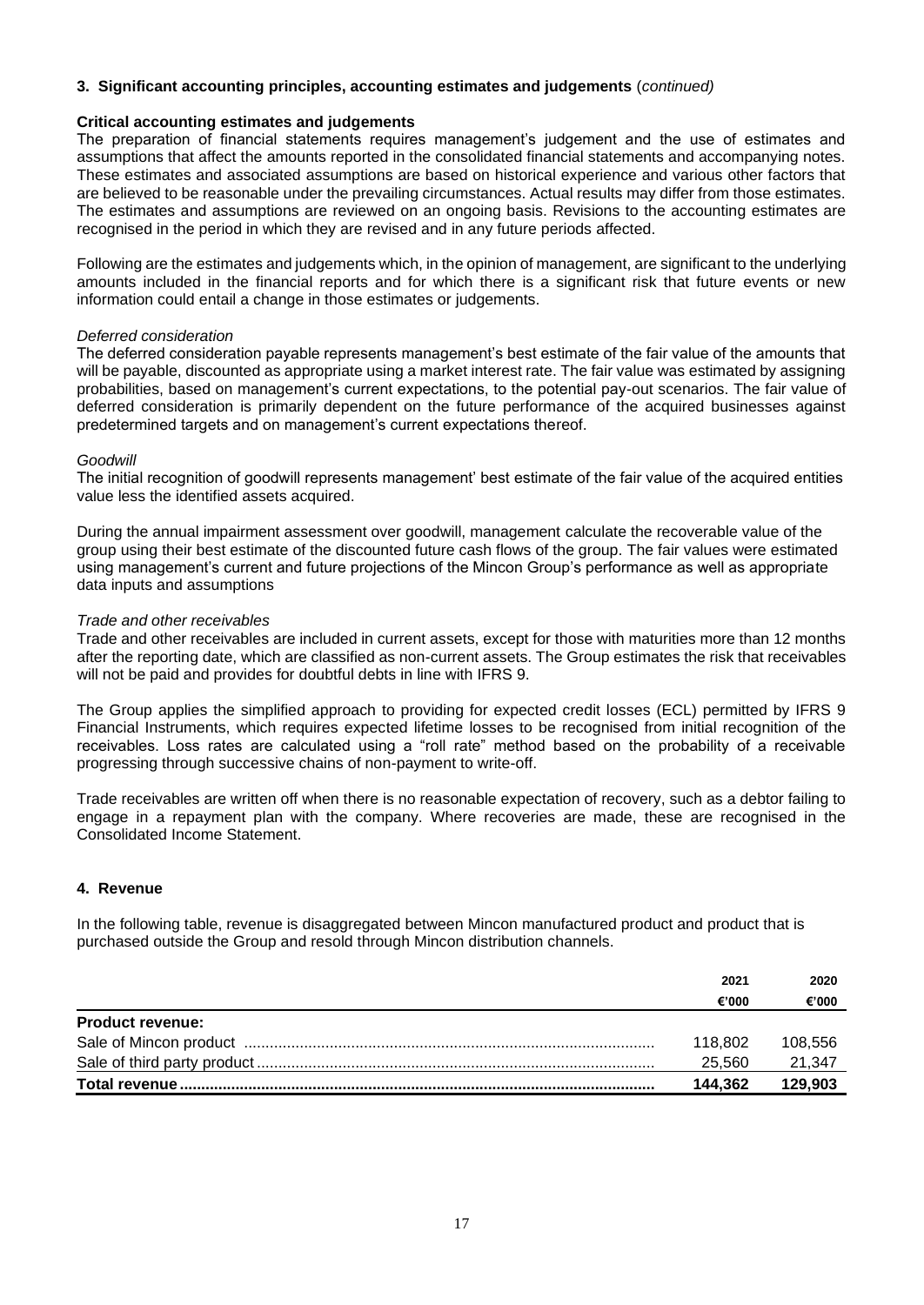### 3. Significant accounting principles, accounting estimates and judgements (*continued)*

**Critical accounting estimates and judgements**

The preparation of financial statements requires management's judgement and the use of estimates and assumptions that affect the amounts reported in the consolidated financial statements and accompanying notes. These estimates and associated assumptions are based on historical experience and various other factors that are believed to be reasonable under the prevailing circumstances. Actual results may differ from those estimates. The estimates and assumptions are reviewed on an ongoing basis. Revisions to the accounting estimates are recognised in the period in which they are revised and in any future periods affected.

Following are the estimates and judgements which, in the opinion of management, are significant to the underlying amounts included in the financial reports and for which there is a significant risk that future events or new information could entail a change in those estimates or judgements.

*Deferred consideration*

The deferred consideration payable represents management's best estimate of the fair value of the amounts that will be payable, discounted as appropriate using a market interest rate. The fair value was estimated by assigning probabilities, based on management's current expectations, to the potential pay-out scenarios. The fair value of deferred consideration is primarily dependent on the future performance of the acquired businesses against predetermined targets and on management's current expectations thereof.

*Goodwill*

The initial recognition of goodwill represents management' best estimate of the fair value of the acquired entities value less the identified assets acquired.

During the annual impairment assessment over goodwill, management calculate the recoverable value of the group using their best estimate of the discounted future cash flows of the group. The fair values were estimated using management's current and future projections of the Mincon Group's performance as well as appropriate data inputs and assumptions

*Trade and other receivables*

Trade and other receivables are included in current assets, except for those with maturities more than 12 months after the reporting date, which are classified as non-current assets. The Group estimates the risk that receivables will not be paid and provides for doubtful debts in line with IFRS 9.

The Group applies the simplified approach to providing for expected credit losses (ECL) permitted by IFRS 9 Financial Instruments, which requires expected lifetime losses to be recognised from initial recognition of the receivables. Loss rates are calculated using a "roll rate" method based on the probability of a receivable progressing through successive chains of non-payment to write-off.

Trade receivables are written off when there is no reasonable expectation of recovery, such as a debtor failing to engage in a repayment plan with the company. Where recoveries are made, these are recognised in the Consolidated Income Statement.

### 4. Revenue

In the following table, revenue is disaggregated between Mincon manufactured product and product that is purchased outside the Group and resold through Mincon distribution channels.

| | 2021 | 2020 |
|---|---|---|
| | €'000 | €'000 |
| **Product revenue:** | | |
| Sale of Mincon product | 118,802 | 108,556 |
| Sale of third party product | 25,560 | 21,347 |
| **Total revenue** | **144,362** | **129,903** |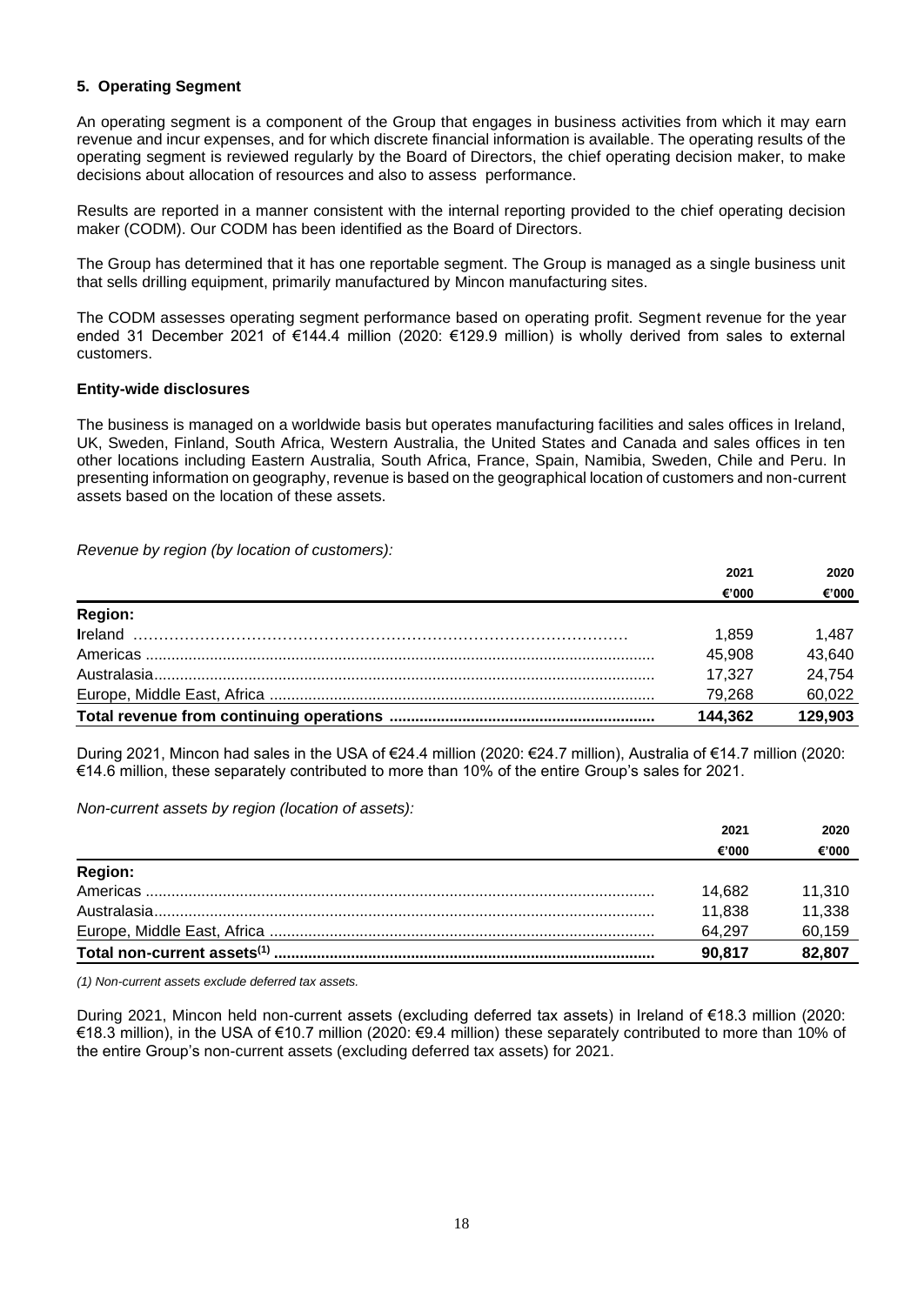### 5. Operating Segment

An operating segment is a component of the Group that engages in business activities from which it may earn revenue and incur expenses, and for which discrete financial information is available. The operating results of the operating segment is reviewed regularly by the Board of Directors, the chief operating decision maker, to make decisions about allocation of resources and also to assess performance.

Results are reported in a manner consistent with the internal reporting provided to the chief operating decision maker (CODM). Our CODM has been identified as the Board of Directors.

The Group has determined that it has one reportable segment. The Group is managed as a single business unit that sells drilling equipment, primarily manufactured by Mincon manufacturing sites.

The CODM assesses operating segment performance based on operating profit. Segment revenue for the year ended 31 December 2021 of €144.4 million (2020: €129.9 million) is wholly derived from sales to external customers.

**Entity-wide disclosures**

The business is managed on a worldwide basis but operates manufacturing facilities and sales offices in Ireland, UK, Sweden, Finland, South Africa, Western Australia, the United States and Canada and sales offices in ten other locations including Eastern Australia, South Africa, France, Spain, Namibia, Sweden, Chile and Peru. In presenting information on geography, revenue is based on the geographical location of customers and non-current assets based on the location of these assets.

*Revenue by region (by location of customers):*

| | 2021 | 2020 |
|---|---|---|
| | €'000 | €'000 |
| **Region:** | | |
| Ireland | 1,859 | 1,487 |
| Americas | 45,908 | 43,640 |
| Australasia | 17,327 | 24,754 |
| Europe, Middle East, Africa | 79,268 | 60,022 |
| **Total revenue from continuing operations** | **144,362** | **129,903** |

During 2021, Mincon had sales in the USA of €24.4 million (2020: €24.7 million), Australia of €14.7 million (2020: €14.6 million, these separately contributed to more than 10% of the entire Group's sales for 2021.

*Non-current assets by region (location of assets):*

| | 2021 | 2020 |
|---|---|---|
| | €'000 | €'000 |
| **Region:** | | |
| Americas | 14,682 | 11,310 |
| Australasia | 11,838 | 11,338 |
| Europe, Middle East, Africa | 64,297 | 60,159 |
| **Total non-current assets(1)** | **90,817** | **82,807** |

*(1) Non-current assets exclude deferred tax assets.*

During 2021, Mincon held non-current assets (excluding deferred tax assets) in Ireland of €18.3 million (2020: €18.3 million), in the USA of €10.7 million (2020: €9.4 million) these separately contributed to more than 10% of the entire Group's non-current assets (excluding deferred tax assets) for 2021.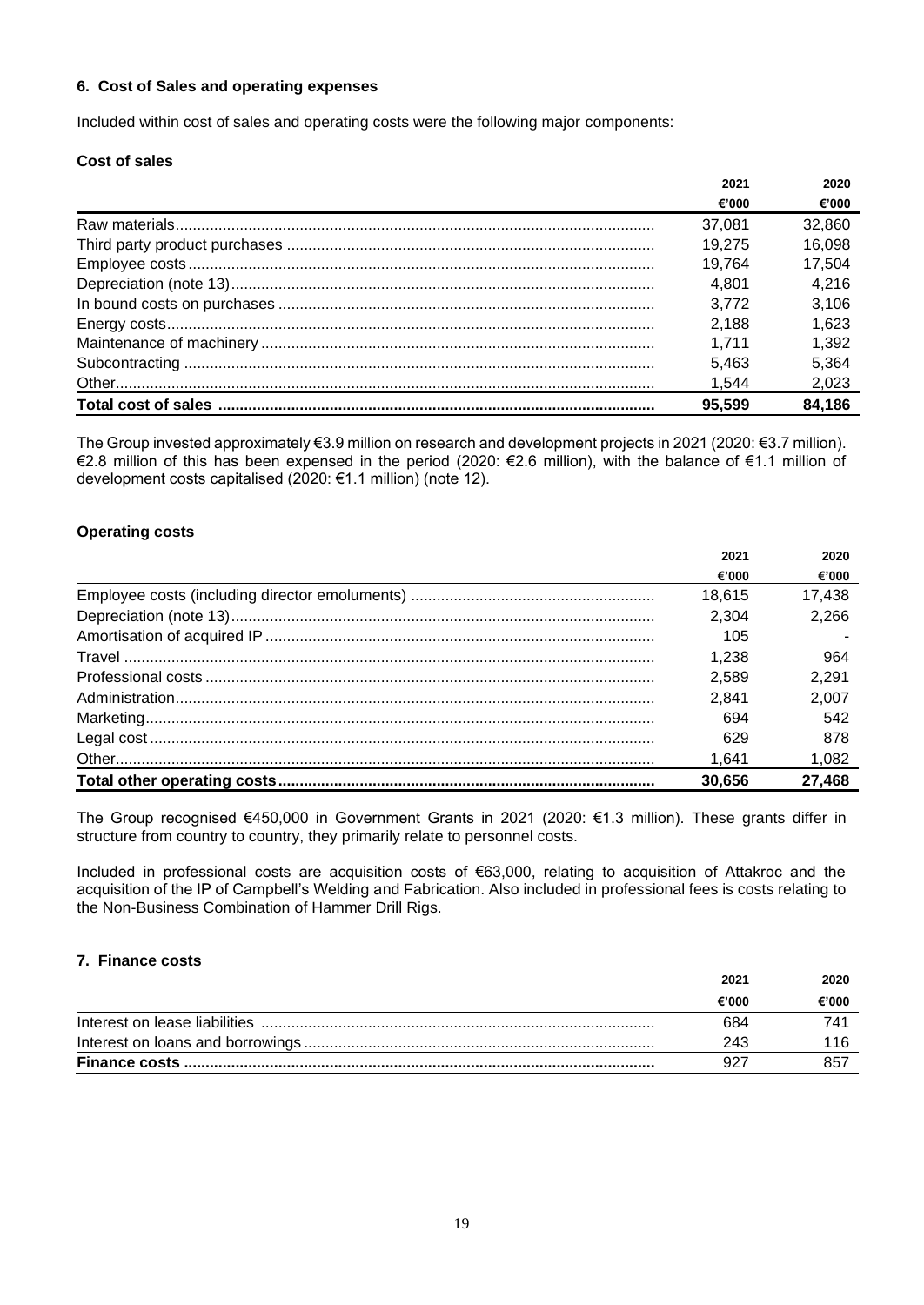### 6. Cost of Sales and operating expenses

Included within cost of sales and operating costs were the following major components:

**Cost of sales**

| | 2021 €'000 | 2020 €'000 |
|---|---|---|
| Raw materials | 37,081 | 32,860 |
| Third party product purchases | 19,275 | 16,098 |
| Employee costs | 19,764 | 17,504 |
| Depreciation (note 13) | 4,801 | 4,216 |
| In bound costs on purchases | 3,772 | 3,106 |
| Energy costs | 2,188 | 1,623 |
| Maintenance of machinery | 1,711 | 1,392 |
| Subcontracting | 5,463 | 5,364 |
| Other | 1,544 | 2,023 |
| **Total cost of sales** | **95,599** | **84,186** |

The Group invested approximately €3.9 million on research and development projects in 2021 (2020: €3.7 million). €2.8 million of this has been expensed in the period (2020: €2.6 million), with the balance of €1.1 million of development costs capitalised (2020: €1.1 million) (note 12).

**Operating costs**

| | 2021 €'000 | 2020 €'000 |
|---|---|---|
| Employee costs (including director emoluments) | 18,615 | 17,438 |
| Depreciation (note 13) | 2,304 | 2,266 |
| Amortisation of acquired IP | 105 | - |
| Travel | 1,238 | 964 |
| Professional costs | 2,589 | 2,291 |
| Administration | 2,841 | 2,007 |
| Marketing | 694 | 542 |
| Legal cost | 629 | 878 |
| Other | 1,641 | 1,082 |
| **Total other operating costs** | **30,656** | **27,468** |

The Group recognised €450,000 in Government Grants in 2021 (2020: €1.3 million). These grants differ in structure from country to country, they primarily relate to personnel costs.

Included in professional costs are acquisition costs of €63,000, relating to acquisition of Attakroc and the acquisition of the IP of Campbell's Welding and Fabrication. Also included in professional fees is costs relating to the Non-Business Combination of Hammer Drill Rigs.

### 7. Finance costs

| | 2021 €'000 | 2020 €'000 |
|---|---|---|
| Interest on lease liabilities | 684 | 741 |
| Interest on loans and borrowings | 243 | 116 |
| **Finance costs** | **927** | **857** |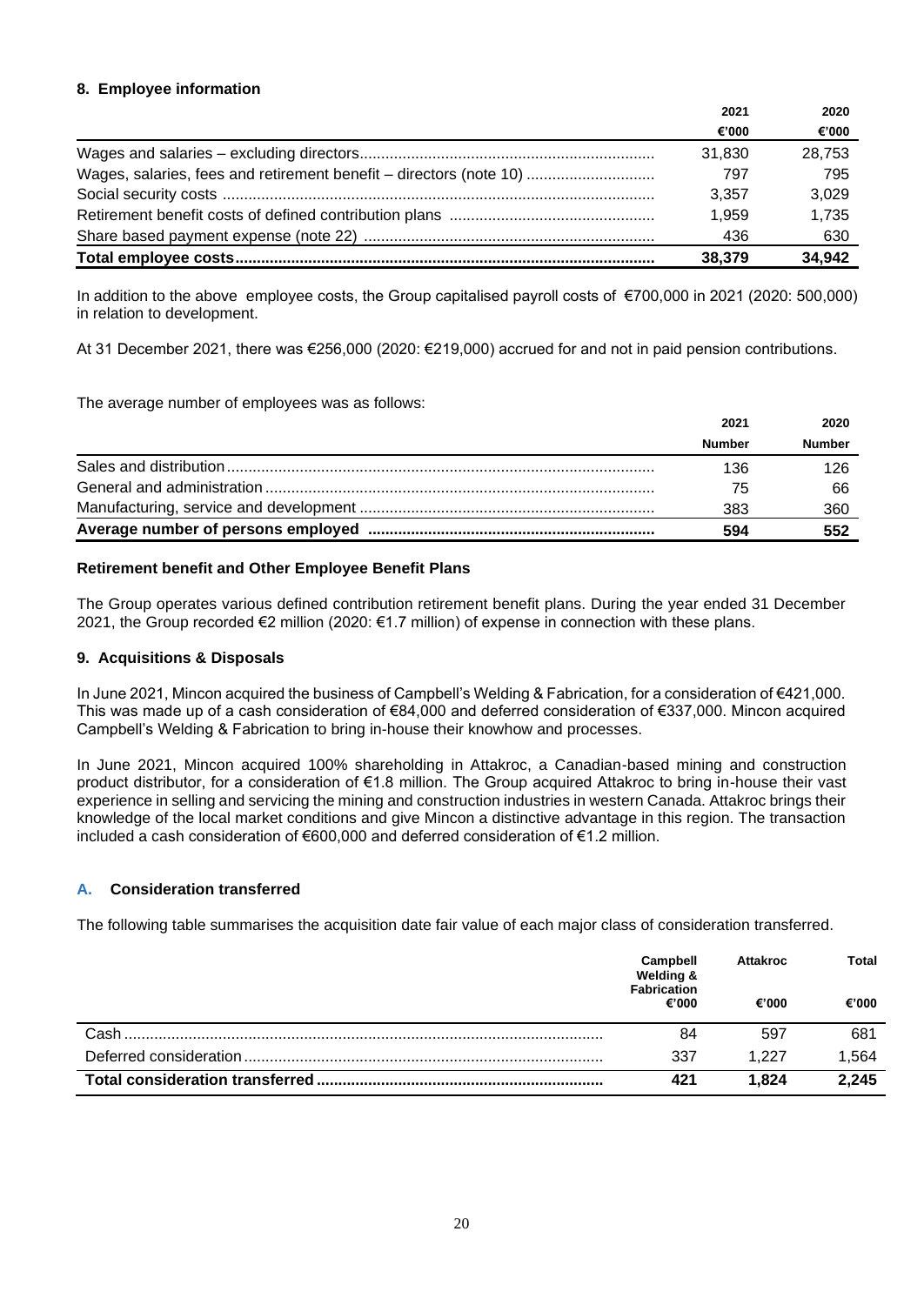### 8. Employee information

| | 2021 | 2020 |
|---|---|---|
| | €'000 | €'000 |
| Wages and salaries – excluding directors | 31,830 | 28,753 |
| Wages, salaries, fees and retirement benefit – directors (note 10) | 797 | 795 |
| Social security costs | 3,357 | 3,029 |
| Retirement benefit costs of defined contribution plans | 1,959 | 1,735 |
| Share based payment expense (note 22) | 436 | 630 |
| **Total employee costs** | **38,379** | **34,942** |

In addition to the above employee costs, the Group capitalised payroll costs of €700,000 in 2021 (2020: 500,000) in relation to development.

At 31 December 2021, there was €256,000 (2020: €219,000) accrued for and not in paid pension contributions.

The average number of employees was as follows:

| | 2021 | 2020 |
|---|---|---|
| | Number | Number |
| Sales and distribution | 136 | 126 |
| General and administration | 75 | 66 |
| Manufacturing, service and development | 383 | 360 |
| **Average number of persons employed** | **594** | **552** |

#### Retirement benefit and Other Employee Benefit Plans

The Group operates various defined contribution retirement benefit plans. During the year ended 31 December 2021, the Group recorded €2 million (2020: €1.7 million) of expense in connection with these plans.

### 9. Acquisitions & Disposals

In June 2021, Mincon acquired the business of Campbell's Welding & Fabrication, for a consideration of €421,000. This was made up of a cash consideration of €84,000 and deferred consideration of €337,000. Mincon acquired Campbell's Welding & Fabrication to bring in-house their knowhow and processes.

In June 2021, Mincon acquired 100% shareholding in Attakroc, a Canadian-based mining and construction product distributor, for a consideration of €1.8 million. The Group acquired Attakroc to bring in-house their vast experience in selling and servicing the mining and construction industries in western Canada. Attakroc brings their knowledge of the local market conditions and give Mincon a distinctive advantage in this region. The transaction included a cash consideration of €600,000 and deferred consideration of €1.2 million.

#### A. Consideration transferred

The following table summarises the acquisition date fair value of each major class of consideration transferred.

| | Campbell Welding & Fabrication | Attakroc | Total |
|---|---|---|---|
| | €'000 | €'000 | €'000 |
| Cash | 84 | 597 | 681 |
| Deferred consideration | 337 | 1,227 | 1,564 |
| **Total consideration transferred** | **421** | **1,824** | **2,245** |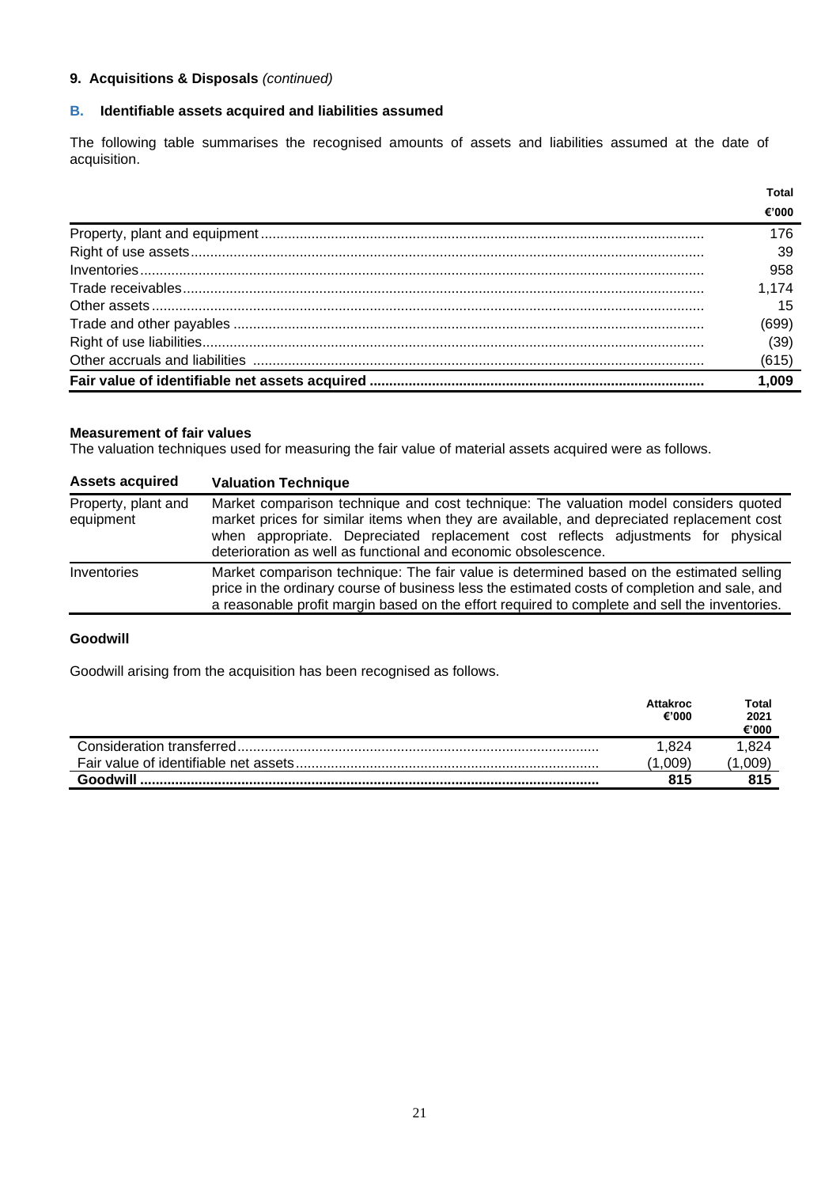**9. Acquisitions & Disposals** *(continued)*

**B. Identifiable assets acquired and liabilities assumed**

The following table summarises the recognised amounts of assets and liabilities assumed at the date of acquisition.

| | Total €'000 |
|---|---|
| Property, plant and equipment | 176 |
| Right of use assets | 39 |
| Inventories | 958 |
| Trade receivables | 1,174 |
| Other assets | 15 |
| Trade and other payables | (699) |
| Right of use liabilities | (39) |
| Other accruals and liabilities | (615) |
| **Fair value of identifiable net assets acquired** | **1,009** |

**Measurement of fair values**

The valuation techniques used for measuring the fair value of material assets acquired were as follows.

| Assets acquired | Valuation Technique |
|---|---|
| Property, plant and equipment | Market comparison technique and cost technique: The valuation model considers quoted market prices for similar items when they are available, and depreciated replacement cost when appropriate. Depreciated replacement cost reflects adjustments for physical deterioration as well as functional and economic obsolescence. |
| Inventories | Market comparison technique: The fair value is determined based on the estimated selling price in the ordinary course of business less the estimated costs of completion and sale, and a reasonable profit margin based on the effort required to complete and sell the inventories. |

**Goodwill**

Goodwill arising from the acquisition has been recognised as follows.

| | Attakroc €'000 | Total 2021 €'000 |
|---|---|---|
| Consideration transferred | 1,824 | 1,824 |
| Fair value of identifiable net assets | (1,009) | (1,009) |
| **Goodwill** | **815** | **815** |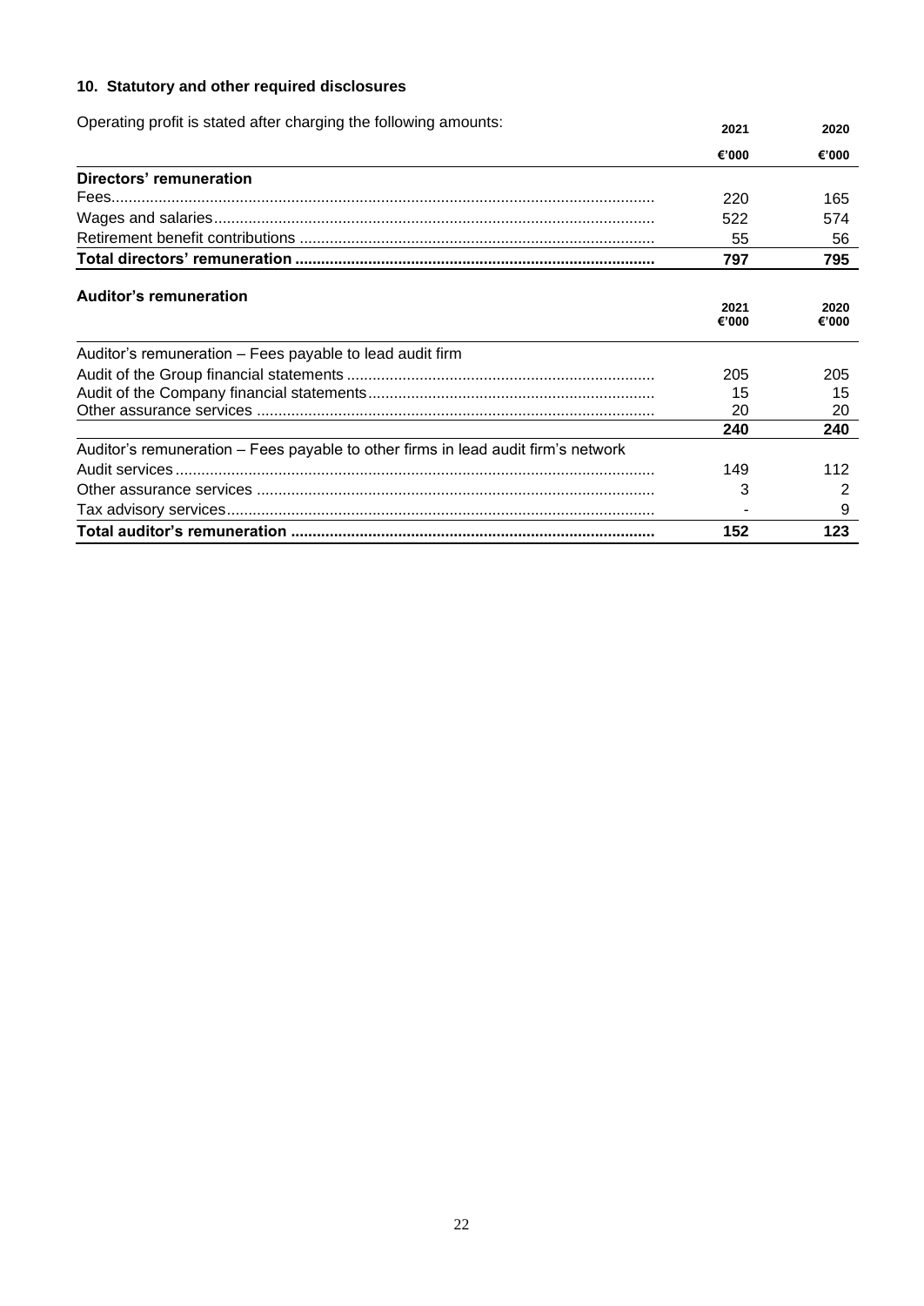## 10. Statutory and other required disclosures

Operating profit is stated after charging the following amounts:

| | 2021 | 2020 |
|---|---|---|
| | €'000 | €'000 |
| **Directors' remuneration** | | |
| Fees | 220 | 165 |
| Wages and salaries | 522 | 574 |
| Retirement benefit contributions | 55 | 56 |
| **Total directors' remuneration** | **797** | **795** |

**Auditor's remuneration**

| | 2021<br>€'000 | 2020<br>€'000 |
|---|---|---|
| Auditor's remuneration – Fees payable to lead audit firm | | |
| Audit of the Group financial statements | 205 | 205 |
| Audit of the Company financial statements | 15 | 15 |
| Other assurance services | 20 | 20 |
| | **240** | **240** |
| Auditor's remuneration – Fees payable to other firms in lead audit firm's network | | |
| Audit services | 149 | 112 |
| Other assurance services | 3 | 2 |
| Tax advisory services | - | 9 |
| **Total auditor's remuneration** | **152** | **123** |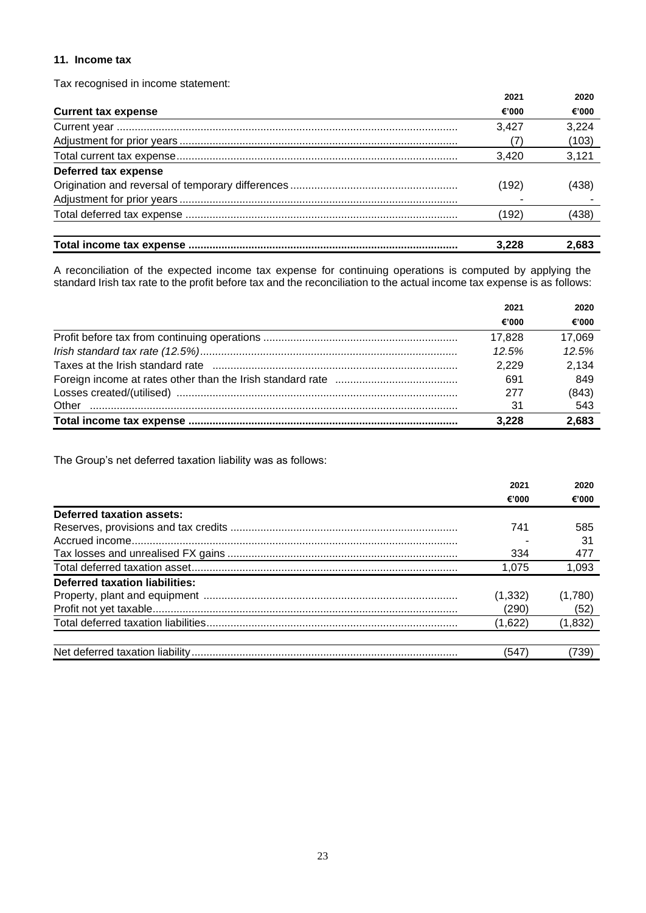### 11. Income tax

Tax recognised in income statement:

| | 2021 | 2020 |
|---|---|---|
| **Current tax expense** | **€'000** | **€'000** |
| Current year | 3,427 | 3,224 |
| Adjustment for prior years | (7) | (103) |
| Total current tax expense | 3,420 | 3,121 |
| **Deferred tax expense** | | |
| Origination and reversal of temporary differences | (192) | (438) |
| Adjustment for prior years | - | - |
| Total deferred tax expense | (192) | (438) |
| **Total income tax expense** | **3,228** | **2,683** |

A reconciliation of the expected income tax expense for continuing operations is computed by applying the standard Irish tax rate to the profit before tax and the reconciliation to the actual income tax expense is as follows:

| | 2021 | 2020 |
|---|---|---|
| | €'000 | €'000 |
| Profit before tax from continuing operations | 17,828 | 17,069 |
| *Irish standard tax rate (12.5%)* | *12.5%* | *12.5%* |
| Taxes at the Irish standard rate | 2,229 | 2,134 |
| Foreign income at rates other than the Irish standard rate | 691 | 849 |
| Losses created/(utilised) | 277 | (843) |
| Other | 31 | 543 |
| **Total income tax expense** | **3,228** | **2,683** |

The Group's net deferred taxation liability was as follows:

| | 2021 | 2020 |
|---|---|---|
| | €'000 | €'000 |
| **Deferred taxation assets:** | | |
| Reserves, provisions and tax credits | 741 | 585 |
| Accrued income | - | 31 |
| Tax losses and unrealised FX gains | 334 | 477 |
| Total deferred taxation asset | 1,075 | 1,093 |
| **Deferred taxation liabilities:** | | |
| Property, plant and equipment | (1,332) | (1,780) |
| Profit not yet taxable | (290) | (52) |
| Total deferred taxation liabilities | (1,622) | (1,832) |
| Net deferred taxation liability | (547) | (739) |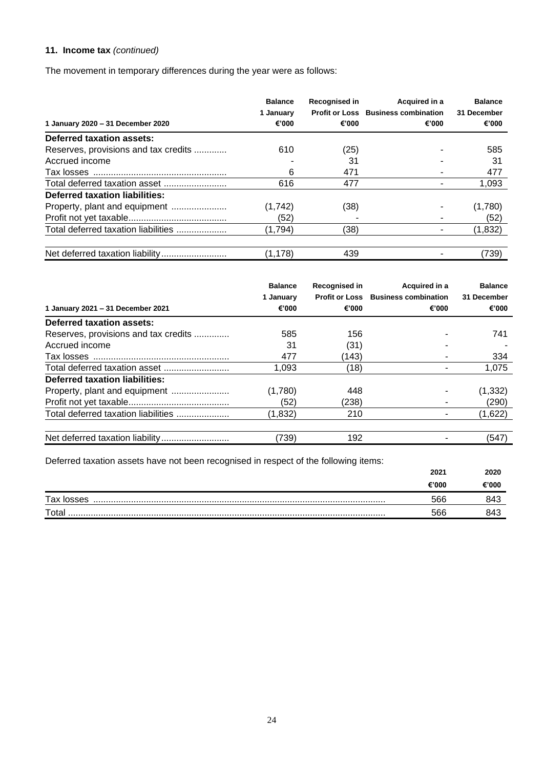**11. Income tax** *(continued)*

The movement in temporary differences during the year were as follows:

| 1 January 2020 – 31 December 2020 | Balance 1 January €'000 | Recognised in Profit or Loss €'000 | Acquired in a Business combination €'000 | Balance 31 December €'000 |
|---|---|---|---|---|
| **Deferred taxation assets:** | | | | |
| Reserves, provisions and tax credits | 610 | (25) | - | 585 |
| Accrued income | - | 31 | - | 31 |
| Tax losses | 6 | 471 | - | 477 |
| Total deferred taxation asset | 616 | 477 | - | 1,093 |
| **Deferred taxation liabilities:** | | | | |
| Property, plant and equipment | (1,742) | (38) | - | (1,780) |
| Profit not yet taxable | (52) | - | - | (52) |
| Total deferred taxation liabilities | (1,794) | (38) | - | (1,832) |
| Net deferred taxation liability | (1,178) | 439 | - | (739) |

| 1 January 2021 – 31 December 2021 | Balance 1 January €'000 | Recognised in Profit or Loss €'000 | Acquired in a Business combination €'000 | Balance 31 December €'000 |
|---|---|---|---|---|
| **Deferred taxation assets:** | | | | |
| Reserves, provisions and tax credits | 585 | 156 | - | 741 |
| Accrued income | 31 | (31) | - | - |
| Tax losses | 477 | (143) | - | 334 |
| Total deferred taxation asset | 1,093 | (18) | - | 1,075 |
| **Deferred taxation liabilities:** | | | | |
| Property, plant and equipment | (1,780) | 448 | - | (1,332) |
| Profit not yet taxable | (52) | (238) | - | (290) |
| Total deferred taxation liabilities | (1,832) | 210 | - | (1,622) |
| Net deferred taxation liability | (739) | 192 | - | (547) |

Deferred taxation assets have not been recognised in respect of the following items:

| | 2021 €'000 | 2020 €'000 |
|---|---|---|
| Tax losses | 566 | 843 |
| Total | 566 | 843 |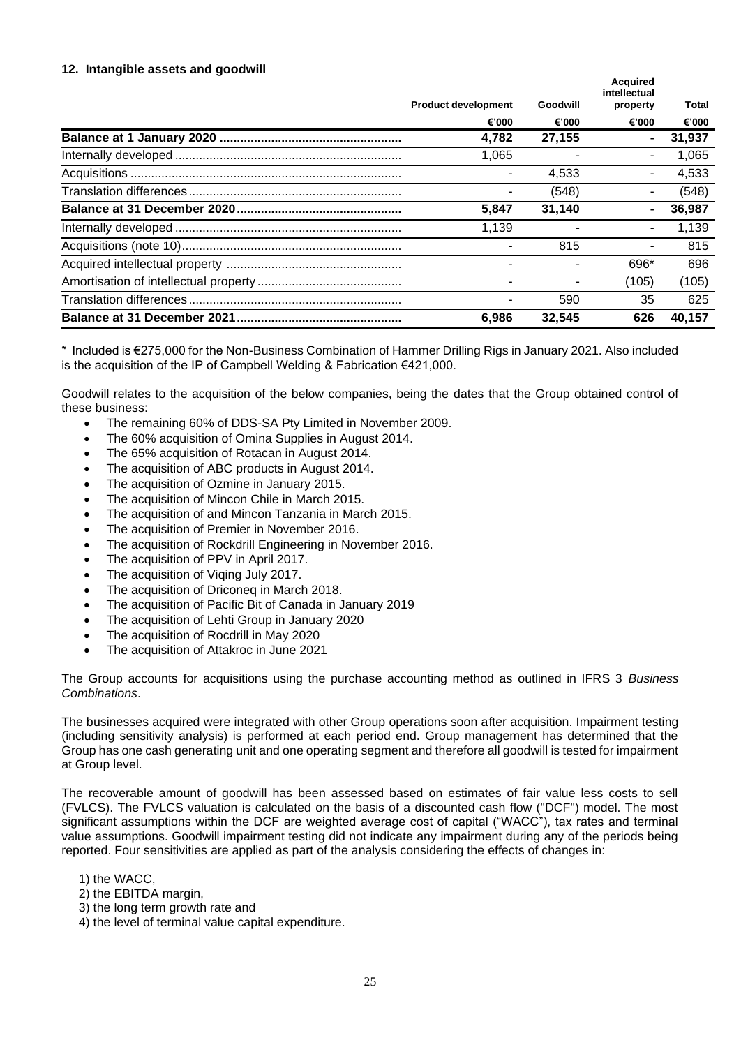## 12. Intangible assets and goodwill

| | Product development | Goodwill | Acquired intellectual property | Total |
|---|---|---|---|---|
| | €'000 | €'000 | €'000 | €'000 |
| **Balance at 1 January 2020** | **4,782** | **27,155** | **-** | **31,937** |
| Internally developed | 1,065 | - | - | 1,065 |
| Acquisitions | - | 4,533 | - | 4,533 |
| Translation differences | - | (548) | - | (548) |
| **Balance at 31 December 2020** | **5,847** | **31,140** | **-** | **36,987** |
| Internally developed | 1,139 | - | - | 1,139 |
| Acquisitions (note 10) | - | 815 | - | 815 |
| Acquired intellectual property | - | - | 696* | 696 |
| Amortisation of intellectual property | - | - | (105) | (105) |
| Translation differences | - | 590 | 35 | 625 |
| **Balance at 31 December 2021** | **6,986** | **32,545** | **626** | **40,157** |

\* Included is €275,000 for the Non-Business Combination of Hammer Drilling Rigs in January 2021. Also included is the acquisition of the IP of Campbell Welding & Fabrication €421,000.

Goodwill relates to the acquisition of the below companies, being the dates that the Group obtained control of these business:

- The remaining 60% of DDS-SA Pty Limited in November 2009.
- The 60% acquisition of Omina Supplies in August 2014.
- The 65% acquisition of Rotacan in August 2014.
- The acquisition of ABC products in August 2014.
- The acquisition of Ozmine in January 2015.
- The acquisition of Mincon Chile in March 2015.
- The acquisition of and Mincon Tanzania in March 2015.
- The acquisition of Premier in November 2016.
- The acquisition of Rockdrill Engineering in November 2016.
- The acquisition of PPV in April 2017.
- The acquisition of Viqing July 2017.
- The acquisition of Driconeq in March 2018.
- The acquisition of Pacific Bit of Canada in January 2019
- The acquisition of Lehti Group in January 2020
- The acquisition of Rocdrill in May 2020
- The acquisition of Attakroc in June 2021

The Group accounts for acquisitions using the purchase accounting method as outlined in IFRS 3 *Business Combinations*.

The businesses acquired were integrated with other Group operations soon after acquisition. Impairment testing (including sensitivity analysis) is performed at each period end. Group management has determined that the Group has one cash generating unit and one operating segment and therefore all goodwill is tested for impairment at Group level.

The recoverable amount of goodwill has been assessed based on estimates of fair value less costs to sell (FVLCS). The FVLCS valuation is calculated on the basis of a discounted cash flow ("DCF") model. The most significant assumptions within the DCF are weighted average cost of capital ("WACC"), tax rates and terminal value assumptions. Goodwill impairment testing did not indicate any impairment during any of the periods being reported. Four sensitivities are applied as part of the analysis considering the effects of changes in:

1) the WACC,
2) the EBITDA margin,
3) the long term growth rate and
4) the level of terminal value capital expenditure.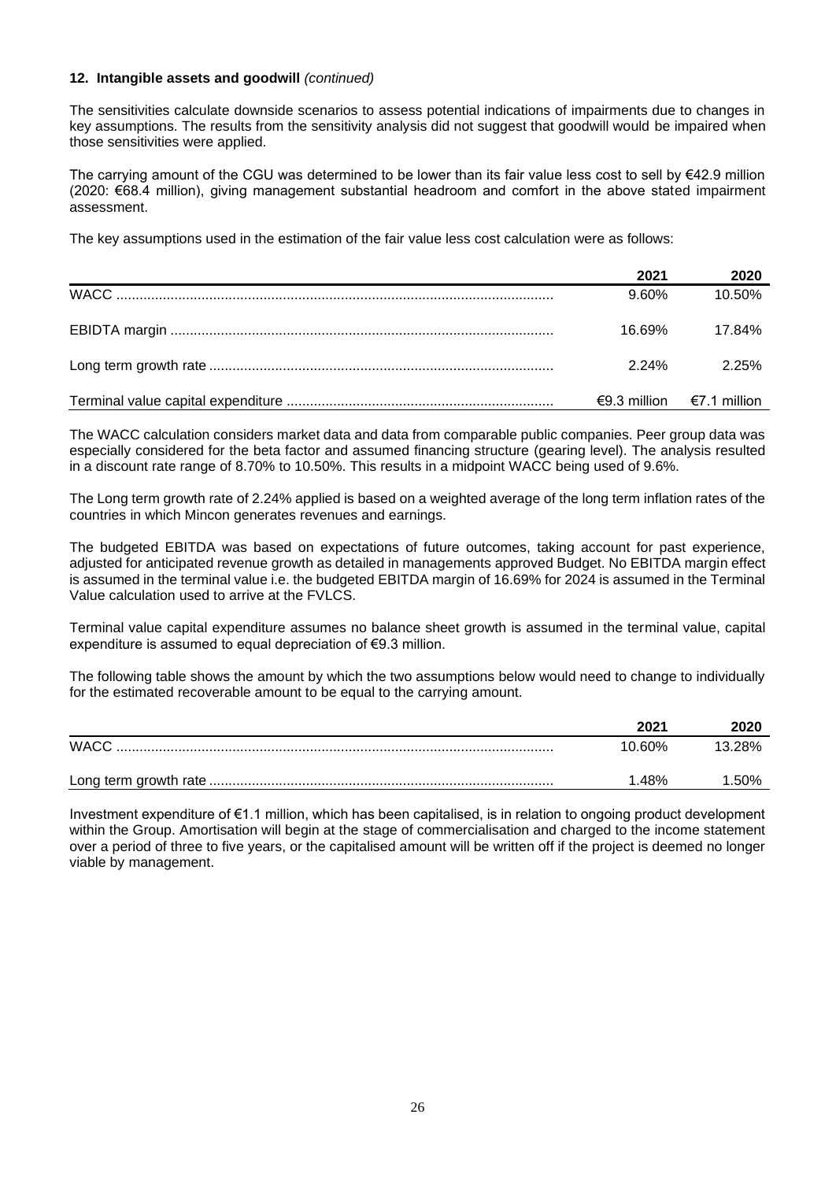**12. Intangible assets and goodwill** *(continued)*

The sensitivities calculate downside scenarios to assess potential indications of impairments due to changes in key assumptions. The results from the sensitivity analysis did not suggest that goodwill would be impaired when those sensitivities were applied.

The carrying amount of the CGU was determined to be lower than its fair value less cost to sell by €42.9 million (2020: €68.4 million), giving management substantial headroom and comfort in the above stated impairment assessment.

The key assumptions used in the estimation of the fair value less cost calculation were as follows:

| | 2021 | 2020 |
|---|---|---|
| WACC | 9.60% | 10.50% |
| EBIDTA margin | 16.69% | 17.84% |
| Long term growth rate | 2.24% | 2.25% |
| Terminal value capital expenditure | €9.3 million | €7.1 million |

The WACC calculation considers market data and data from comparable public companies. Peer group data was especially considered for the beta factor and assumed financing structure (gearing level). The analysis resulted in a discount rate range of 8.70% to 10.50%. This results in a midpoint WACC being used of 9.6%.

The Long term growth rate of 2.24% applied is based on a weighted average of the long term inflation rates of the countries in which Mincon generates revenues and earnings.

The budgeted EBITDA was based on expectations of future outcomes, taking account for past experience, adjusted for anticipated revenue growth as detailed in managements approved Budget. No EBITDA margin effect is assumed in the terminal value i.e. the budgeted EBITDA margin of 16.69% for 2024 is assumed in the Terminal Value calculation used to arrive at the FVLCS.

Terminal value capital expenditure assumes no balance sheet growth is assumed in the terminal value, capital expenditure is assumed to equal depreciation of €9.3 million.

The following table shows the amount by which the two assumptions below would need to change to individually for the estimated recoverable amount to be equal to the carrying amount.

| | 2021 | 2020 |
|---|---|---|
| WACC | 10.60% | 13.28% |
| Long term growth rate | 1.48% | 1.50% |

Investment expenditure of €1.1 million, which has been capitalised, is in relation to ongoing product development within the Group. Amortisation will begin at the stage of commercialisation and charged to the income statement over a period of three to five years, or the capitalised amount will be written off if the project is deemed no longer viable by management.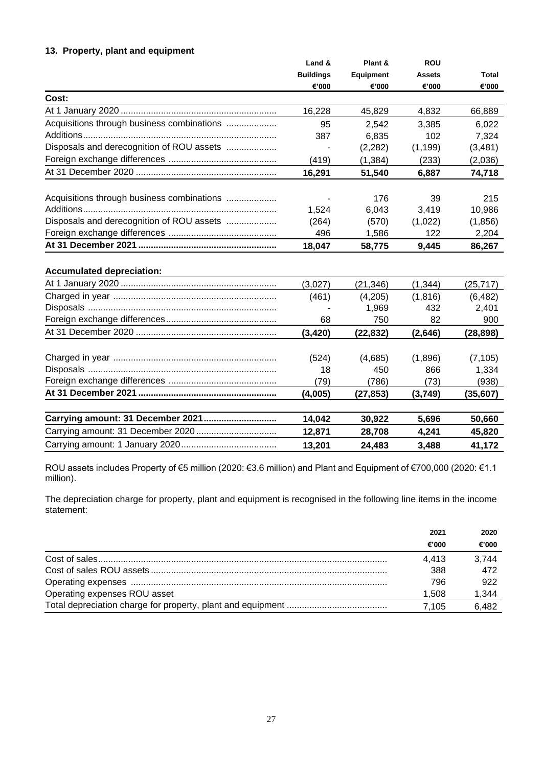### 13. Property, plant and equipment

| | Land & Buildings | Plant & Equipment | ROU Assets | Total |
|---|---|---|---|---|
| | €'000 | €'000 | €'000 | €'000 |
| **Cost:** | | | | |
| At 1 January 2020 | 16,228 | 45,829 | 4,832 | 66,889 |
| Acquisitions through business combinations | 95 | 2,542 | 3,385 | 6,022 |
| Additions | 387 | 6,835 | 102 | 7,324 |
| Disposals and derecognition of ROU assets | - | (2,282) | (1,199) | (3,481) |
| Foreign exchange differences | (419) | (1,384) | (233) | (2,036) |
| At 31 December 2020 | **16,291** | **51,540** | **6,887** | **74,718** |
| Acquisitions through business combinations | - | 176 | 39 | 215 |
| Additions | 1,524 | 6,043 | 3,419 | 10,986 |
| Disposals and derecognition of ROU assets | (264) | (570) | (1,022) | (1,856) |
| Foreign exchange differences | 496 | 1,586 | 122 | 2,204 |
| **At 31 December 2021** | **18,047** | **58,775** | **9,445** | **86,267** |
| **Accumulated depreciation:** | | | | |
| At 1 January 2020 | (3,027) | (21,346) | (1,344) | (25,717) |
| Charged in year | (461) | (4,205) | (1,816) | (6,482) |
| Disposals | - | 1,969 | 432 | 2,401 |
| Foreign exchange differences | 68 | 750 | 82 | 900 |
| At 31 December 2020 | **(3,420)** | **(22,832)** | **(2,646)** | **(28,898)** |
| Charged in year | (524) | (4,685) | (1,896) | (7,105) |
| Disposals | 18 | 450 | 866 | 1,334 |
| Foreign exchange differences | (79) | (786) | (73) | (938) |
| **At 31 December 2021** | **(4,005)** | **(27,853)** | **(3,749)** | **(35,607)** |
| **Carrying amount: 31 December 2021** | **14,042** | **30,922** | **5,696** | **50,660** |
| Carrying amount: 31 December 2020 | **12,871** | **28,708** | **4,241** | **45,820** |
| Carrying amount: 1 January 2020 | **13,201** | **24,483** | **3,488** | **41,172** |

ROU assets includes Property of €5 million (2020: €3.6 million) and Plant and Equipment of €700,000 (2020: €1.1 million).

The depreciation charge for property, plant and equipment is recognised in the following line items in the income statement:

| | 2021 | 2020 |
|---|---|---|
| | €'000 | €'000 |
| Cost of sales | 4,413 | 3,744 |
| Cost of sales ROU assets | 388 | 472 |
| Operating expenses | 796 | 922 |
| Operating expenses ROU asset | 1,508 | 1,344 |
| Total depreciation charge for property, plant and equipment | 7,105 | 6,482 |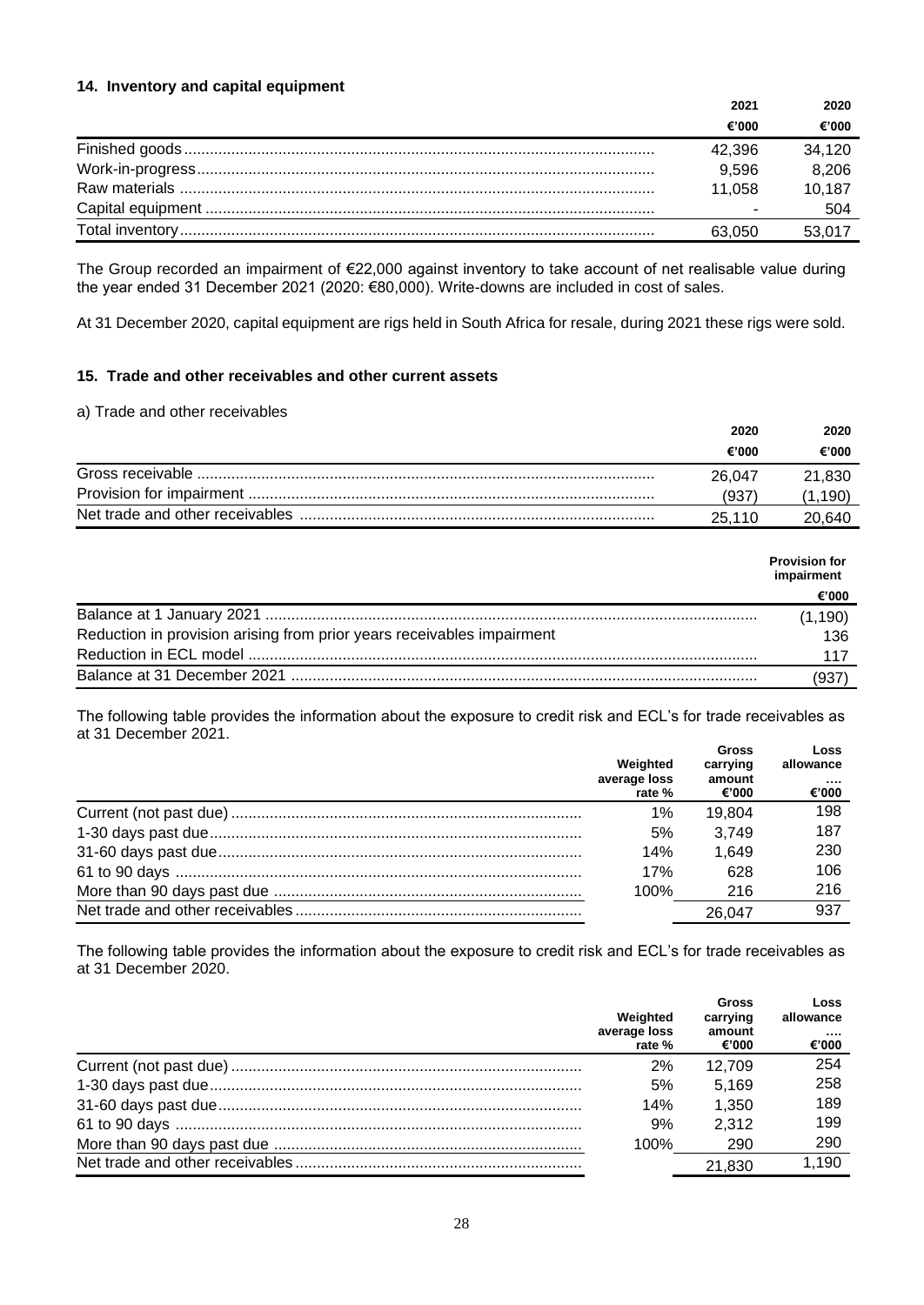### 14. Inventory and capital equipment

| | 2021 | 2020 |
|---|---|---|
| | €'000 | €'000 |
| Finished goods | 42,396 | 34,120 |
| Work-in-progress | 9,596 | 8,206 |
| Raw materials | 11,058 | 10,187 |
| Capital equipment | - | 504 |
| Total inventory | 63,050 | 53,017 |

The Group recorded an impairment of €22,000 against inventory to take account of net realisable value during the year ended 31 December 2021 (2020: €80,000). Write-downs are included in cost of sales.

At 31 December 2020, capital equipment are rigs held in South Africa for resale, during 2021 these rigs were sold.

### 15. Trade and other receivables and other current assets

a) Trade and other receivables

| | 2020 | 2020 |
|---|---|---|
| | €'000 | €'000 |
| Gross receivable | 26,047 | 21,830 |
| Provision for impairment | (937) | (1,190) |
| Net trade and other receivables | 25,110 | 20,640 |

| | Provision for impairment |
|---|---|
| | €'000 |
| Balance at 1 January 2021 | (1,190) |
| Reduction in provision arising from prior years receivables impairment | 136 |
| Reduction in ECL model | 117 |
| Balance at 31 December 2021 | (937) |

The following table provides the information about the exposure to credit risk and ECL's for trade receivables as at 31 December 2021.

| | Weighted average loss rate % | Gross carrying amount €'000 | Loss allowance …. €'000 |
|---|---|---|---|
| Current (not past due) | 1% | 19,804 | 198 |
| 1-30 days past due | 5% | 3,749 | 187 |
| 31-60 days past due | 14% | 1,649 | 230 |
| 61 to 90 days | 17% | 628 | 106 |
| More than 90 days past due | 100% | 216 | 216 |
| Net trade and other receivables | | 26,047 | 937 |

The following table provides the information about the exposure to credit risk and ECL's for trade receivables as at 31 December 2020.

| | Weighted average loss rate % | Gross carrying amount €'000 | Loss allowance …. €'000 |
|---|---|---|---|
| Current (not past due) | 2% | 12,709 | 254 |
| 1-30 days past due | 5% | 5,169 | 258 |
| 31-60 days past due | 14% | 1,350 | 189 |
| 61 to 90 days | 9% | 2,312 | 199 |
| More than 90 days past due | 100% | 290 | 290 |
| Net trade and other receivables | | 21,830 | 1,190 |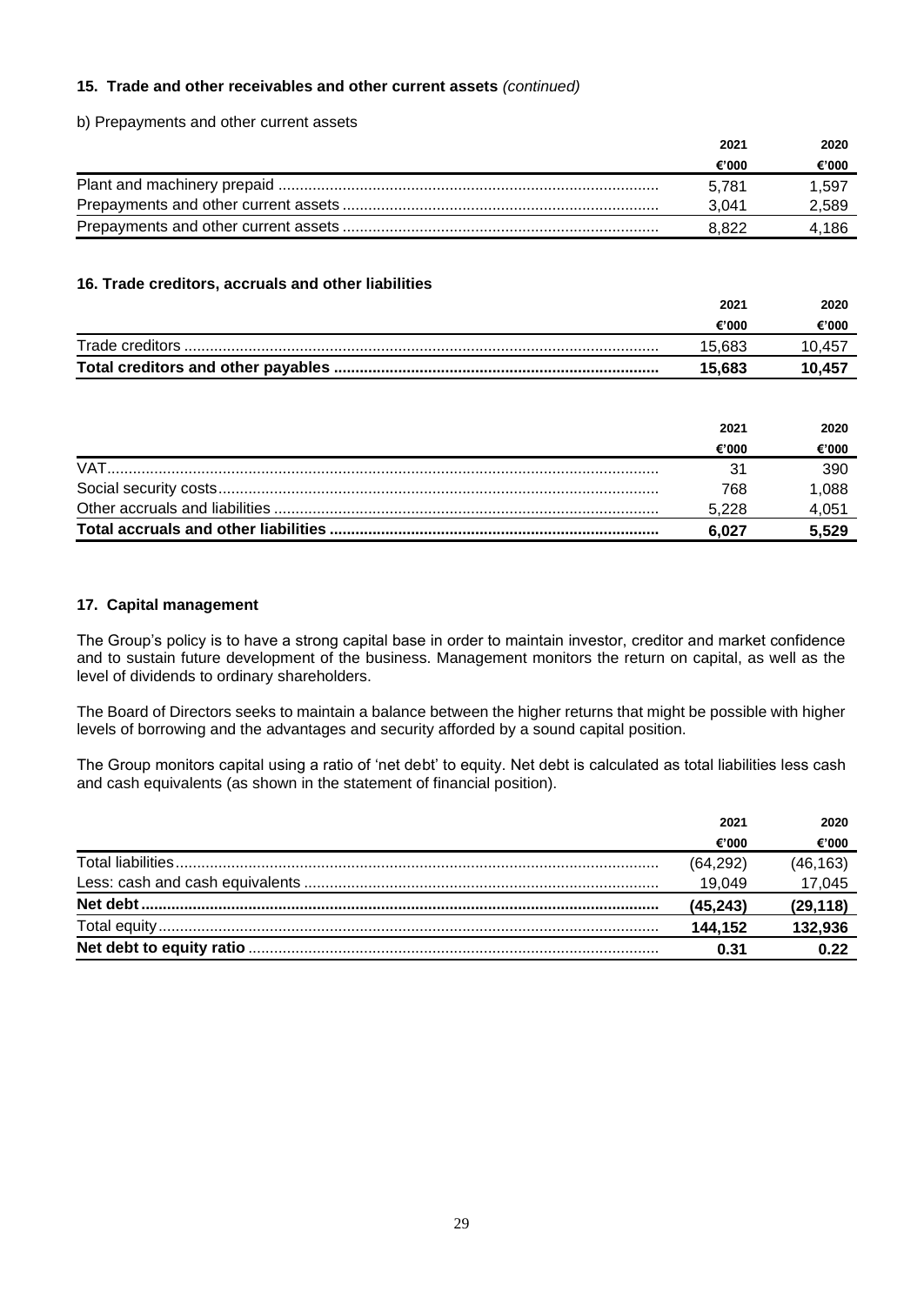### 15. Trade and other receivables and other current assets *(continued)*

b) Prepayments and other current assets

| | 2021 | 2020 |
|---|---|---|
| | €'000 | €'000 |
| Plant and machinery prepaid | 5,781 | 1,597 |
| Prepayments and other current assets | 3,041 | 2,589 |
| Prepayments and other current assets | 8,822 | 4,186 |

### 16. Trade creditors, accruals and other liabilities

| | 2021 | 2020 |
|---|---|---|
| | €'000 | €'000 |
| Trade creditors | 15,683 | 10,457 |
| **Total creditors and other payables** | **15,683** | **10,457** |

| | 2021 | 2020 |
|---|---|---|
| | €'000 | €'000 |
| VAT | 31 | 390 |
| Social security costs | 768 | 1,088 |
| Other accruals and liabilities | 5,228 | 4,051 |
| **Total accruals and other liabilities** | **6,027** | **5,529** |

### 17. Capital management

The Group's policy is to have a strong capital base in order to maintain investor, creditor and market confidence and to sustain future development of the business. Management monitors the return on capital, as well as the level of dividends to ordinary shareholders.

The Board of Directors seeks to maintain a balance between the higher returns that might be possible with higher levels of borrowing and the advantages and security afforded by a sound capital position.

The Group monitors capital using a ratio of 'net debt' to equity. Net debt is calculated as total liabilities less cash and cash equivalents (as shown in the statement of financial position).

| | 2021 | 2020 |
|---|---|---|
| | €'000 | €'000 |
| Total liabilities | (64,292) | (46,163) |
| Less: cash and cash equivalents | 19,049 | 17,045 |
| **Net debt** | **(45,243)** | **(29,118)** |
| Total equity | **144,152** | **132,936** |
| **Net debt to equity ratio** | **0.31** | **0.22** |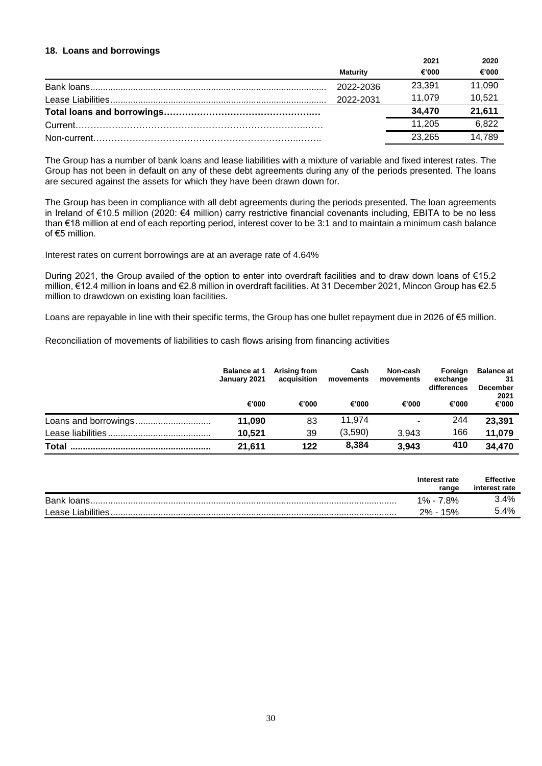### 18. Loans and borrowings

| | Maturity | 2021 €'000 | 2020 €'000 |
|---|---|---|---|
| Bank loans | 2022-2036 | 23,391 | 11,090 |
| Lease Liabilities | 2022-2031 | 11,079 | 10,521 |
| **Total loans and borrowings** | | **34,470** | **21,611** |
| Current | | 11,205 | 6,822 |
| Non-current | | 23,265 | 14,789 |

The Group has a number of bank loans and lease liabilities with a mixture of variable and fixed interest rates. The Group has not been in default on any of these debt agreements during any of the periods presented. The loans are secured against the assets for which they have been drawn down for.

The Group has been in compliance with all debt agreements during the periods presented. The loan agreements in Ireland of €10.5 million (2020: €4 million) carry restrictive financial covenants including, EBITA to be no less than €18 million at end of each reporting period, interest cover to be 3:1 and to maintain a minimum cash balance of €5 million.

Interest rates on current borrowings are at an average rate of 4.64%

During 2021, the Group availed of the option to enter into overdraft facilities and to draw down loans of €15.2 million, €12.4 million in loans and €2.8 million in overdraft facilities. At 31 December 2021, Mincon Group has €2.5 million to drawdown on existing loan facilities.

Loans are repayable in line with their specific terms, the Group has one bullet repayment due in 2026 of €5 million.

Reconciliation of movements of liabilities to cash flows arising from financing activities

| | Balance at 1 January 2021 €'000 | Arising from acquisition €'000 | Cash movements €'000 | Non-cash movements €'000 | Foreign exchange differences €'000 | Balance at 31 December 2021 €'000 |
|---|---|---|---|---|---|---|
| Loans and borrowings | **11,090** | 83 | 11,974 | - | 244 | **23,391** |
| Lease liabilities | **10,521** | 39 | (3,590) | 3,943 | 166 | **11,079** |
| **Total** | **21,611** | **122** | **8,384** | **3,943** | **410** | **34,470** |

| | Interest rate range | Effective interest rate |
|---|---|---|
| Bank loans | 1% - 7.8% | 3.4% |
| Lease Liabilities | 2% - 15% | 5.4% |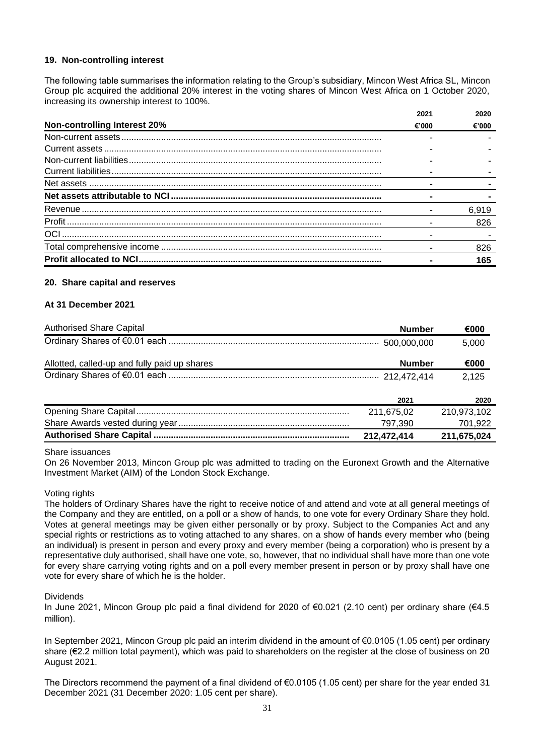### 19. Non-controlling interest

The following table summarises the information relating to the Group's subsidiary, Mincon West Africa SL, Mincon Group plc acquired the additional 20% interest in the voting shares of Mincon West Africa on 1 October 2020, increasing its ownership interest to 100%.

| Non-controlling Interest 20% | 2021<br>€'000 | 2020<br>€'000 |
|---|---|---|
| Non-current assets | - | - |
| Current assets | - | - |
| Non-current liabilities | - | - |
| Current liabilities | - | - |
| Net assets | - | - |
| **Net assets attributable to NCI** | **-** | **-** |
| Revenue | - | 6,919 |
| Profit | - | 826 |
| OCI | - | - |
| Total comprehensive income | - | 826 |
| **Profit allocated to NCI** | **-** | **165** |

### 20. Share capital and reserves

#### At 31 December 2021

| Authorised Share Capital | Number | €000 |
|---|---|---|
| Ordinary Shares of €0.01 each | 500,000,000 | 5,000 |

| Allotted, called-up and fully paid up shares | Number | €000 |
|---|---|---|
| Ordinary Shares of €0.01 each | 212,472,414 | 2,125 |

| | 2021 | 2020 |
|---|---|---|
| Opening Share Capital | 211,675,02 | 210,973,102 |
| Share Awards vested during year | 797,390 | 701,922 |
| **Authorised Share Capital** | **212,472,414** | **211,675,024** |

Share issuances

On 26 November 2013, Mincon Group plc was admitted to trading on the Euronext Growth and the Alternative Investment Market (AIM) of the London Stock Exchange.

Voting rights

The holders of Ordinary Shares have the right to receive notice of and attend and vote at all general meetings of the Company and they are entitled, on a poll or a show of hands, to one vote for every Ordinary Share they hold. Votes at general meetings may be given either personally or by proxy. Subject to the Companies Act and any special rights or restrictions as to voting attached to any shares, on a show of hands every member who (being an individual) is present in person and every proxy and every member (being a corporation) who is present by a representative duly authorised, shall have one vote, so, however, that no individual shall have more than one vote for every share carrying voting rights and on a poll every member present in person or by proxy shall have one vote for every share of which he is the holder.

Dividends

In June 2021, Mincon Group plc paid a final dividend for 2020 of €0.021 (2.10 cent) per ordinary share (€4.5 million).

In September 2021, Mincon Group plc paid an interim dividend in the amount of €0.0105 (1.05 cent) per ordinary share (€2.2 million total payment), which was paid to shareholders on the register at the close of business on 20 August 2021.

The Directors recommend the payment of a final dividend of €0.0105 (1.05 cent) per share for the year ended 31 December 2021 (31 December 2020: 1.05 cent per share).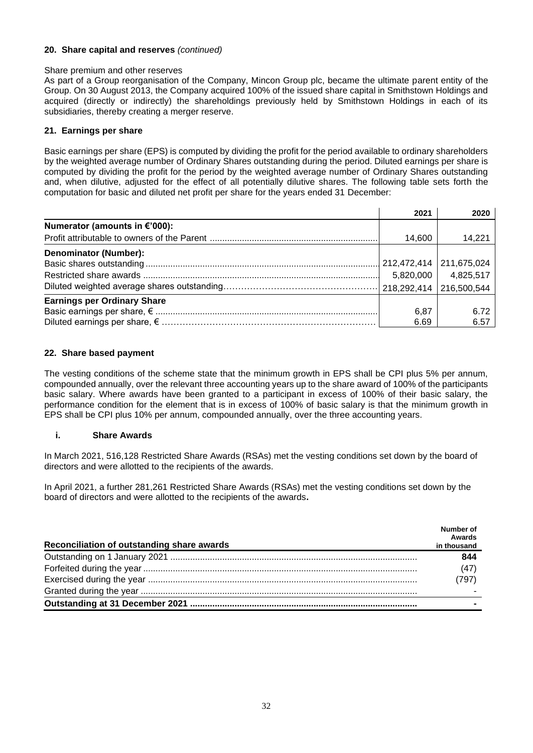### 20. Share capital and reserves *(continued)*

Share premium and other reserves

As part of a Group reorganisation of the Company, Mincon Group plc, became the ultimate parent entity of the Group. On 30 August 2013, the Company acquired 100% of the issued share capital in Smithstown Holdings and acquired (directly or indirectly) the shareholdings previously held by Smithstown Holdings in each of its subsidiaries, thereby creating a merger reserve.

### 21. Earnings per share

Basic earnings per share (EPS) is computed by dividing the profit for the period available to ordinary shareholders by the weighted average number of Ordinary Shares outstanding during the period. Diluted earnings per share is computed by dividing the profit for the period by the weighted average number of Ordinary Shares outstanding and, when dilutive, adjusted for the effect of all potentially dilutive shares. The following table sets forth the computation for basic and diluted net profit per share for the years ended 31 December:

| | 2021 | 2020 |
|---|---|---|
| **Numerator (amounts in €'000):** | | |
| Profit attributable to owners of the Parent | 14,600 | 14,221 |
| **Denominator (Number):** | | |
| Basic shares outstanding | 212,472,414 | 211,675,024 |
| Restricted share awards | 5,820,000 | 4,825,517 |
| Diluted weighted average shares outstanding | 218,292,414 | 216,500,544 |
| **Earnings per Ordinary Share** | | |
| Basic earnings per share, € | 6,87 | 6.72 |
| Diluted earnings per share, € | 6.69 | 6.57 |

### 22. Share based payment

The vesting conditions of the scheme state that the minimum growth in EPS shall be CPI plus 5% per annum, compounded annually, over the relevant three accounting years up to the share award of 100% of the participants basic salary. Where awards have been granted to a participant in excess of 100% of their basic salary, the performance condition for the element that is in excess of 100% of basic salary is that the minimum growth in EPS shall be CPI plus 10% per annum, compounded annually, over the three accounting years.

#### i. Share Awards

In March 2021, 516,128 Restricted Share Awards (RSAs) met the vesting conditions set down by the board of directors and were allotted to the recipients of the awards.

In April 2021, a further 281,261 Restricted Share Awards (RSAs) met the vesting conditions set down by the board of directors and were allotted to the recipients of the awards**.**

| Reconciliation of outstanding share awards | Number of Awards in thousand |
|---|---|
| Outstanding on 1 January 2021 | **844** |
| Forfeited during the year | (47) |
| Exercised during the year | (797) |
| Granted during the year | - |
| **Outstanding at 31 December 2021** | **-** |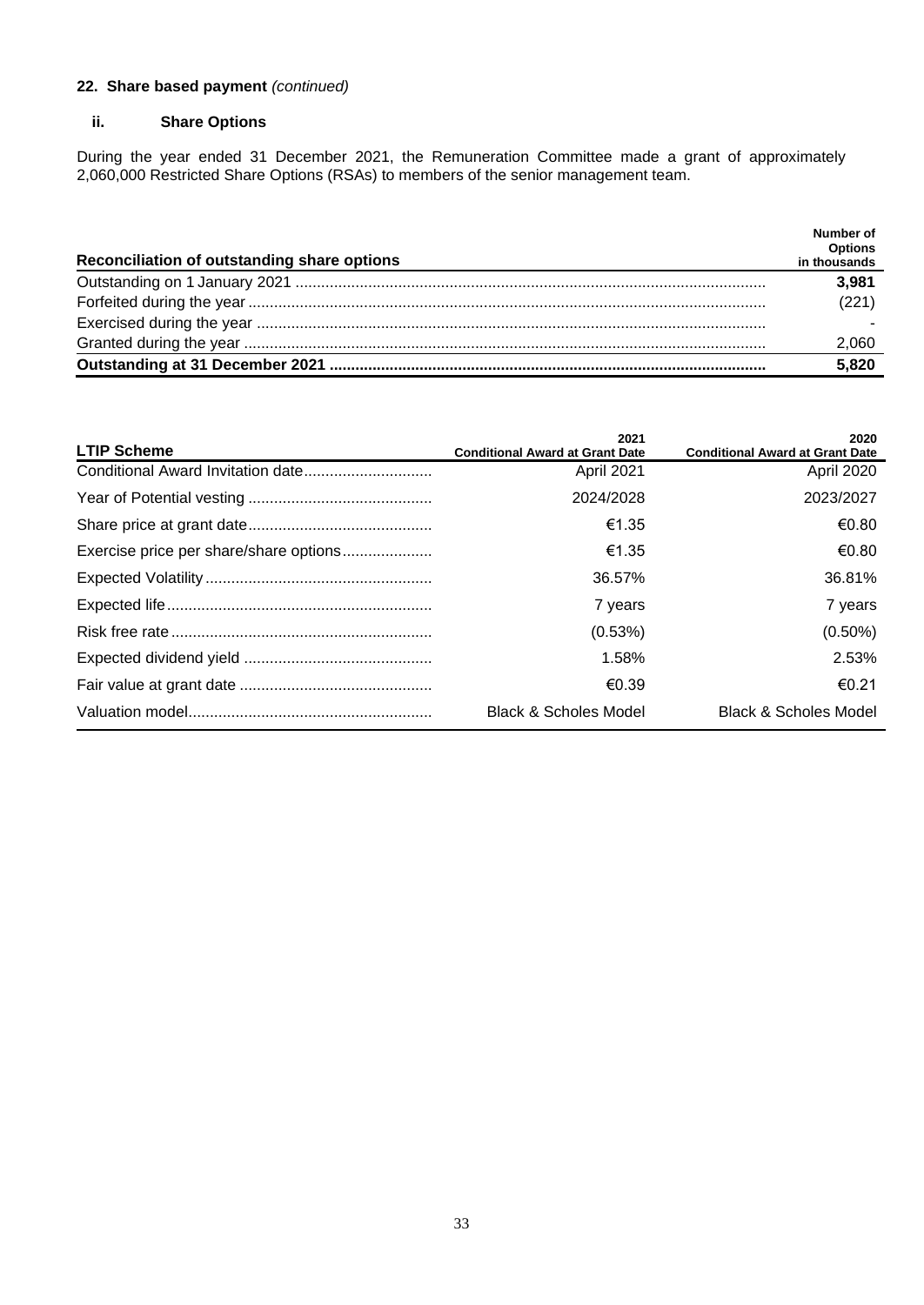## 22. Share based payment *(continued)*

### ii. Share Options

During the year ended 31 December 2021, the Remuneration Committee made a grant of approximately 2,060,000 Restricted Share Options (RSAs) to members of the senior management team.

| Reconciliation of outstanding share options | Number of Options in thousands |
|---|---|
| Outstanding on 1 January 2021 | **3,981** |
| Forfeited during the year | (221) |
| Exercised during the year | - |
| Granted during the year | 2,060 |
| **Outstanding at 31 December 2021** | **5,820** |

| LTIP Scheme | 2021 Conditional Award at Grant Date | 2020 Conditional Award at Grant Date |
|---|---|---|
| Conditional Award Invitation date | April 2021 | April 2020 |
| Year of Potential vesting | 2024/2028 | 2023/2027 |
| Share price at grant date | €1.35 | €0.80 |
| Exercise price per share/share options | €1.35 | €0.80 |
| Expected Volatility | 36.57% | 36.81% |
| Expected life | 7 years | 7 years |
| Risk free rate | (0.53%) | (0.50%) |
| Expected dividend yield | 1.58% | 2.53% |
| Fair value at grant date | €0.39 | €0.21 |
| Valuation model | Black & Scholes Model | Black & Scholes Model |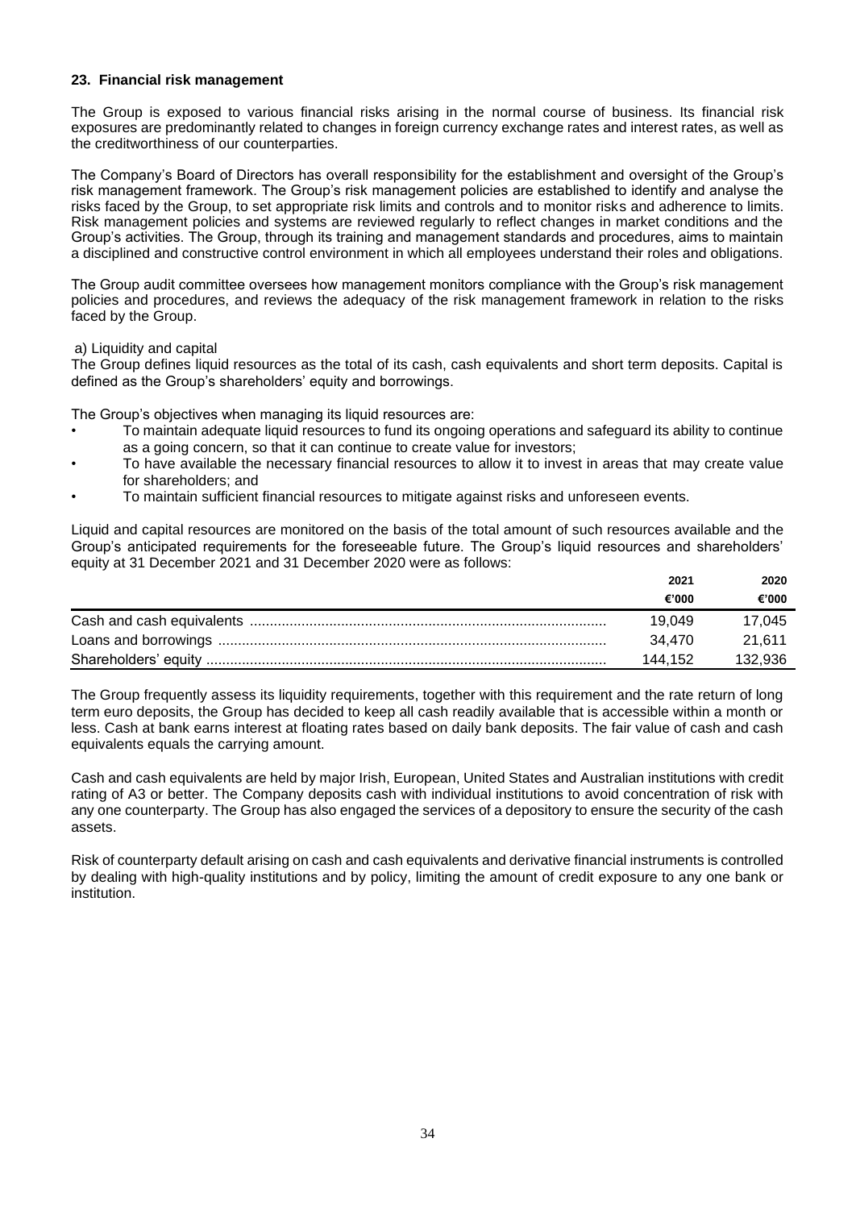## 23. Financial risk management

The Group is exposed to various financial risks arising in the normal course of business. Its financial risk exposures are predominantly related to changes in foreign currency exchange rates and interest rates, as well as the creditworthiness of our counterparties.

The Company's Board of Directors has overall responsibility for the establishment and oversight of the Group's risk management framework. The Group's risk management policies are established to identify and analyse the risks faced by the Group, to set appropriate risk limits and controls and to monitor risks and adherence to limits. Risk management policies and systems are reviewed regularly to reflect changes in market conditions and the Group's activities. The Group, through its training and management standards and procedures, aims to maintain a disciplined and constructive control environment in which all employees understand their roles and obligations.

The Group audit committee oversees how management monitors compliance with the Group's risk management policies and procedures, and reviews the adequacy of the risk management framework in relation to the risks faced by the Group.

a) Liquidity and capital

The Group defines liquid resources as the total of its cash, cash equivalents and short term deposits. Capital is defined as the Group's shareholders' equity and borrowings.

The Group's objectives when managing its liquid resources are:

- To maintain adequate liquid resources to fund its ongoing operations and safeguard its ability to continue as a going concern, so that it can continue to create value for investors;
- To have available the necessary financial resources to allow it to invest in areas that may create value for shareholders; and
- To maintain sufficient financial resources to mitigate against risks and unforeseen events.

Liquid and capital resources are monitored on the basis of the total amount of such resources available and the Group's anticipated requirements for the foreseeable future. The Group's liquid resources and shareholders' equity at 31 December 2021 and 31 December 2020 were as follows:

| | 2021 | 2020 |
|---|---|---|
| | €'000 | €'000 |
| Cash and cash equivalents | 19,049 | 17,045 |
| Loans and borrowings | 34,470 | 21,611 |
| Shareholders' equity | 144,152 | 132,936 |

The Group frequently assess its liquidity requirements, together with this requirement and the rate return of long term euro deposits, the Group has decided to keep all cash readily available that is accessible within a month or less. Cash at bank earns interest at floating rates based on daily bank deposits. The fair value of cash and cash equivalents equals the carrying amount.

Cash and cash equivalents are held by major Irish, European, United States and Australian institutions with credit rating of A3 or better. The Company deposits cash with individual institutions to avoid concentration of risk with any one counterparty. The Group has also engaged the services of a depository to ensure the security of the cash assets.

Risk of counterparty default arising on cash and cash equivalents and derivative financial instruments is controlled by dealing with high-quality institutions and by policy, limiting the amount of credit exposure to any one bank or institution.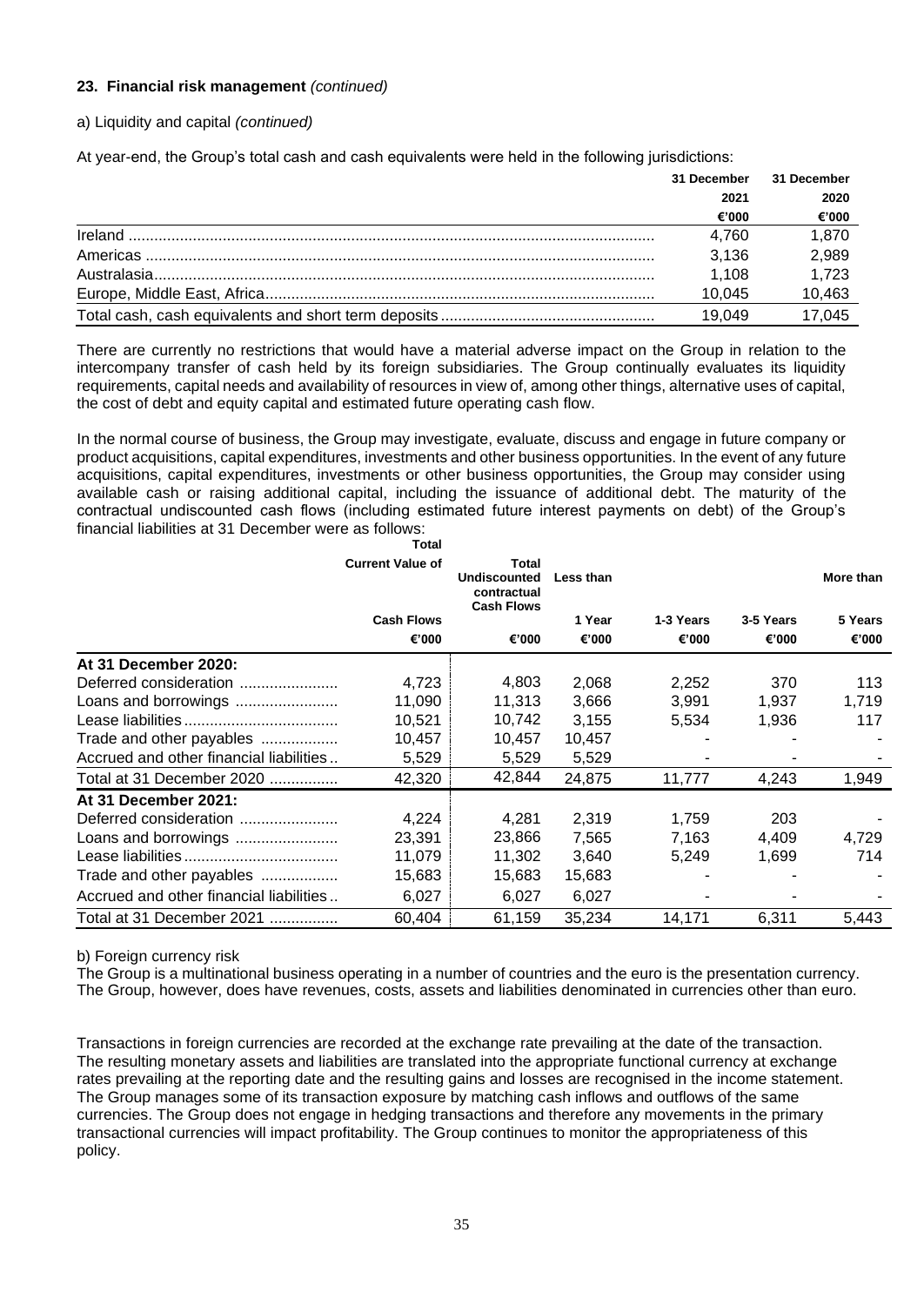**23. Financial risk management** *(continued)*

a) Liquidity and capital *(continued)*

At year-end, the Group's total cash and cash equivalents were held in the following jurisdictions:

| | 31 December 2021 €'000 | 31 December 2020 €'000 |
|---|---|---|
| Ireland | 4,760 | 1,870 |
| Americas | 3,136 | 2,989 |
| Australasia | 1,108 | 1,723 |
| Europe, Middle East, Africa | 10,045 | 10,463 |
| Total cash, cash equivalents and short term deposits | 19,049 | 17,045 |

There are currently no restrictions that would have a material adverse impact on the Group in relation to the intercompany transfer of cash held by its foreign subsidiaries. The Group continually evaluates its liquidity requirements, capital needs and availability of resources in view of, among other things, alternative uses of capital, the cost of debt and equity capital and estimated future operating cash flow.

In the normal course of business, the Group may investigate, evaluate, discuss and engage in future company or product acquisitions, capital expenditures, investments and other business opportunities. In the event of any future acquisitions, capital expenditures, investments or other business opportunities, the Group may consider using available cash or raising additional capital, including the issuance of additional debt. The maturity of the contractual undiscounted cash flows (including estimated future interest payments on debt) of the Group's financial liabilities at 31 December were as follows:

| | Total Current Value of Cash Flows €'000 | Total Undiscounted contractual Cash Flows €'000 | Less than 1 Year €'000 | 1-3 Years €'000 | 3-5 Years €'000 | More than 5 Years €'000 |
|---|---|---|---|---|---|---|
| **At 31 December 2020:** | | | | | | |
| Deferred consideration | 4,723 | 4,803 | 2,068 | 2,252 | 370 | 113 |
| Loans and borrowings | 11,090 | 11,313 | 3,666 | 3,991 | 1,937 | 1,719 |
| Lease liabilities | 10,521 | 10,742 | 3,155 | 5,534 | 1,936 | 117 |
| Trade and other payables | 10,457 | 10,457 | 10,457 | - | - | - |
| Accrued and other financial liabilities | 5,529 | 5,529 | 5,529 | - | - | - |
| Total at 31 December 2020 | 42,320 | 42,844 | 24,875 | 11,777 | 4,243 | 1,949 |
| **At 31 December 2021:** | | | | | | |
| Deferred consideration | 4,224 | 4,281 | 2,319 | 1,759 | 203 | - |
| Loans and borrowings | 23,391 | 23,866 | 7,565 | 7,163 | 4,409 | 4,729 |
| Lease liabilities | 11,079 | 11,302 | 3,640 | 5,249 | 1,699 | 714 |
| Trade and other payables | 15,683 | 15,683 | 15,683 | - | - | - |
| Accrued and other financial liabilities | 6,027 | 6,027 | 6,027 | - | - | - |
| Total at 31 December 2021 | 60,404 | 61,159 | 35,234 | 14,171 | 6,311 | 5,443 |

b) Foreign currency risk

The Group is a multinational business operating in a number of countries and the euro is the presentation currency. The Group, however, does have revenues, costs, assets and liabilities denominated in currencies other than euro.

Transactions in foreign currencies are recorded at the exchange rate prevailing at the date of the transaction. The resulting monetary assets and liabilities are translated into the appropriate functional currency at exchange rates prevailing at the reporting date and the resulting gains and losses are recognised in the income statement. The Group manages some of its transaction exposure by matching cash inflows and outflows of the same currencies. The Group does not engage in hedging transactions and therefore any movements in the primary transactional currencies will impact profitability. The Group continues to monitor the appropriateness of this policy.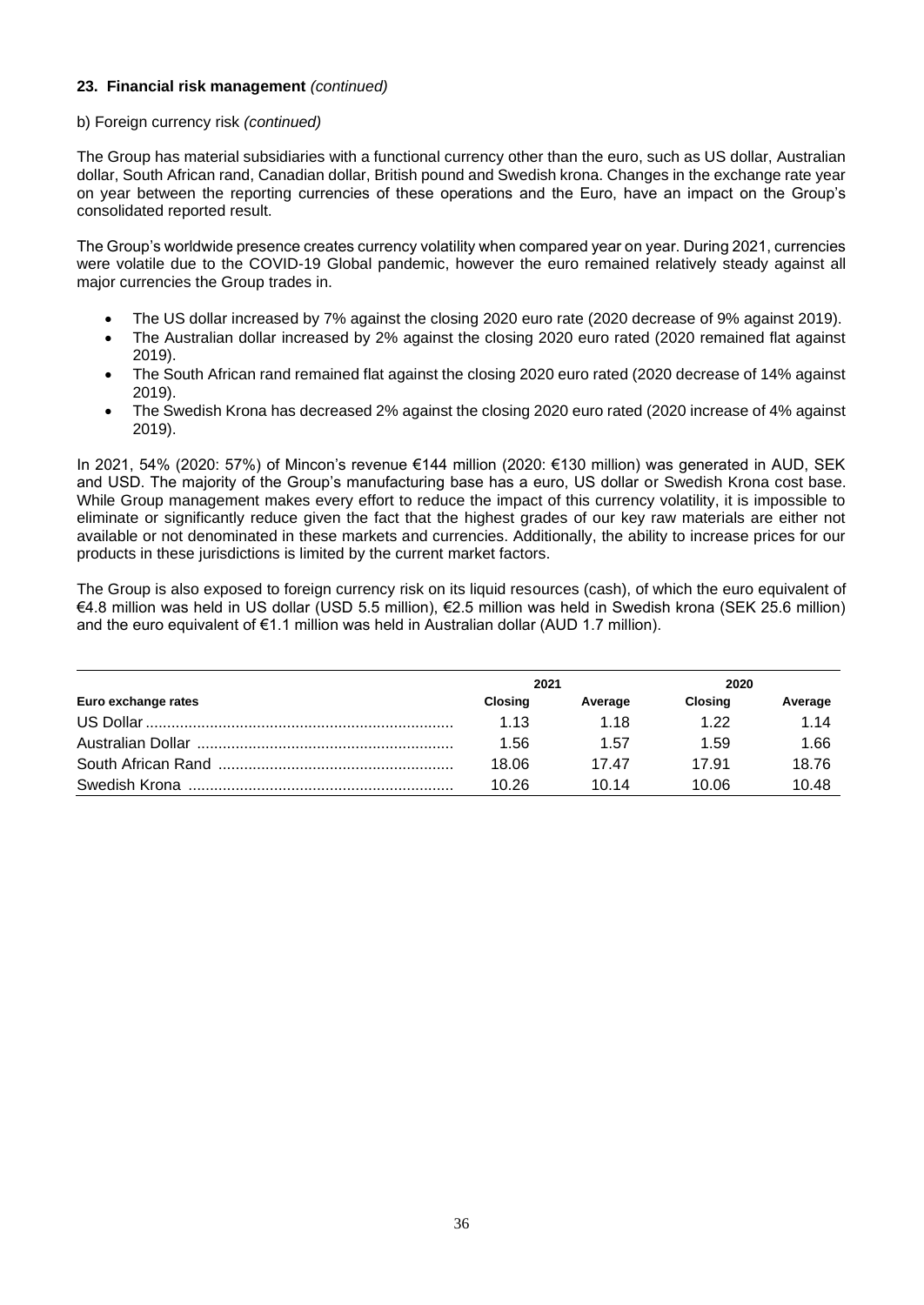### 23. Financial risk management *(continued)*

b) Foreign currency risk *(continued)*

The Group has material subsidiaries with a functional currency other than the euro, such as US dollar, Australian dollar, South African rand, Canadian dollar, British pound and Swedish krona. Changes in the exchange rate year on year between the reporting currencies of these operations and the Euro, have an impact on the Group's consolidated reported result.

The Group's worldwide presence creates currency volatility when compared year on year. During 2021, currencies were volatile due to the COVID-19 Global pandemic, however the euro remained relatively steady against all major currencies the Group trades in.

- The US dollar increased by 7% against the closing 2020 euro rate (2020 decrease of 9% against 2019).
- The Australian dollar increased by 2% against the closing 2020 euro rated (2020 remained flat against 2019).
- The South African rand remained flat against the closing 2020 euro rated (2020 decrease of 14% against 2019).
- The Swedish Krona has decreased 2% against the closing 2020 euro rated (2020 increase of 4% against 2019).

In 2021, 54% (2020: 57%) of Mincon's revenue €144 million (2020: €130 million) was generated in AUD, SEK and USD. The majority of the Group's manufacturing base has a euro, US dollar or Swedish Krona cost base. While Group management makes every effort to reduce the impact of this currency volatility, it is impossible to eliminate or significantly reduce given the fact that the highest grades of our key raw materials are either not available or not denominated in these markets and currencies. Additionally, the ability to increase prices for our products in these jurisdictions is limited by the current market factors.

The Group is also exposed to foreign currency risk on its liquid resources (cash), of which the euro equivalent of €4.8 million was held in US dollar (USD 5.5 million), €2.5 million was held in Swedish krona (SEK 25.6 million) and the euro equivalent of €1.1 million was held in Australian dollar (AUD 1.7 million).

| | 2021 | | 2020 | |
|---|---|---|---|---|
| **Euro exchange rates** | **Closing** | **Average** | **Closing** | **Average** |
| US Dollar | 1.13 | 1.18 | 1.22 | 1.14 |
| Australian Dollar | 1.56 | 1.57 | 1.59 | 1.66 |
| South African Rand | 18.06 | 17.47 | 17.91 | 18.76 |
| Swedish Krona | 10.26 | 10.14 | 10.06 | 10.48 |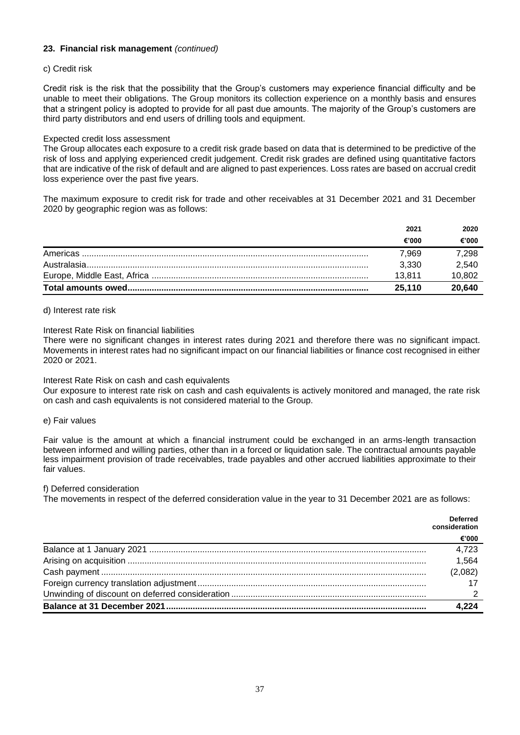**23. Financial risk management** *(continued)*

c) Credit risk

Credit risk is the risk that the possibility that the Group's customers may experience financial difficulty and be unable to meet their obligations. The Group monitors its collection experience on a monthly basis and ensures that a stringent policy is adopted to provide for all past due amounts. The majority of the Group's customers are third party distributors and end users of drilling tools and equipment.

Expected credit loss assessment

The Group allocates each exposure to a credit risk grade based on data that is determined to be predictive of the risk of loss and applying experienced credit judgement. Credit risk grades are defined using quantitative factors that are indicative of the risk of default and are aligned to past experiences. Loss rates are based on accrual credit loss experience over the past five years.

The maximum exposure to credit risk for trade and other receivables at 31 December 2021 and 31 December 2020 by geographic region was as follows:

| | 2021 | 2020 |
|---|---|---|
| | €'000 | €'000 |
| Americas | 7,969 | 7,298 |
| Australasia | 3,330 | 2,540 |
| Europe, Middle East, Africa | 13,811 | 10,802 |
| **Total amounts owed** | **25,110** | **20,640** |

d) Interest rate risk

Interest Rate Risk on financial liabilities

There were no significant changes in interest rates during 2021 and therefore there was no significant impact. Movements in interest rates had no significant impact on our financial liabilities or finance cost recognised in either 2020 or 2021.

Interest Rate Risk on cash and cash equivalents

Our exposure to interest rate risk on cash and cash equivalents is actively monitored and managed, the rate risk on cash and cash equivalents is not considered material to the Group.

e) Fair values

Fair value is the amount at which a financial instrument could be exchanged in an arms-length transaction between informed and willing parties, other than in a forced or liquidation sale. The contractual amounts payable less impairment provision of trade receivables, trade payables and other accrued liabilities approximate to their fair values.

f) Deferred consideration

The movements in respect of the deferred consideration value in the year to 31 December 2021 are as follows:

| | Deferred consideration |
|---|---|
| | €'000 |
| Balance at 1 January 2021 | 4,723 |
| Arising on acquisition | 1,564 |
| Cash payment | (2,082) |
| Foreign currency translation adjustment | 17 |
| Unwinding of discount on deferred consideration | 2 |
| **Balance at 31 December 2021** | **4,224** |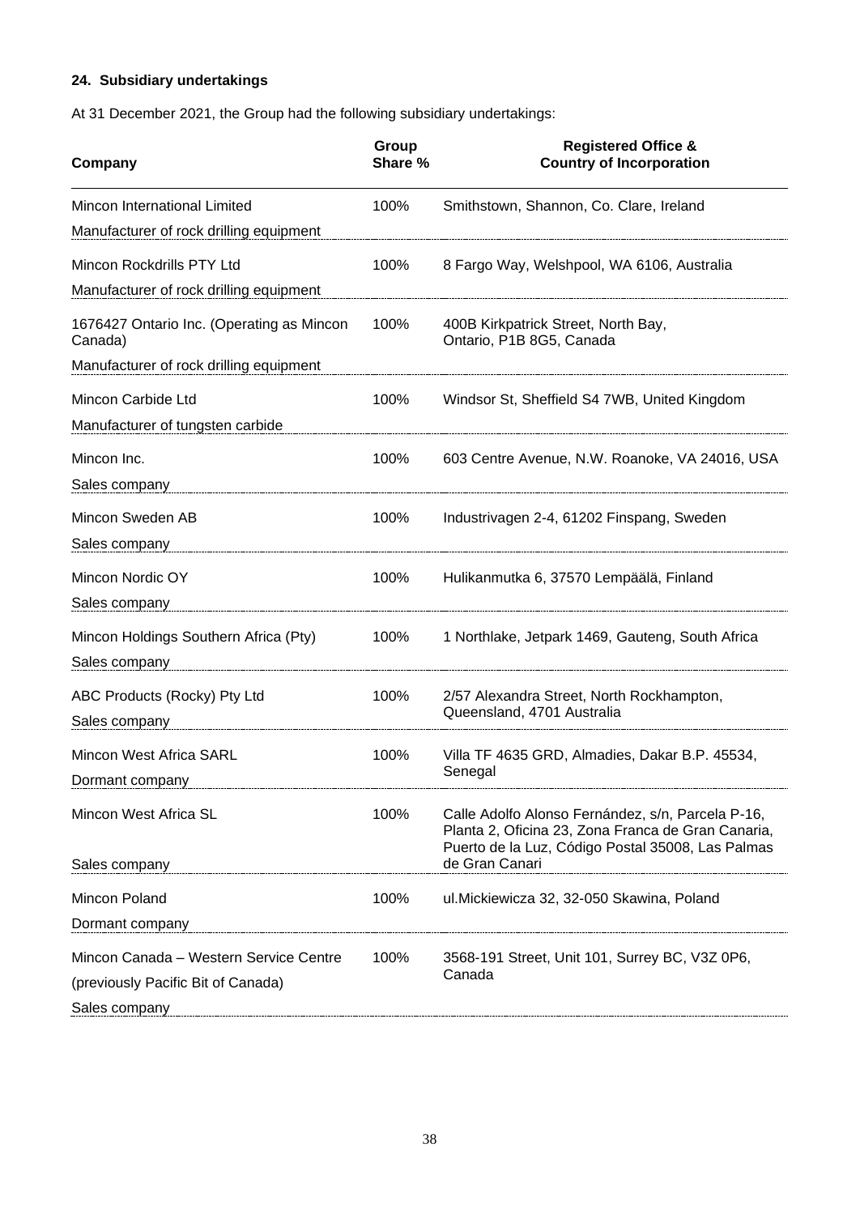## 24. Subsidiary undertakings

At 31 December 2021, the Group had the following subsidiary undertakings:

| Company | Group Share % | Registered Office & Country of Incorporation |
|---|---|---|
| Mincon International Limited<br>Manufacturer of rock drilling equipment | 100% | Smithstown, Shannon, Co. Clare, Ireland |
| Mincon Rockdrills PTY Ltd<br>Manufacturer of rock drilling equipment | 100% | 8 Fargo Way, Welshpool, WA 6106, Australia |
| 1676427 Ontario Inc. (Operating as Mincon Canada)<br>Manufacturer of rock drilling equipment | 100% | 400B Kirkpatrick Street, North Bay, Ontario, P1B 8G5, Canada |
| Mincon Carbide Ltd<br>Manufacturer of tungsten carbide | 100% | Windsor St, Sheffield S4 7WB, United Kingdom |
| Mincon Inc.<br>Sales company | 100% | 603 Centre Avenue, N.W. Roanoke, VA 24016, USA |
| Mincon Sweden AB<br>Sales company | 100% | Industrivagen 2-4, 61202 Finspang, Sweden |
| Mincon Nordic OY<br>Sales company | 100% | Hulikanmutka 6, 37570 Lempäälä, Finland |
| Mincon Holdings Southern Africa (Pty)<br>Sales company | 100% | 1 Northlake, Jetpark 1469, Gauteng, South Africa |
| ABC Products (Rocky) Pty Ltd<br>Sales company | 100% | 2/57 Alexandra Street, North Rockhampton, Queensland, 4701 Australia |
| Mincon West Africa SARL<br>Dormant company | 100% | Villa TF 4635 GRD, Almadies, Dakar B.P. 45534, Senegal |
| Mincon West Africa SL<br>Sales company | 100% | Calle Adolfo Alonso Fernández, s/n, Parcela P-16, Planta 2, Oficina 23, Zona Franca de Gran Canaria, Puerto de la Luz, Código Postal 35008, Las Palmas de Gran Canari |
| Mincon Poland<br>Dormant company | 100% | ul.Mickiewicza 32, 32-050 Skawina, Poland |
| Mincon Canada – Western Service Centre (previously Pacific Bit of Canada)<br>Sales company | 100% | 3568-191 Street, Unit 101, Surrey BC, V3Z 0P6, Canada |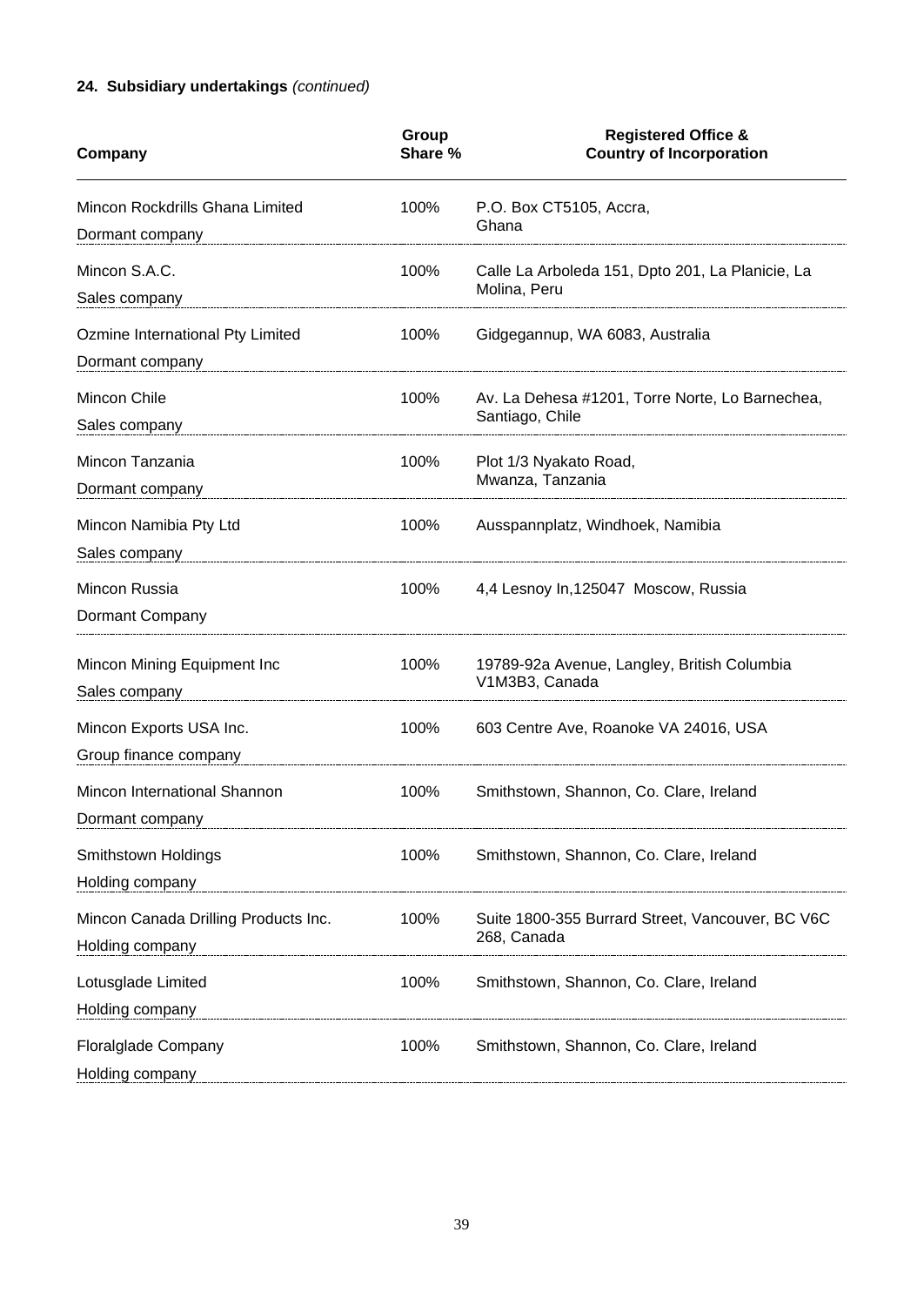**24. Subsidiary undertakings** *(continued)*

| Company | Group Share % | Registered Office & Country of Incorporation |
|---|---|---|
| Mincon Rockdrills Ghana Limited<br>Dormant company | 100% | P.O. Box CT5105, Accra, Ghana |
| Mincon S.A.C.<br>Sales company | 100% | Calle La Arboleda 151, Dpto 201, La Planicie, La Molina, Peru |
| Ozmine International Pty Limited<br>Dormant company | 100% | Gidgegannup, WA 6083, Australia |
| Mincon Chile<br>Sales company | 100% | Av. La Dehesa #1201, Torre Norte, Lo Barnechea, Santiago, Chile |
| Mincon Tanzania<br>Dormant company | 100% | Plot 1/3 Nyakato Road, Mwanza, Tanzania |
| Mincon Namibia Pty Ltd<br>Sales company | 100% | Ausspannplatz, Windhoek, Namibia |
| Mincon Russia<br>Dormant Company | 100% | 4,4 Lesnoy In,125047 Moscow, Russia |
| Mincon Mining Equipment Inc<br>Sales company | 100% | 19789-92a Avenue, Langley, British Columbia V1M3B3, Canada |
| Mincon Exports USA Inc.<br>Group finance company | 100% | 603 Centre Ave, Roanoke VA 24016, USA |
| Mincon International Shannon<br>Dormant company | 100% | Smithstown, Shannon, Co. Clare, Ireland |
| Smithstown Holdings<br>Holding company | 100% | Smithstown, Shannon, Co. Clare, Ireland |
| Mincon Canada Drilling Products Inc.<br>Holding company | 100% | Suite 1800-355 Burrard Street, Vancouver, BC V6C 268, Canada |
| Lotusglade Limited<br>Holding company | 100% | Smithstown, Shannon, Co. Clare, Ireland |
| Floralglade Company<br>Holding company | 100% | Smithstown, Shannon, Co. Clare, Ireland |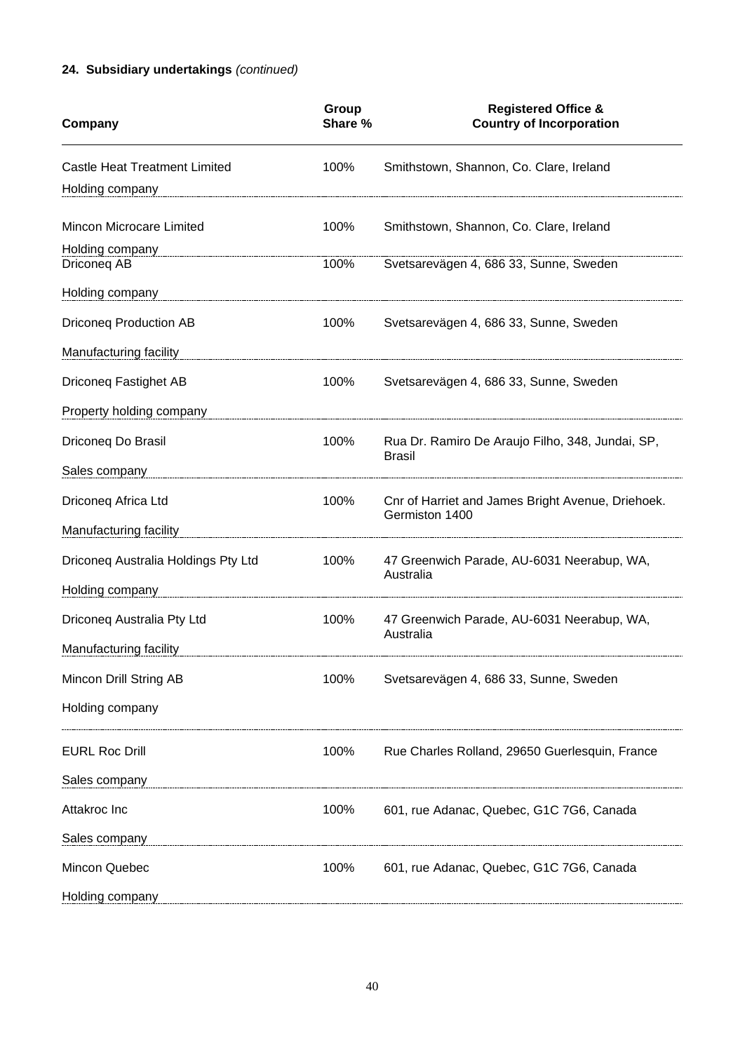**24. Subsidiary undertakings** *(continued)*

| Company | Group Share % | Registered Office & Country of Incorporation |
|---|---|---|
| Castle Heat Treatment Limited<br>Holding company | 100% | Smithstown, Shannon, Co. Clare, Ireland |
| Mincon Microcare Limited<br>Holding company | 100% | Smithstown, Shannon, Co. Clare, Ireland |
| Driconeq AB<br>Holding company | 100% | Svetsarevägen 4, 686 33, Sunne, Sweden |
| Driconeq Production AB<br>Manufacturing facility | 100% | Svetsarevägen 4, 686 33, Sunne, Sweden |
| Driconeq Fastighet AB<br>Property holding company | 100% | Svetsarevägen 4, 686 33, Sunne, Sweden |
| Driconeq Do Brasil<br>Sales company | 100% | Rua Dr. Ramiro De Araujo Filho, 348, Jundai, SP, Brasil |
| Driconeq Africa Ltd<br>Manufacturing facility | 100% | Cnr of Harriet and James Bright Avenue, Driehoek. Germiston 1400 |
| Driconeq Australia Holdings Pty Ltd<br>Holding company | 100% | 47 Greenwich Parade, AU-6031 Neerabup, WA, Australia |
| Driconeq Australia Pty Ltd<br>Manufacturing facility | 100% | 47 Greenwich Parade, AU-6031 Neerabup, WA, Australia |
| Mincon Drill String AB<br>Holding company | 100% | Svetsarevägen 4, 686 33, Sunne, Sweden |
| EURL Roc Drill<br>Sales company | 100% | Rue Charles Rolland, 29650 Guerlesquin, France |
| Attakroc Inc<br>Sales company | 100% | 601, rue Adanac, Quebec, G1C 7G6, Canada |
| Mincon Quebec<br>Holding company | 100% | 601, rue Adanac, Quebec, G1C 7G6, Canada |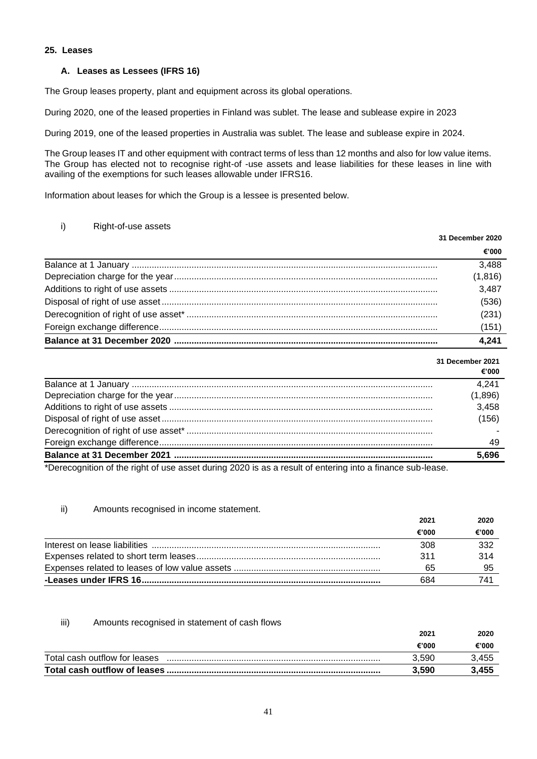## 25. Leases

### A. Leases as Lessees (IFRS 16)

The Group leases property, plant and equipment across its global operations.

During 2020, one of the leased properties in Finland was sublet. The lease and sublease expire in 2023

During 2019, one of the leased properties in Australia was sublet. The lease and sublease expire in 2024.

The Group leases IT and other equipment with contract terms of less than 12 months and also for low value items. The Group has elected not to recognise right-of -use assets and lease liabilities for these leases in line with availing of the exemptions for such leases allowable under IFRS16.

Information about leases for which the Group is a lessee is presented below.

i) Right-of-use assets

| | 31 December 2020 |
|---|---|
| | €'000 |
| Balance at 1 January | 3,488 |
| Depreciation charge for the year | (1,816) |
| Additions to right of use assets | 3,487 |
| Disposal of right of use asset | (536) |
| Derecognition of right of use asset* | (231) |
| Foreign exchange difference | (151) |
| **Balance at 31 December 2020** | **4,241** |

| | 31 December 2021 |
|---|---|
| | €'000 |
| Balance at 1 January | 4,241 |
| Depreciation charge for the year | (1,896) |
| Additions to right of use assets | 3,458 |
| Disposal of right of use asset | (156) |
| Derecognition of right of use asset* | - |
| Foreign exchange difference | 49 |
| **Balance at 31 December 2021** | **5,696** |

*Derecognition of the right of use asset during 2020 is as a result of entering into a finance sub-lease.

ii) Amounts recognised in income statement.

| | 2021 | 2020 |
|---|---|---|
| | €'000 | €'000 |
| Interest on lease liabilities | 308 | 332 |
| Expenses related to short term leases | 311 | 314 |
| Expenses related to leases of low value assets | 65 | 95 |
| **-Leases under IFRS 16** | 684 | 741 |

iii) Amounts recognised in statement of cash flows

| | 2021 | 2020 |
|---|---|---|
| | €'000 | €'000 |
| Total cash outflow for leases | 3,590 | 3,455 |
| **Total cash outflow of leases** | **3,590** | **3,455** |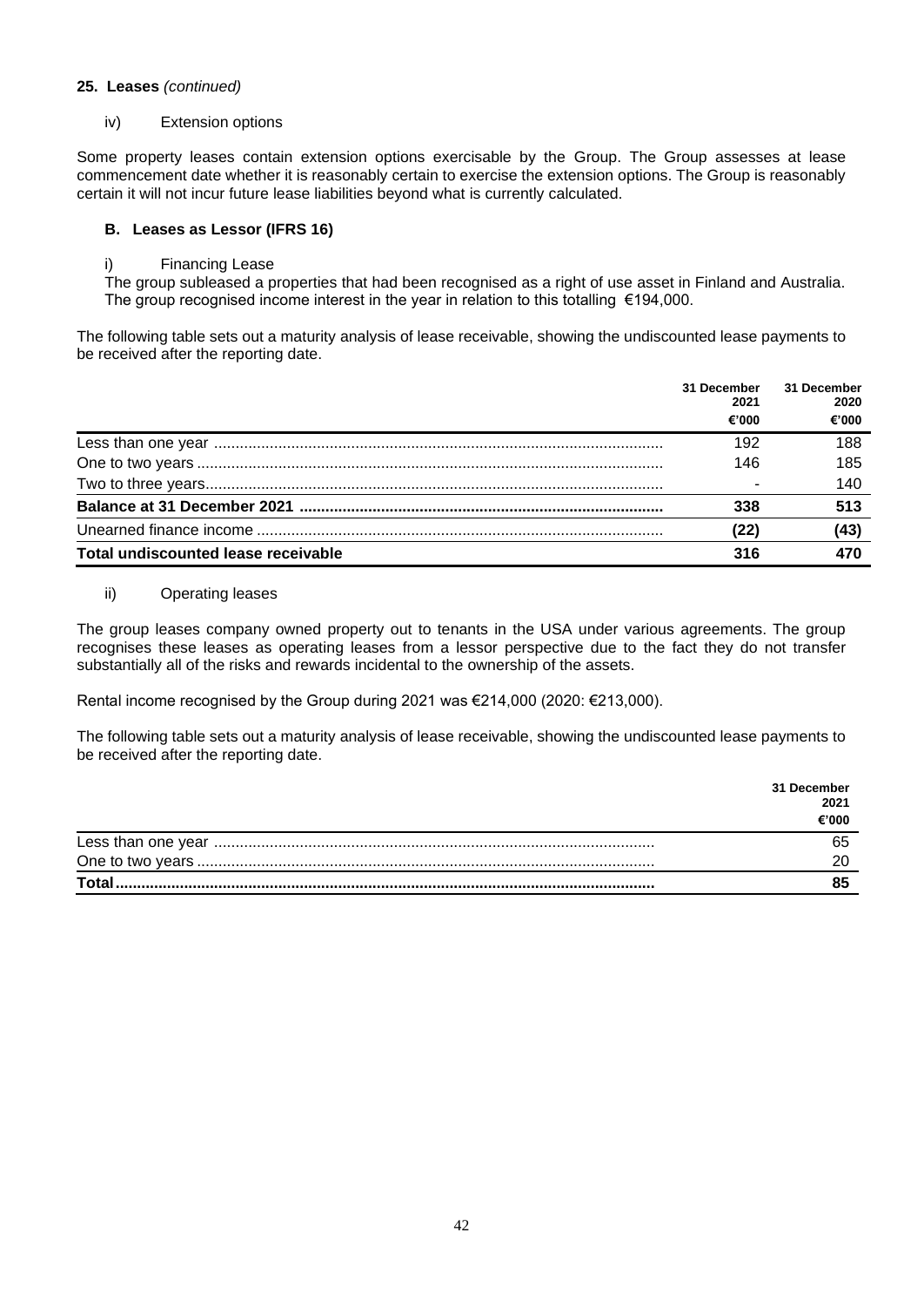**25. Leases** *(continued)*

iv) Extension options

Some property leases contain extension options exercisable by the Group. The Group assesses at lease commencement date whether it is reasonably certain to exercise the extension options. The Group is reasonably certain it will not incur future lease liabilities beyond what is currently calculated.

**B. Leases as Lessor (IFRS 16)**

i) Financing Lease

The group subleased a properties that had been recognised as a right of use asset in Finland and Australia. The group recognised income interest in the year in relation to this totalling €194,000.

The following table sets out a maturity analysis of lease receivable, showing the undiscounted lease payments to be received after the reporting date.

| | 31 December 2021 €'000 | 31 December 2020 €'000 |
|---|---|---|
| Less than one year | 192 | 188 |
| One to two years | 146 | 185 |
| Two to three years | - | 140 |
| **Balance at 31 December 2021** | **338** | **513** |
| Unearned finance income | **(22)** | **(43)** |
| **Total undiscounted lease receivable** | **316** | **470** |

ii) Operating leases

The group leases company owned property out to tenants in the USA under various agreements. The group recognises these leases as operating leases from a lessor perspective due to the fact they do not transfer substantially all of the risks and rewards incidental to the ownership of the assets.

Rental income recognised by the Group during 2021 was €214,000 (2020: €213,000).

The following table sets out a maturity analysis of lease receivable, showing the undiscounted lease payments to be received after the reporting date.

| | 31 December 2021 €'000 |
|---|---|
| Less than one year | 65 |
| One to two years | 20 |
| **Total** | **85** |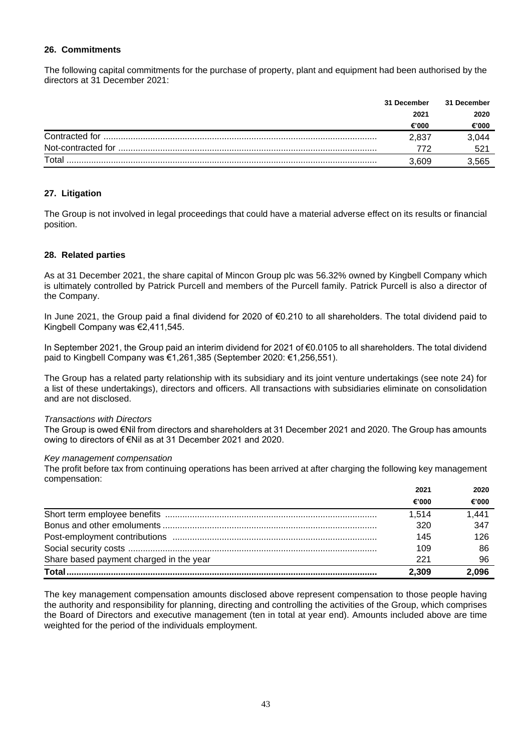### 26. Commitments

The following capital commitments for the purchase of property, plant and equipment had been authorised by the directors at 31 December 2021:

| | 31 December 2021 €'000 | 31 December 2020 €'000 |
|---|---|---|
| Contracted for | 2,837 | 3,044 |
| Not-contracted for | 772 | 521 |
| Total | 3,609 | 3,565 |

### 27. Litigation

The Group is not involved in legal proceedings that could have a material adverse effect on its results or financial position.

### 28. Related parties

As at 31 December 2021, the share capital of Mincon Group plc was 56.32% owned by Kingbell Company which is ultimately controlled by Patrick Purcell and members of the Purcell family. Patrick Purcell is also a director of the Company.

In June 2021, the Group paid a final dividend for 2020 of €0.210 to all shareholders. The total dividend paid to Kingbell Company was €2,411,545.

In September 2021, the Group paid an interim dividend for 2021 of €0.0105 to all shareholders. The total dividend paid to Kingbell Company was €1,261,385 (September 2020: €1,256,551).

The Group has a related party relationship with its subsidiary and its joint venture undertakings (see note 24) for a list of these undertakings), directors and officers. All transactions with subsidiaries eliminate on consolidation and are not disclosed.

*Transactions with Directors*
The Group is owed €Nil from directors and shareholders at 31 December 2021 and 2020. The Group has amounts owing to directors of €Nil as at 31 December 2021 and 2020.

*Key management compensation*
The profit before tax from continuing operations has been arrived at after charging the following key management compensation:

| | 2021 €'000 | 2020 €'000 |
|---|---|---|
| Short term employee benefits | 1,514 | 1,441 |
| Bonus and other emoluments | 320 | 347 |
| Post-employment contributions | 145 | 126 |
| Social security costs | 109 | 86 |
| Share based payment charged in the year | 221 | 96 |
| **Total** | **2,309** | **2,096** |

The key management compensation amounts disclosed above represent compensation to those people having the authority and responsibility for planning, directing and controlling the activities of the Group, which comprises the Board of Directors and executive management (ten in total at year end). Amounts included above are time weighted for the period of the individuals employment.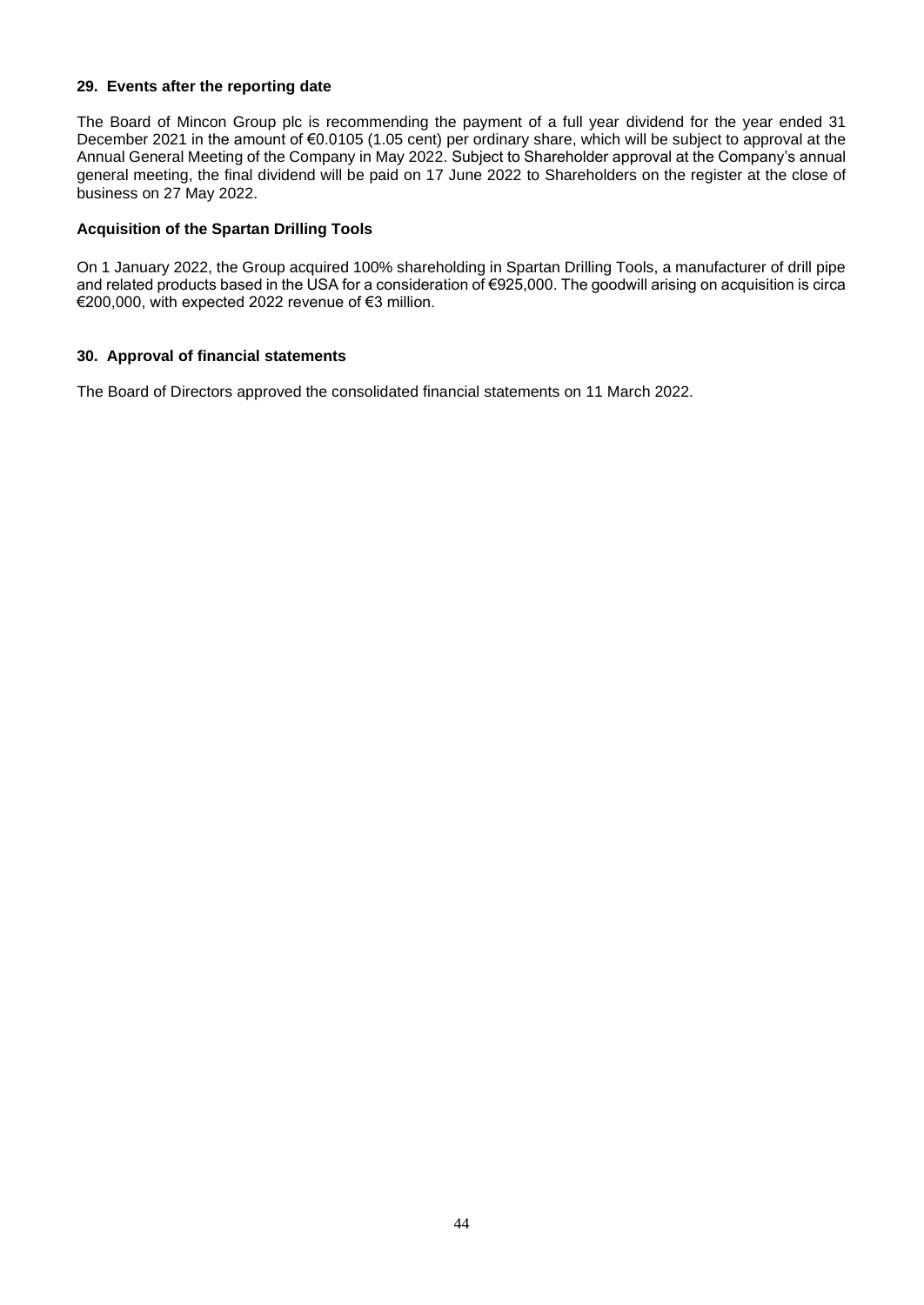## 29. Events after the reporting date

The Board of Mincon Group plc is recommending the payment of a full year dividend for the year ended 31 December 2021 in the amount of €0.0105 (1.05 cent) per ordinary share, which will be subject to approval at the Annual General Meeting of the Company in May 2022. Subject to Shareholder approval at the Company's annual general meeting, the final dividend will be paid on 17 June 2022 to Shareholders on the register at the close of business on 27 May 2022.

### Acquisition of the Spartan Drilling Tools

On 1 January 2022, the Group acquired 100% shareholding in Spartan Drilling Tools, a manufacturer of drill pipe and related products based in the USA for a consideration of €925,000. The goodwill arising on acquisition is circa €200,000, with expected 2022 revenue of €3 million.

## 30. Approval of financial statements

The Board of Directors approved the consolidated financial statements on 11 March 2022.